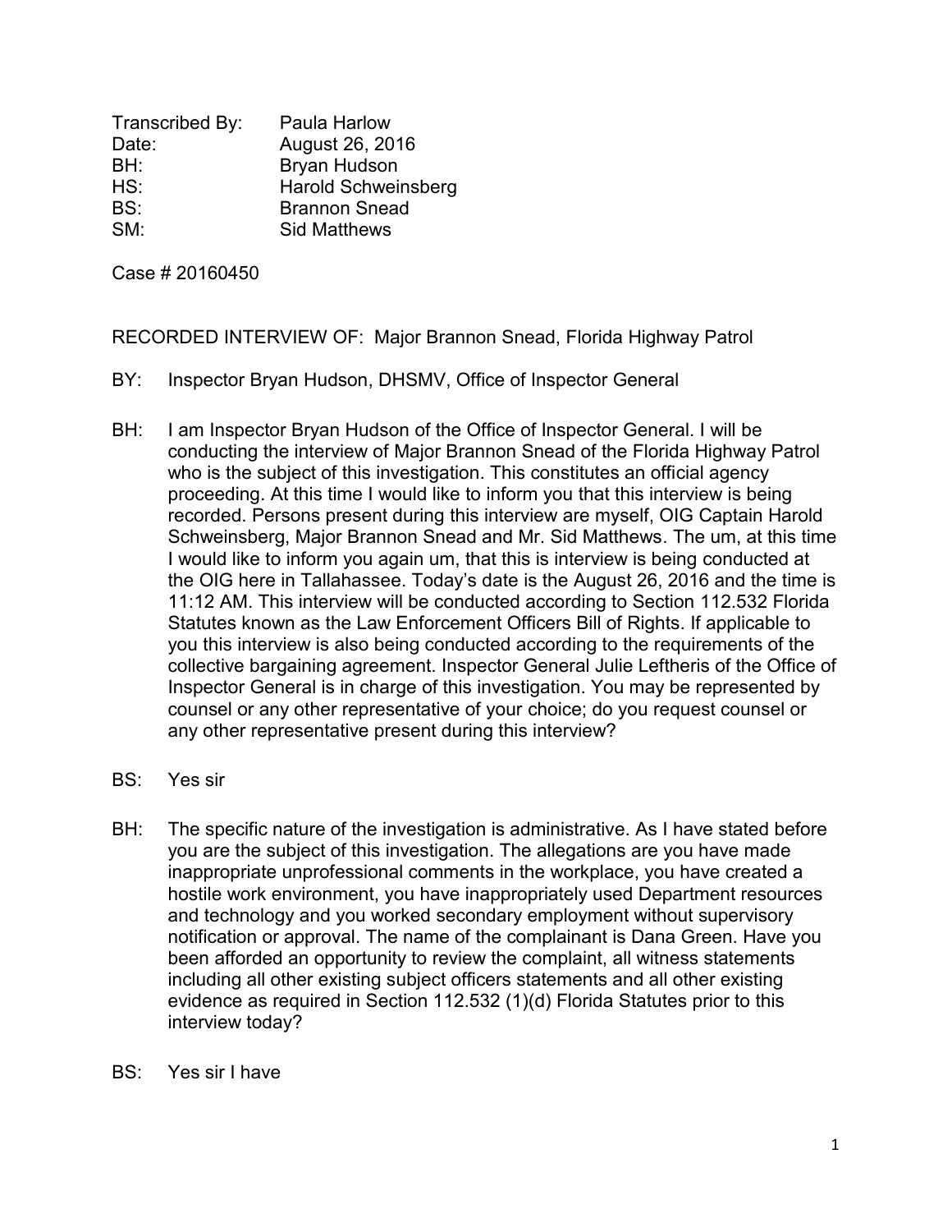Transcribed By: Paula Harlow
Date: August 26, 2016
BH: Bryan Hudson
HS: Harold Schweinsberg
BS: Brannon Snead
SM: Sid Matthews

Case # 20160450

RECORDED INTERVIEW OF: Major Brannon Snead, Florida Highway Patrol

BY: Inspector Bryan Hudson, DHSMV, Office of Inspector General

BH: I am Inspector Bryan Hudson of the Office of Inspector General. I will be conducting the interview of Major Brannon Snead of the Florida Highway Patrol who is the subject of this investigation. This constitutes an official agency proceeding. At this time I would like to inform you that this interview is being recorded. Persons present during this interview are myself, OIG Captain Harold Schweinsberg, Major Brannon Snead and Mr. Sid Matthews. The um, at this time I would like to inform you again um, that this is interview is being conducted at the OIG here in Tallahassee. Today's date is the August 26, 2016 and the time is 11:12 AM. This interview will be conducted according to Section 112.532 Florida Statutes known as the Law Enforcement Officers Bill of Rights. If applicable to you this interview is also being conducted according to the requirements of the collective bargaining agreement. Inspector General Julie Leftheris of the Office of Inspector General is in charge of this investigation. You may be represented by counsel or any other representative of your choice; do you request counsel or any other representative present during this interview?

BS: Yes sir

BH: The specific nature of the investigation is administrative. As I have stated before you are the subject of this investigation. The allegations are you have made inappropriate unprofessional comments in the workplace, you have created a hostile work environment, you have inappropriately used Department resources and technology and you worked secondary employment without supervisory notification or approval. The name of the complainant is Dana Green. Have you been afforded an opportunity to review the complaint, all witness statements including all other existing subject officers statements and all other existing evidence as required in Section 112.532 (1)(d) Florida Statutes prior to this interview today?

BS: Yes sir I have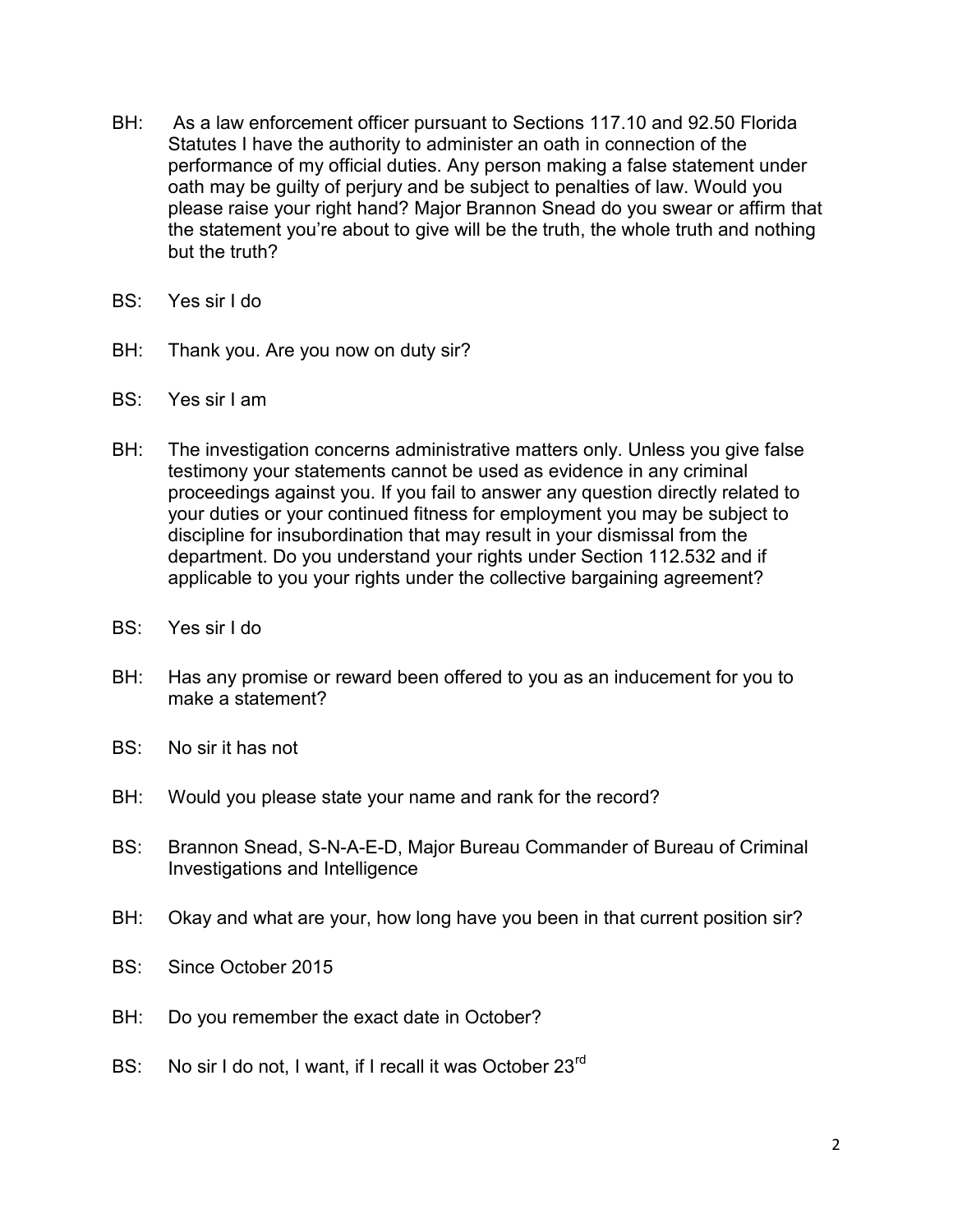BH: As a law enforcement officer pursuant to Sections 117.10 and 92.50 Florida Statutes I have the authority to administer an oath in connection of the performance of my official duties. Any person making a false statement under oath may be guilty of perjury and be subject to penalties of law. Would you please raise your right hand? Major Brannon Snead do you swear or affirm that the statement you're about to give will be the truth, the whole truth and nothing but the truth?

BS: Yes sir I do

BH: Thank you. Are you now on duty sir?

BS: Yes sir I am

BH: The investigation concerns administrative matters only. Unless you give false testimony your statements cannot be used as evidence in any criminal proceedings against you. If you fail to answer any question directly related to your duties or your continued fitness for employment you may be subject to discipline for insubordination that may result in your dismissal from the department. Do you understand your rights under Section 112.532 and if applicable to you your rights under the collective bargaining agreement?

BS: Yes sir I do

BH: Has any promise or reward been offered to you as an inducement for you to make a statement?

BS: No sir it has not

BH: Would you please state your name and rank for the record?

BS: Brannon Snead, S-N-A-E-D, Major Bureau Commander of Bureau of Criminal Investigations and Intelligence

BH: Okay and what are your, how long have you been in that current position sir?

BS: Since October 2015

BH: Do you remember the exact date in October?

BS: No sir I do not, I want, if I recall it was October 23rd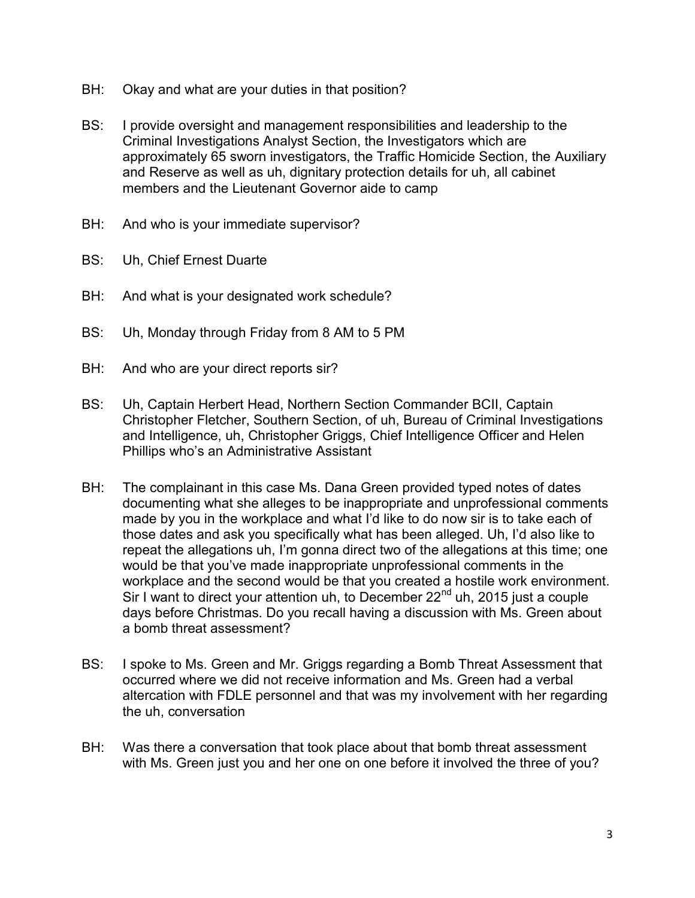BH: Okay and what are your duties in that position?

BS: I provide oversight and management responsibilities and leadership to the Criminal Investigations Analyst Section, the Investigators which are approximately 65 sworn investigators, the Traffic Homicide Section, the Auxiliary and Reserve as well as uh, dignitary protection details for uh, all cabinet members and the Lieutenant Governor aide to camp

BH: And who is your immediate supervisor?

BS: Uh, Chief Ernest Duarte

BH: And what is your designated work schedule?

BS: Uh, Monday through Friday from 8 AM to 5 PM

BH: And who are your direct reports sir?

BS: Uh, Captain Herbert Head, Northern Section Commander BCII, Captain Christopher Fletcher, Southern Section, of uh, Bureau of Criminal Investigations and Intelligence, uh, Christopher Griggs, Chief Intelligence Officer and Helen Phillips who's an Administrative Assistant

BH: The complainant in this case Ms. Dana Green provided typed notes of dates documenting what she alleges to be inappropriate and unprofessional comments made by you in the workplace and what I'd like to do now sir is to take each of those dates and ask you specifically what has been alleged. Uh, I'd also like to repeat the allegations uh, I'm gonna direct two of the allegations at this time; one would be that you've made inappropriate unprofessional comments in the workplace and the second would be that you created a hostile work environment. Sir I want to direct your attention uh, to December 22nd uh, 2015 just a couple days before Christmas. Do you recall having a discussion with Ms. Green about a bomb threat assessment?

BS: I spoke to Ms. Green and Mr. Griggs regarding a Bomb Threat Assessment that occurred where we did not receive information and Ms. Green had a verbal altercation with FDLE personnel and that was my involvement with her regarding the uh, conversation

BH: Was there a conversation that took place about that bomb threat assessment with Ms. Green just you and her one on one before it involved the three of you?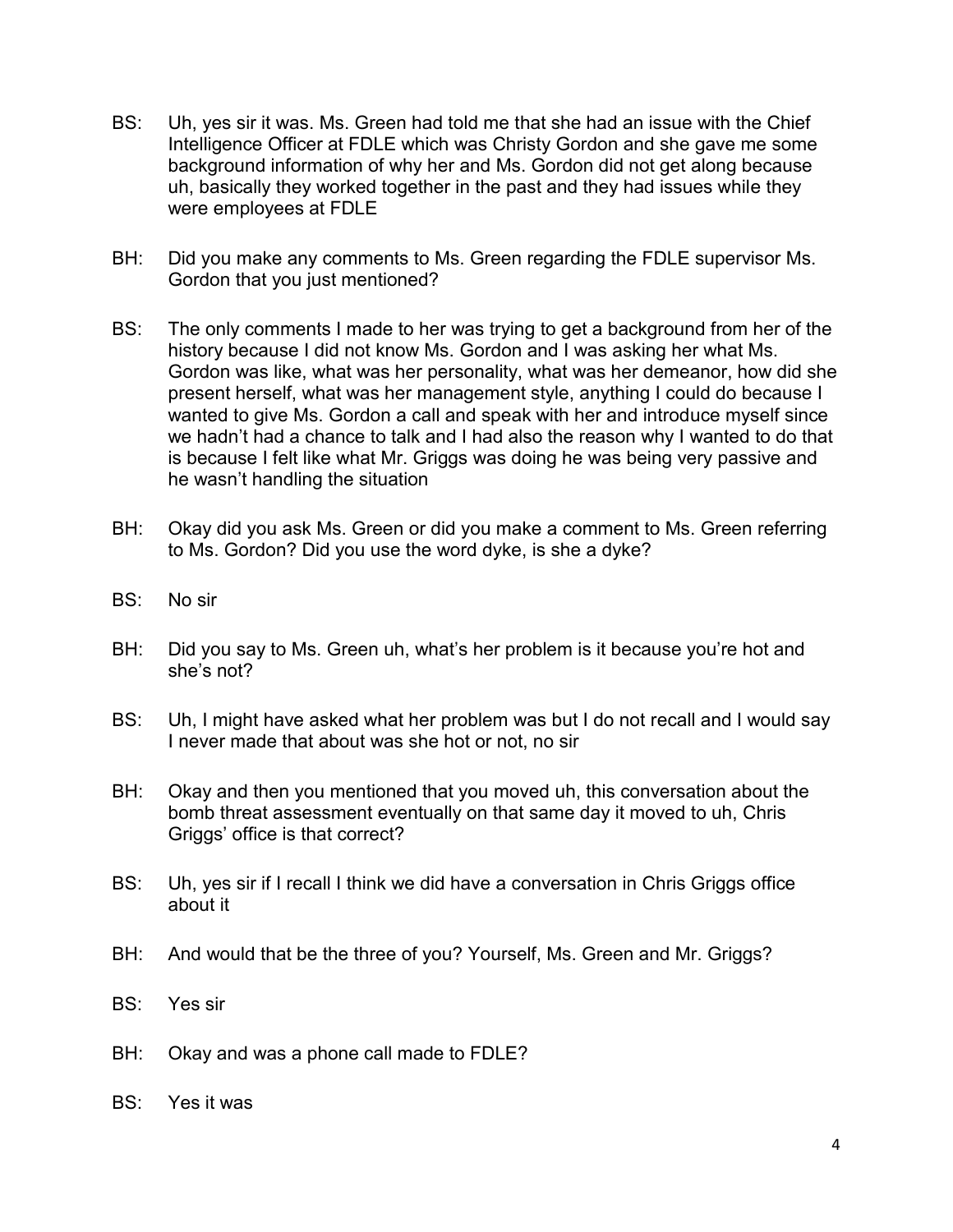BS: Uh, yes sir it was. Ms. Green had told me that she had an issue with the Chief Intelligence Officer at FDLE which was Christy Gordon and she gave me some background information of why her and Ms. Gordon did not get along because uh, basically they worked together in the past and they had issues while they were employees at FDLE

BH: Did you make any comments to Ms. Green regarding the FDLE supervisor Ms. Gordon that you just mentioned?

BS: The only comments I made to her was trying to get a background from her of the history because I did not know Ms. Gordon and I was asking her what Ms. Gordon was like, what was her personality, what was her demeanor, how did she present herself, what was her management style, anything I could do because I wanted to give Ms. Gordon a call and speak with her and introduce myself since we hadn't had a chance to talk and I had also the reason why I wanted to do that is because I felt like what Mr. Griggs was doing he was being very passive and he wasn't handling the situation

BH: Okay did you ask Ms. Green or did you make a comment to Ms. Green referring to Ms. Gordon? Did you use the word dyke, is she a dyke?

BS: No sir

BH: Did you say to Ms. Green uh, what's her problem is it because you're hot and she's not?

BS: Uh, I might have asked what her problem was but I do not recall and I would say I never made that about was she hot or not, no sir

BH: Okay and then you mentioned that you moved uh, this conversation about the bomb threat assessment eventually on that same day it moved to uh, Chris Griggs' office is that correct?

BS: Uh, yes sir if I recall I think we did have a conversation in Chris Griggs office about it

BH: And would that be the three of you? Yourself, Ms. Green and Mr. Griggs?

BS: Yes sir

BH: Okay and was a phone call made to FDLE?

BS: Yes it was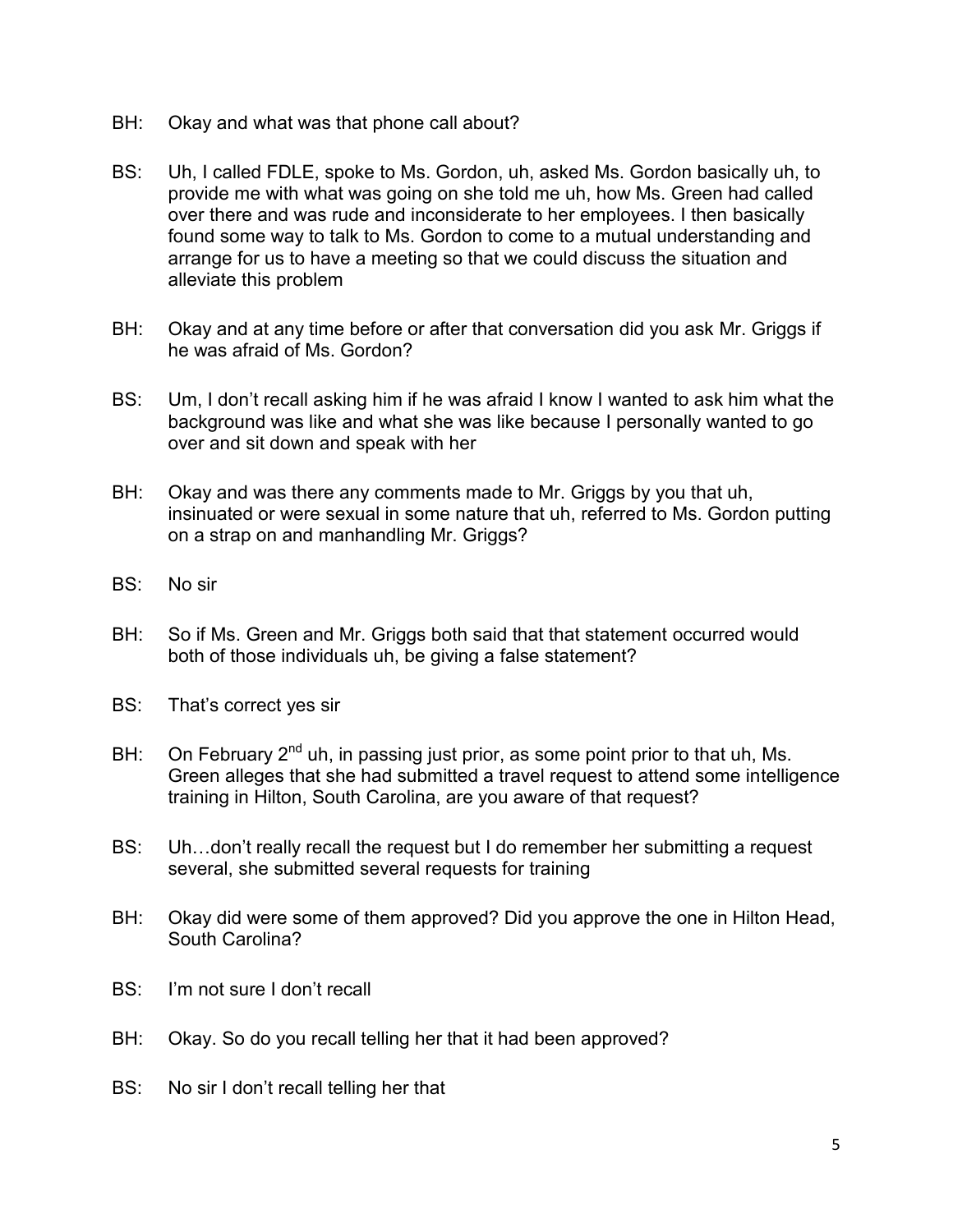BH: Okay and what was that phone call about?

BS: Uh, I called FDLE, spoke to Ms. Gordon, uh, asked Ms. Gordon basically uh, to provide me with what was going on she told me uh, how Ms. Green had called over there and was rude and inconsiderate to her employees. I then basically found some way to talk to Ms. Gordon to come to a mutual understanding and arrange for us to have a meeting so that we could discuss the situation and alleviate this problem

BH: Okay and at any time before or after that conversation did you ask Mr. Griggs if he was afraid of Ms. Gordon?

BS: Um, I don't recall asking him if he was afraid I know I wanted to ask him what the background was like and what she was like because I personally wanted to go over and sit down and speak with her

BH: Okay and was there any comments made to Mr. Griggs by you that uh, insinuated or were sexual in some nature that uh, referred to Ms. Gordon putting on a strap on and manhandling Mr. Griggs?

BS: No sir

BH: So if Ms. Green and Mr. Griggs both said that that statement occurred would both of those individuals uh, be giving a false statement?

BS: That's correct yes sir

BH: On February 2nd uh, in passing just prior, as some point prior to that uh, Ms. Green alleges that she had submitted a travel request to attend some intelligence training in Hilton, South Carolina, are you aware of that request?

BS: Uh…don't really recall the request but I do remember her submitting a request several, she submitted several requests for training

BH: Okay did were some of them approved? Did you approve the one in Hilton Head, South Carolina?

BS: I'm not sure I don't recall

BH: Okay. So do you recall telling her that it had been approved?

BS: No sir I don't recall telling her that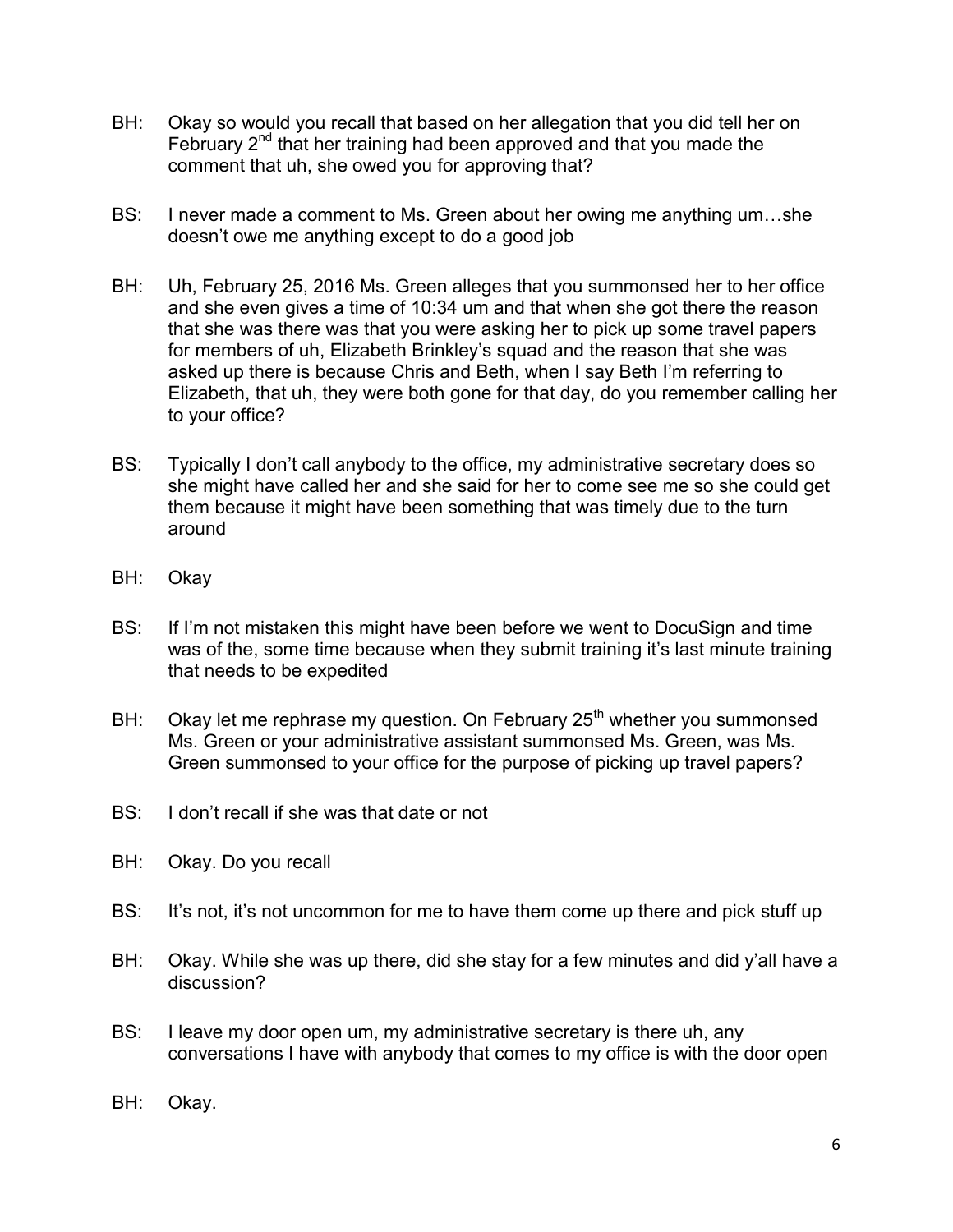BH: Okay so would you recall that based on her allegation that you did tell her on February 2nd that her training had been approved and that you made the comment that uh, she owed you for approving that?

BS: I never made a comment to Ms. Green about her owing me anything um…she doesn't owe me anything except to do a good job

BH: Uh, February 25, 2016 Ms. Green alleges that you summonsed her to her office and she even gives a time of 10:34 um and that when she got there the reason that she was there was that you were asking her to pick up some travel papers for members of uh, Elizabeth Brinkley's squad and the reason that she was asked up there is because Chris and Beth, when I say Beth I'm referring to Elizabeth, that uh, they were both gone for that day, do you remember calling her to your office?

BS: Typically I don't call anybody to the office, my administrative secretary does so she might have called her and she said for her to come see me so she could get them because it might have been something that was timely due to the turn around

BH: Okay

BS: If I'm not mistaken this might have been before we went to DocuSign and time was of the, some time because when they submit training it's last minute training that needs to be expedited

BH: Okay let me rephrase my question. On February 25th whether you summonsed Ms. Green or your administrative assistant summonsed Ms. Green, was Ms. Green summonsed to your office for the purpose of picking up travel papers?

BS: I don't recall if she was that date or not

BH: Okay. Do you recall

BS: It's not, it's not uncommon for me to have them come up there and pick stuff up

BH: Okay. While she was up there, did she stay for a few minutes and did y'all have a discussion?

BS: I leave my door open um, my administrative secretary is there uh, any conversations I have with anybody that comes to my office is with the door open

BH: Okay.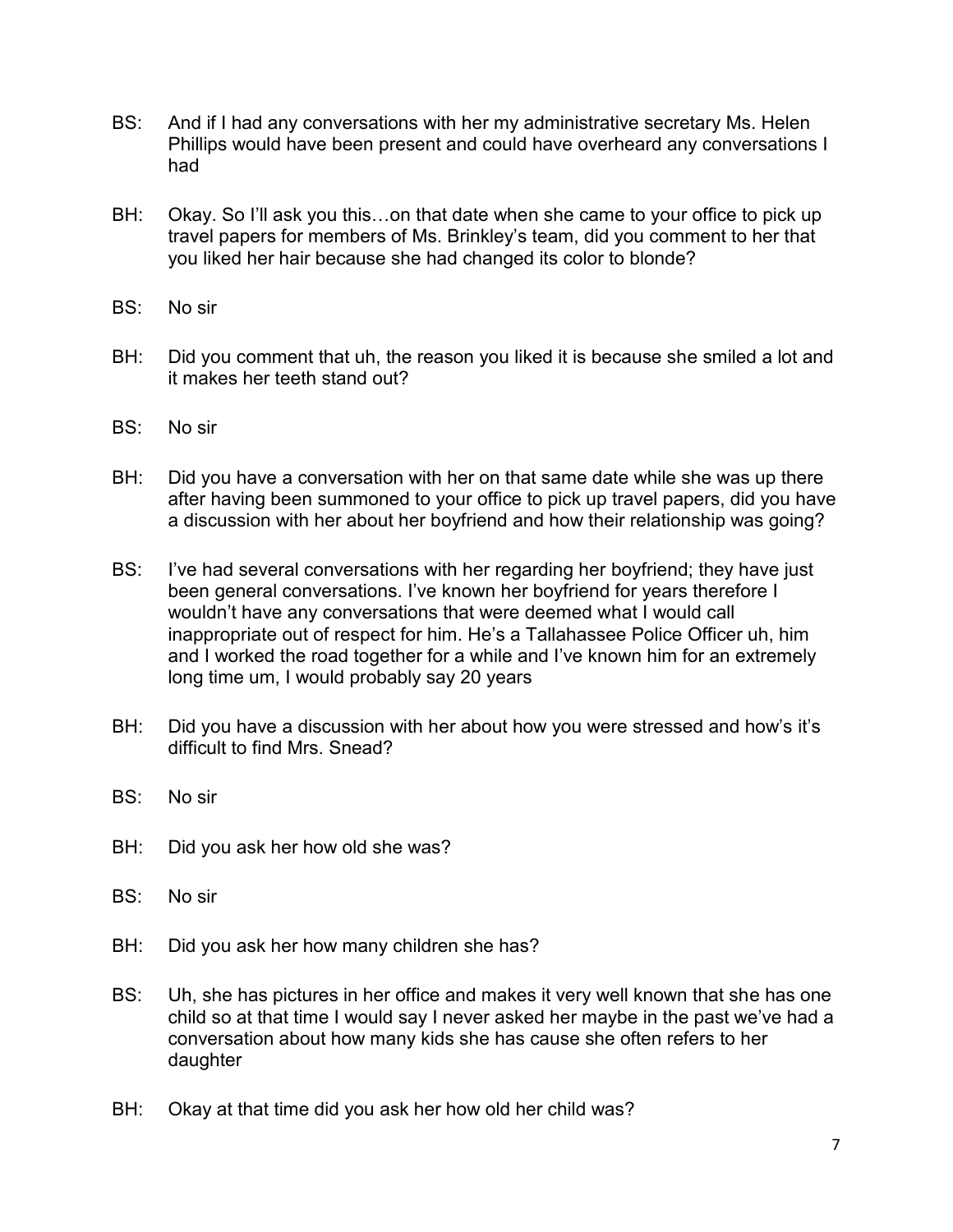BS: And if I had any conversations with her my administrative secretary Ms. Helen Phillips would have been present and could have overheard any conversations I had

BH: Okay. So I'll ask you this…on that date when she came to your office to pick up travel papers for members of Ms. Brinkley's team, did you comment to her that you liked her hair because she had changed its color to blonde?

BS: No sir

BH: Did you comment that uh, the reason you liked it is because she smiled a lot and it makes her teeth stand out?

BS: No sir

BH: Did you have a conversation with her on that same date while she was up there after having been summoned to your office to pick up travel papers, did you have a discussion with her about her boyfriend and how their relationship was going?

BS: I've had several conversations with her regarding her boyfriend; they have just been general conversations. I've known her boyfriend for years therefore I wouldn't have any conversations that were deemed what I would call inappropriate out of respect for him. He's a Tallahassee Police Officer uh, him and I worked the road together for a while and I've known him for an extremely long time um, I would probably say 20 years

BH: Did you have a discussion with her about how you were stressed and how's it's difficult to find Mrs. Snead?

BS: No sir

BH: Did you ask her how old she was?

BS: No sir

BH: Did you ask her how many children she has?

BS: Uh, she has pictures in her office and makes it very well known that she has one child so at that time I would say I never asked her maybe in the past we've had a conversation about how many kids she has cause she often refers to her daughter

BH: Okay at that time did you ask her how old her child was?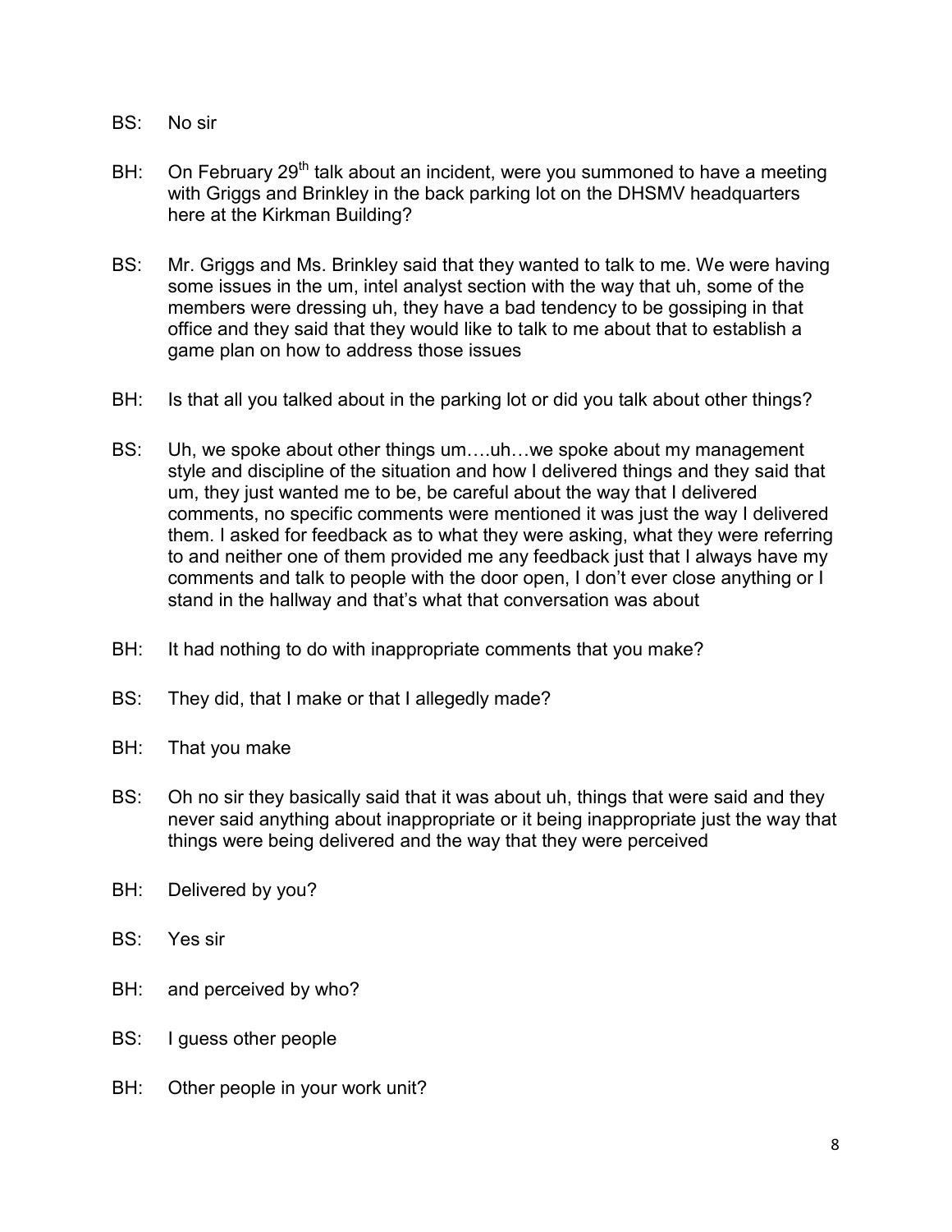BS: No sir

BH: On February 29th talk about an incident, were you summoned to have a meeting with Griggs and Brinkley in the back parking lot on the DHSMV headquarters here at the Kirkman Building?

BS: Mr. Griggs and Ms. Brinkley said that they wanted to talk to me. We were having some issues in the um, intel analyst section with the way that uh, some of the members were dressing uh, they have a bad tendency to be gossiping in that office and they said that they would like to talk to me about that to establish a game plan on how to address those issues

BH: Is that all you talked about in the parking lot or did you talk about other things?

BS: Uh, we spoke about other things um….uh…we spoke about my management style and discipline of the situation and how I delivered things and they said that um, they just wanted me to be, be careful about the way that I delivered comments, no specific comments were mentioned it was just the way I delivered them. I asked for feedback as to what they were asking, what they were referring to and neither one of them provided me any feedback just that I always have my comments and talk to people with the door open, I don't ever close anything or I stand in the hallway and that's what that conversation was about

BH: It had nothing to do with inappropriate comments that you make?

BS: They did, that I make or that I allegedly made?

BH: That you make

BS: Oh no sir they basically said that it was about uh, things that were said and they never said anything about inappropriate or it being inappropriate just the way that things were being delivered and the way that they were perceived

BH: Delivered by you?

BS: Yes sir

BH: and perceived by who?

BS: I guess other people

BH: Other people in your work unit?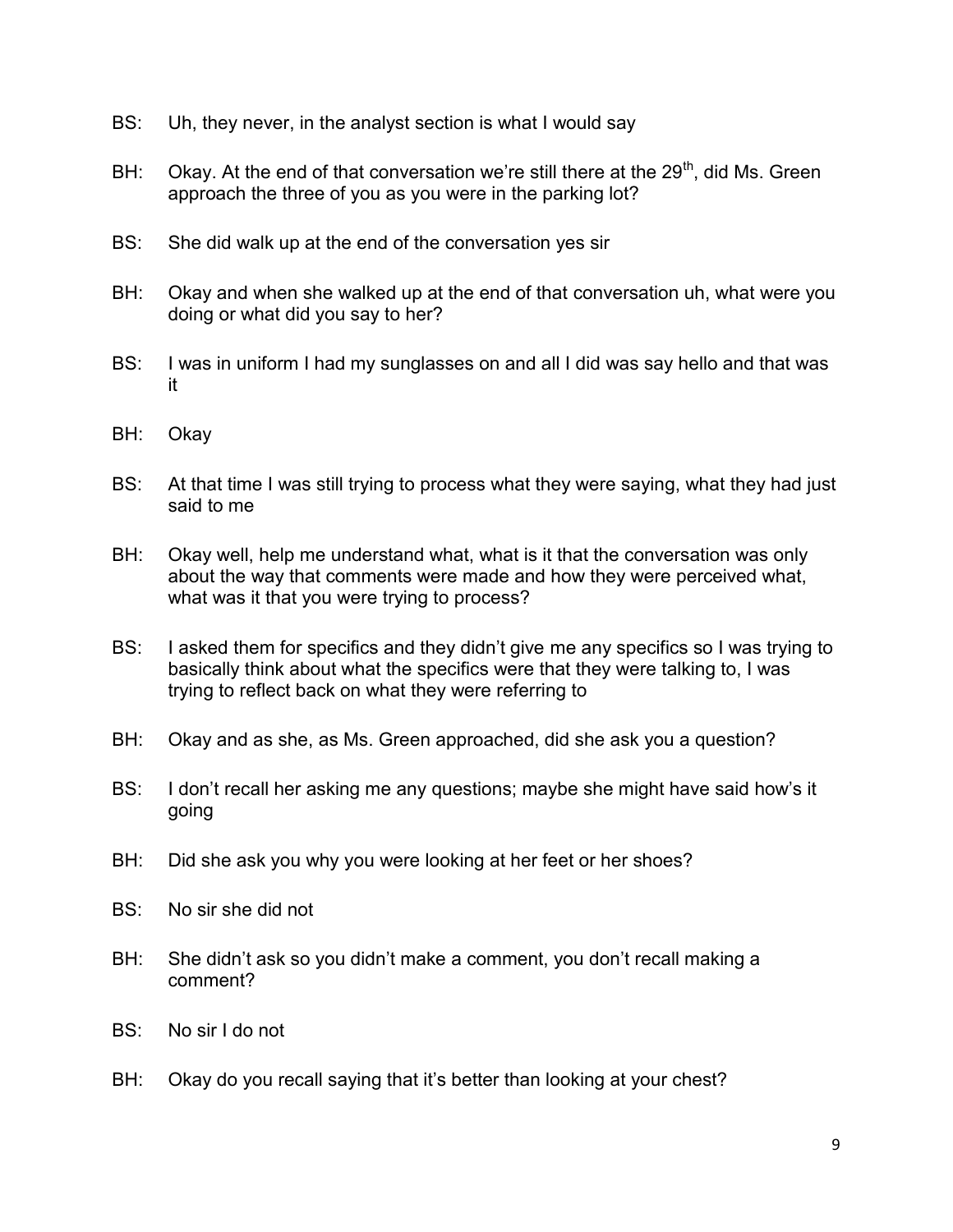BS: Uh, they never, in the analyst section is what I would say

BH: Okay. At the end of that conversation we're still there at the 29th, did Ms. Green approach the three of you as you were in the parking lot?

BS: She did walk up at the end of the conversation yes sir

BH: Okay and when she walked up at the end of that conversation uh, what were you doing or what did you say to her?

BS: I was in uniform I had my sunglasses on and all I did was say hello and that was it

BH: Okay

BS: At that time I was still trying to process what they were saying, what they had just said to me

BH: Okay well, help me understand what, what is it that the conversation was only about the way that comments were made and how they were perceived what, what was it that you were trying to process?

BS: I asked them for specifics and they didn't give me any specifics so I was trying to basically think about what the specifics were that they were talking to, I was trying to reflect back on what they were referring to

BH: Okay and as she, as Ms. Green approached, did she ask you a question?

BS: I don't recall her asking me any questions; maybe she might have said how's it going

BH: Did she ask you why you were looking at her feet or her shoes?

BS: No sir she did not

BH: She didn't ask so you didn't make a comment, you don't recall making a comment?

BS: No sir I do not

BH: Okay do you recall saying that it's better than looking at your chest?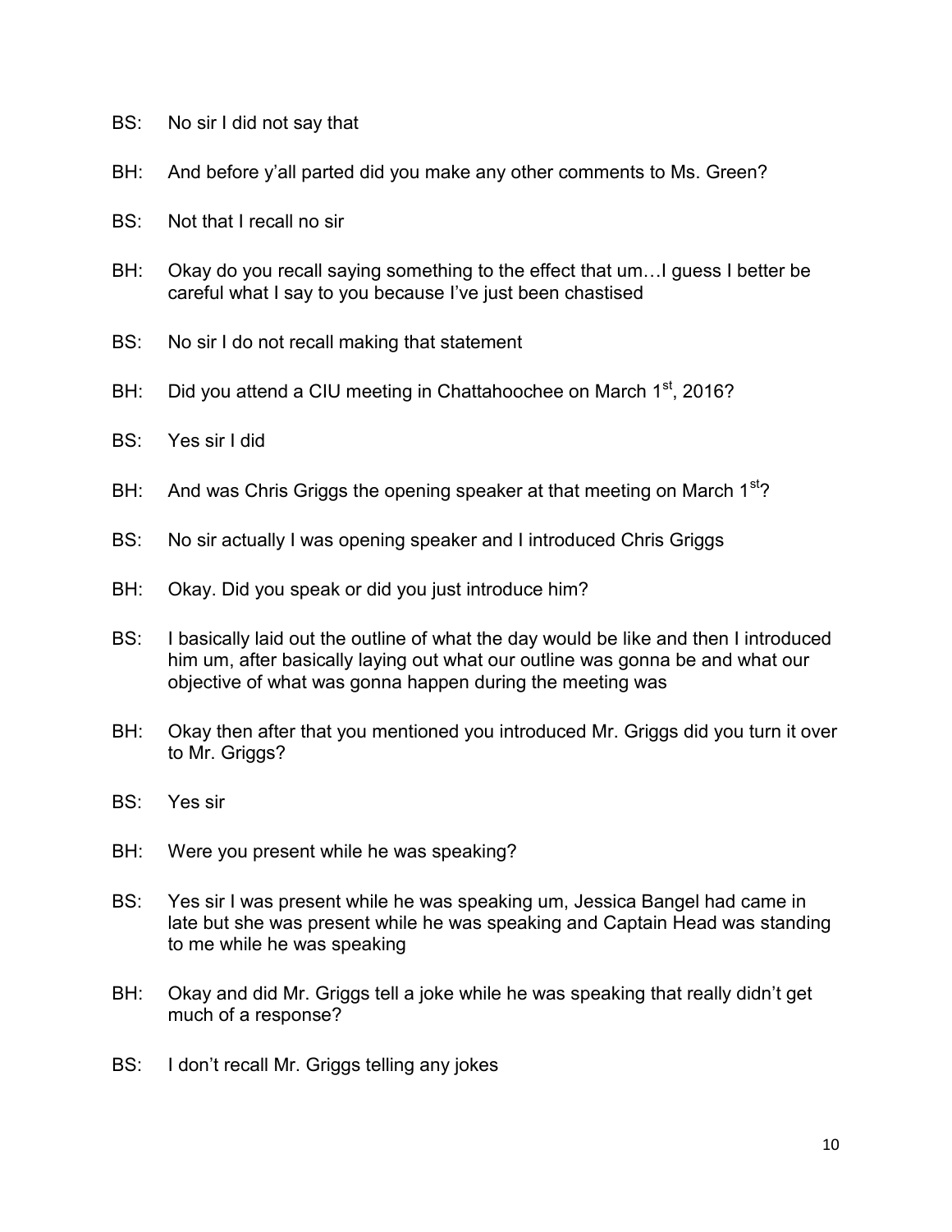BS: No sir I did not say that

BH: And before y'all parted did you make any other comments to Ms. Green?

BS: Not that I recall no sir

BH: Okay do you recall saying something to the effect that um…I guess I better be careful what I say to you because I've just been chastised

BS: No sir I do not recall making that statement

BH: Did you attend a CIU meeting in Chattahoochee on March 1st, 2016?

BS: Yes sir I did

BH: And was Chris Griggs the opening speaker at that meeting on March 1st?

BS: No sir actually I was opening speaker and I introduced Chris Griggs

BH: Okay. Did you speak or did you just introduce him?

BS: I basically laid out the outline of what the day would be like and then I introduced him um, after basically laying out what our outline was gonna be and what our objective of what was gonna happen during the meeting was

BH: Okay then after that you mentioned you introduced Mr. Griggs did you turn it over to Mr. Griggs?

BS: Yes sir

BH: Were you present while he was speaking?

BS: Yes sir I was present while he was speaking um, Jessica Bangel had came in late but she was present while he was speaking and Captain Head was standing to me while he was speaking

BH: Okay and did Mr. Griggs tell a joke while he was speaking that really didn't get much of a response?

BS: I don't recall Mr. Griggs telling any jokes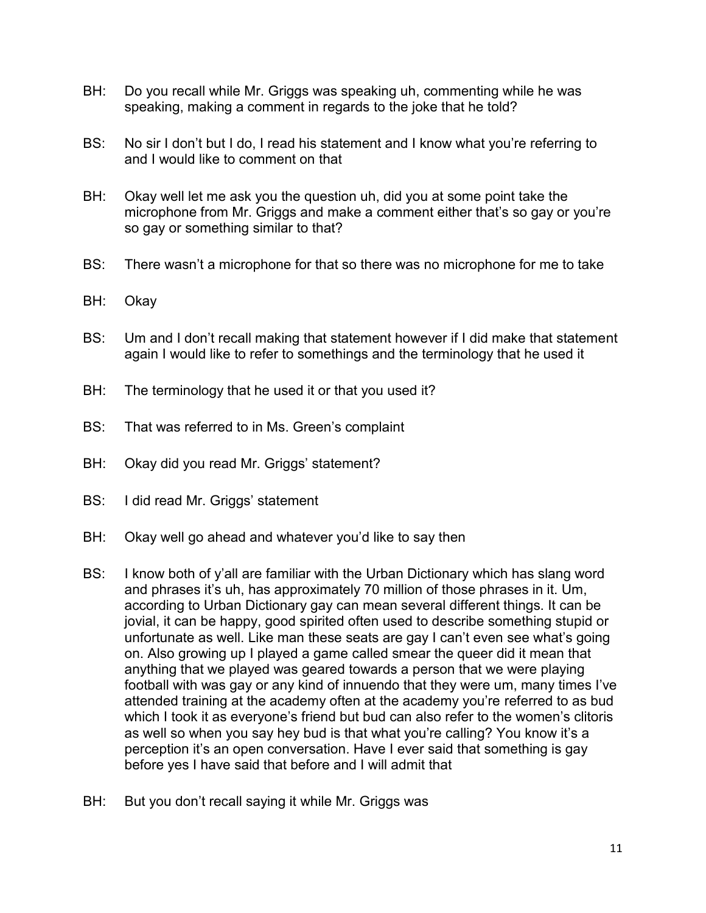BH: Do you recall while Mr. Griggs was speaking uh, commenting while he was speaking, making a comment in regards to the joke that he told?

BS: No sir I don't but I do, I read his statement and I know what you're referring to and I would like to comment on that

BH: Okay well let me ask you the question uh, did you at some point take the microphone from Mr. Griggs and make a comment either that's so gay or you're so gay or something similar to that?

BS: There wasn't a microphone for that so there was no microphone for me to take

BH: Okay

BS: Um and I don't recall making that statement however if I did make that statement again I would like to refer to somethings and the terminology that he used it

BH: The terminology that he used it or that you used it?

BS: That was referred to in Ms. Green's complaint

BH: Okay did you read Mr. Griggs' statement?

BS: I did read Mr. Griggs' statement

BH: Okay well go ahead and whatever you'd like to say then

BS: I know both of y'all are familiar with the Urban Dictionary which has slang word and phrases it's uh, has approximately 70 million of those phrases in it. Um, according to Urban Dictionary gay can mean several different things. It can be jovial, it can be happy, good spirited often used to describe something stupid or unfortunate as well. Like man these seats are gay I can't even see what's going on. Also growing up I played a game called smear the queer did it mean that anything that we played was geared towards a person that we were playing football with was gay or any kind of innuendo that they were um, many times I've attended training at the academy often at the academy you're referred to as bud which I took it as everyone's friend but bud can also refer to the women's clitoris as well so when you say hey bud is that what you're calling? You know it's a perception it's an open conversation. Have I ever said that something is gay before yes I have said that before and I will admit that

BH: But you don't recall saying it while Mr. Griggs was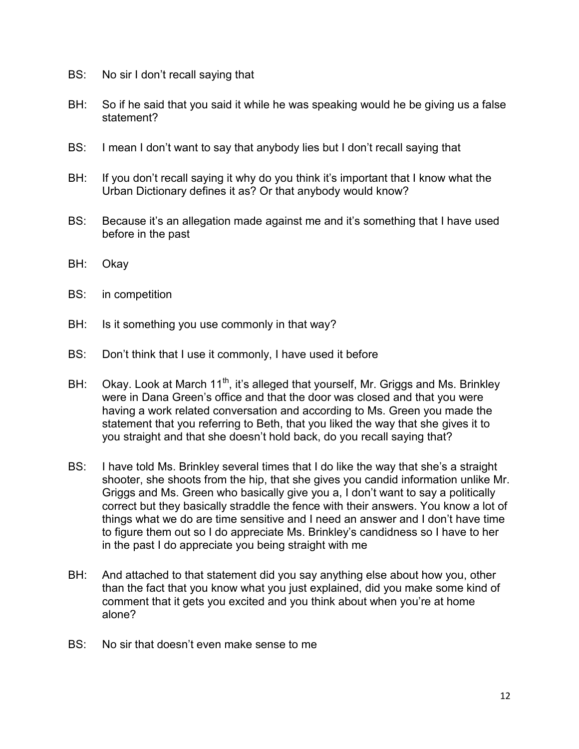BS: No sir I don't recall saying that

BH: So if he said that you said it while he was speaking would he be giving us a false statement?

BS: I mean I don't want to say that anybody lies but I don't recall saying that

BH: If you don't recall saying it why do you think it's important that I know what the Urban Dictionary defines it as? Or that anybody would know?

BS: Because it's an allegation made against me and it's something that I have used before in the past

BH: Okay

BS: in competition

BH: Is it something you use commonly in that way?

BS: Don't think that I use it commonly, I have used it before

BH: Okay. Look at March 11th, it's alleged that yourself, Mr. Griggs and Ms. Brinkley were in Dana Green's office and that the door was closed and that you were having a work related conversation and according to Ms. Green you made the statement that you referring to Beth, that you liked the way that she gives it to you straight and that she doesn't hold back, do you recall saying that?

BS: I have told Ms. Brinkley several times that I do like the way that she's a straight shooter, she shoots from the hip, that she gives you candid information unlike Mr. Griggs and Ms. Green who basically give you a, I don't want to say a politically correct but they basically straddle the fence with their answers. You know a lot of things what we do are time sensitive and I need an answer and I don't have time to figure them out so I do appreciate Ms. Brinkley's candidness so I have to her in the past I do appreciate you being straight with me

BH: And attached to that statement did you say anything else about how you, other than the fact that you know what you just explained, did you make some kind of comment that it gets you excited and you think about when you're at home alone?

BS: No sir that doesn't even make sense to me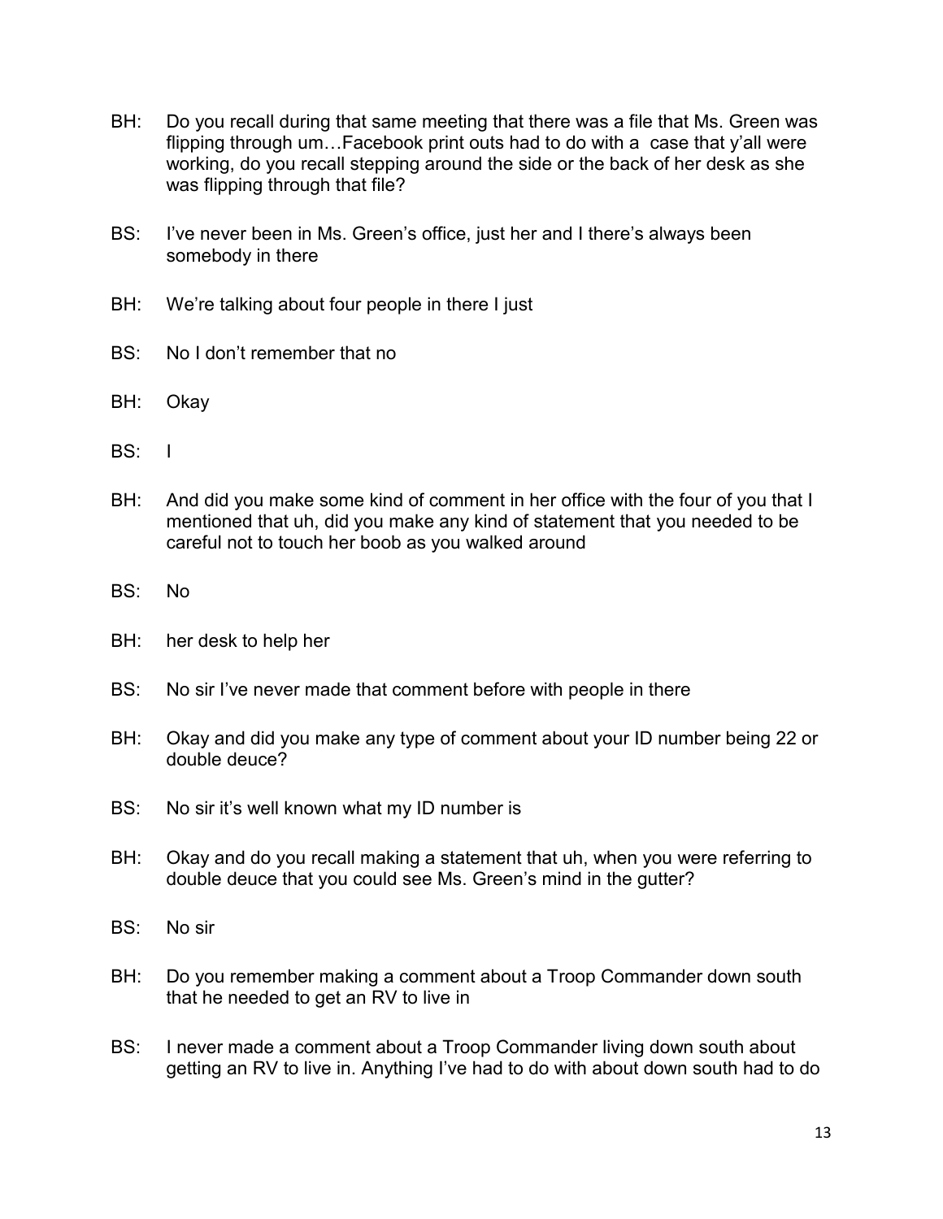BH: Do you recall during that same meeting that there was a file that Ms. Green was flipping through um…Facebook print outs had to do with a case that y'all were working, do you recall stepping around the side or the back of her desk as she was flipping through that file?

BS: I've never been in Ms. Green's office, just her and I there's always been somebody in there

BH: We're talking about four people in there I just

BS: No I don't remember that no

BH: Okay

BS: I

BH: And did you make some kind of comment in her office with the four of you that I mentioned that uh, did you make any kind of statement that you needed to be careful not to touch her boob as you walked around

BS: No

BH: her desk to help her

BS: No sir I've never made that comment before with people in there

BH: Okay and did you make any type of comment about your ID number being 22 or double deuce?

BS: No sir it's well known what my ID number is

BH: Okay and do you recall making a statement that uh, when you were referring to double deuce that you could see Ms. Green's mind in the gutter?

BS: No sir

BH: Do you remember making a comment about a Troop Commander down south that he needed to get an RV to live in

BS: I never made a comment about a Troop Commander living down south about getting an RV to live in. Anything I've had to do with about down south had to do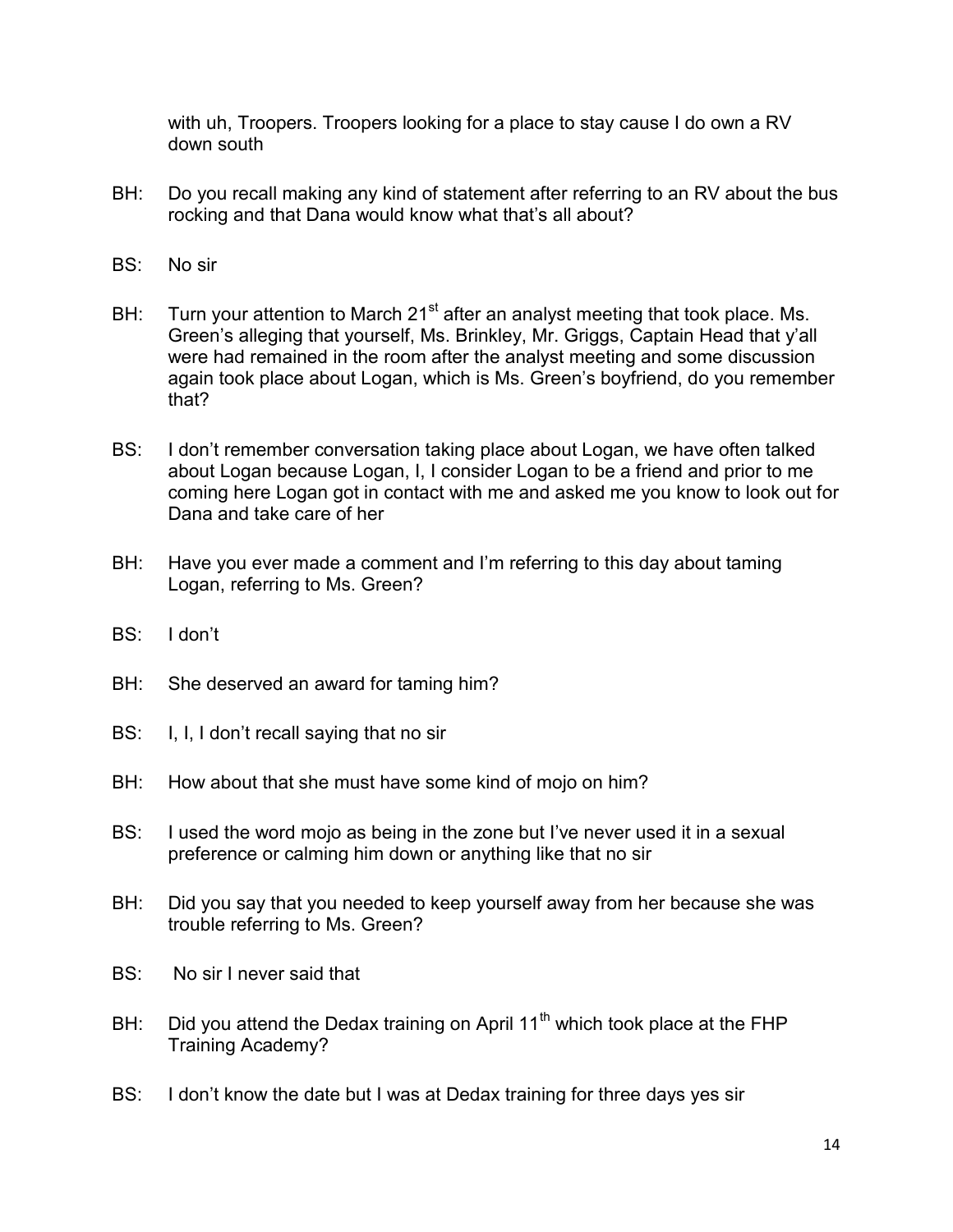with uh, Troopers. Troopers looking for a place to stay cause I do own a RV down south

BH: Do you recall making any kind of statement after referring to an RV about the bus rocking and that Dana would know what that's all about?

BS: No sir

BH: Turn your attention to March 21st after an analyst meeting that took place. Ms. Green's alleging that yourself, Ms. Brinkley, Mr. Griggs, Captain Head that y'all were had remained in the room after the analyst meeting and some discussion again took place about Logan, which is Ms. Green's boyfriend, do you remember that?

BS: I don't remember conversation taking place about Logan, we have often talked about Logan because Logan, I, I consider Logan to be a friend and prior to me coming here Logan got in contact with me and asked me you know to look out for Dana and take care of her

BH: Have you ever made a comment and I'm referring to this day about taming Logan, referring to Ms. Green?

BS: I don't

BH: She deserved an award for taming him?

BS: I, I, I don't recall saying that no sir

BH: How about that she must have some kind of mojo on him?

BS: I used the word mojo as being in the zone but I've never used it in a sexual preference or calming him down or anything like that no sir

BH: Did you say that you needed to keep yourself away from her because she was trouble referring to Ms. Green?

BS: No sir I never said that

BH: Did you attend the Dedax training on April 11th which took place at the FHP Training Academy?

BS: I don't know the date but I was at Dedax training for three days yes sir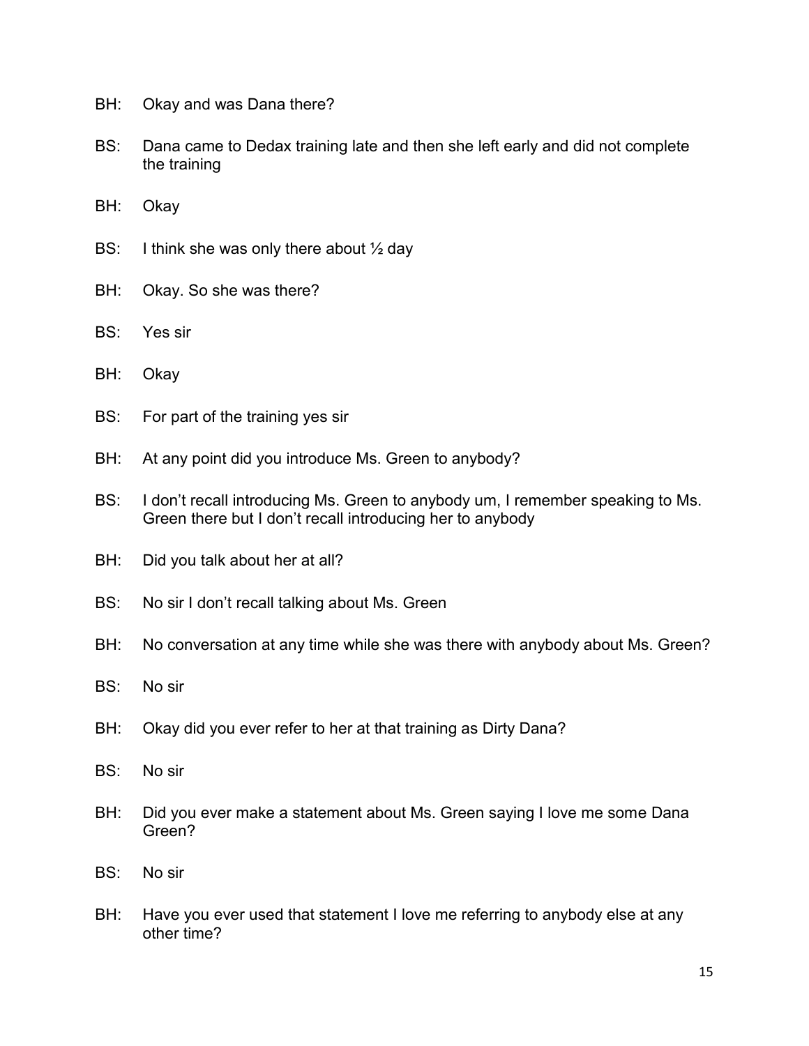BH: Okay and was Dana there?

BS: Dana came to Dedax training late and then she left early and did not complete the training

BH: Okay

BS: I think she was only there about ½ day

BH: Okay. So she was there?

BS: Yes sir

BH: Okay

BS: For part of the training yes sir

BH: At any point did you introduce Ms. Green to anybody?

BS: I don't recall introducing Ms. Green to anybody um, I remember speaking to Ms. Green there but I don't recall introducing her to anybody

BH: Did you talk about her at all?

BS: No sir I don't recall talking about Ms. Green

BH: No conversation at any time while she was there with anybody about Ms. Green?

BS: No sir

BH: Okay did you ever refer to her at that training as Dirty Dana?

BS: No sir

BH: Did you ever make a statement about Ms. Green saying I love me some Dana Green?

BS: No sir

BH: Have you ever used that statement I love me referring to anybody else at any other time?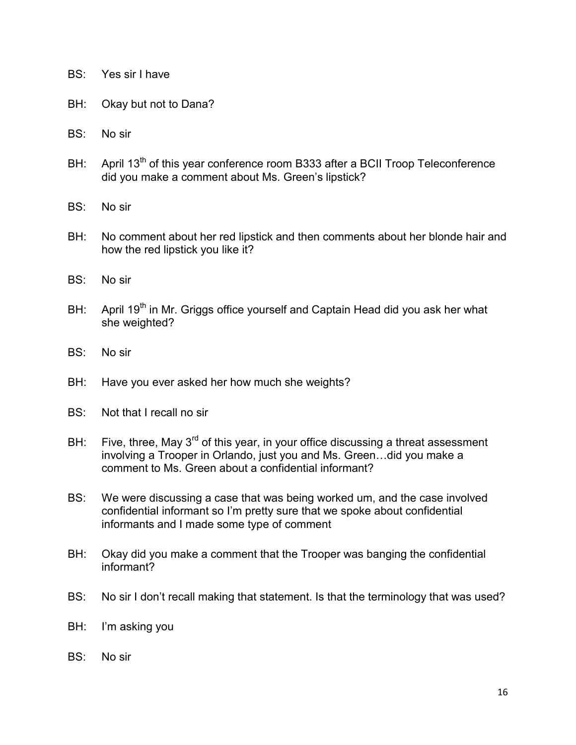BS: Yes sir I have

BH: Okay but not to Dana?

BS: No sir

BH: April 13th of this year conference room B333 after a BCII Troop Teleconference did you make a comment about Ms. Green's lipstick?

BS: No sir

BH: No comment about her red lipstick and then comments about her blonde hair and how the red lipstick you like it?

BS: No sir

BH: April 19th in Mr. Griggs office yourself and Captain Head did you ask her what she weighted?

BS: No sir

BH: Have you ever asked her how much she weights?

BS: Not that I recall no sir

BH: Five, three, May 3rd of this year, in your office discussing a threat assessment involving a Trooper in Orlando, just you and Ms. Green…did you make a comment to Ms. Green about a confidential informant?

BS: We were discussing a case that was being worked um, and the case involved confidential informant so I'm pretty sure that we spoke about confidential informants and I made some type of comment

BH: Okay did you make a comment that the Trooper was banging the confidential informant?

BS: No sir I don't recall making that statement. Is that the terminology that was used?

BH: I'm asking you

BS: No sir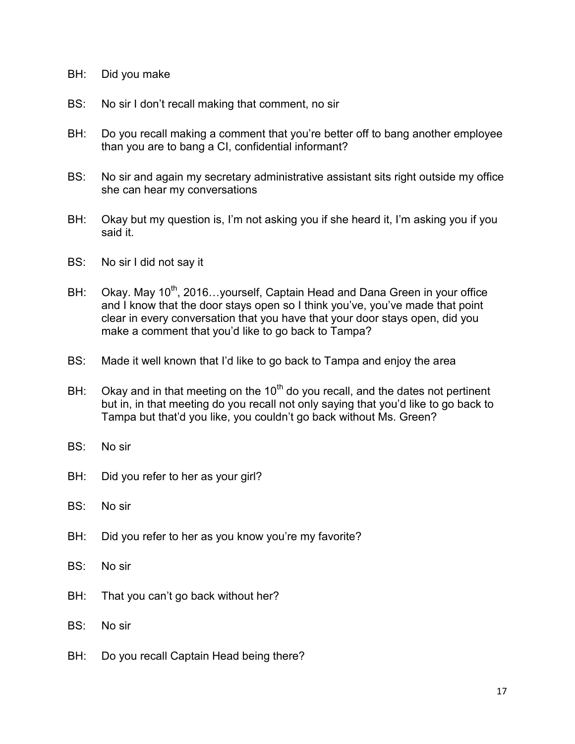BH: Did you make

BS: No sir I don't recall making that comment, no sir

BH: Do you recall making a comment that you're better off to bang another employee than you are to bang a CI, confidential informant?

BS: No sir and again my secretary administrative assistant sits right outside my office she can hear my conversations

BH: Okay but my question is, I'm not asking you if she heard it, I'm asking you if you said it.

BS: No sir I did not say it

BH: Okay. May 10th, 2016…yourself, Captain Head and Dana Green in your office and I know that the door stays open so I think you've, you've made that point clear in every conversation that you have that your door stays open, did you make a comment that you'd like to go back to Tampa?

BS: Made it well known that I'd like to go back to Tampa and enjoy the area

BH: Okay and in that meeting on the 10th do you recall, and the dates not pertinent but in, in that meeting do you recall not only saying that you'd like to go back to Tampa but that'd you like, you couldn't go back without Ms. Green?

BS: No sir

BH: Did you refer to her as your girl?

BS: No sir

BH: Did you refer to her as you know you're my favorite?

BS: No sir

BH: That you can't go back without her?

BS: No sir

BH: Do you recall Captain Head being there?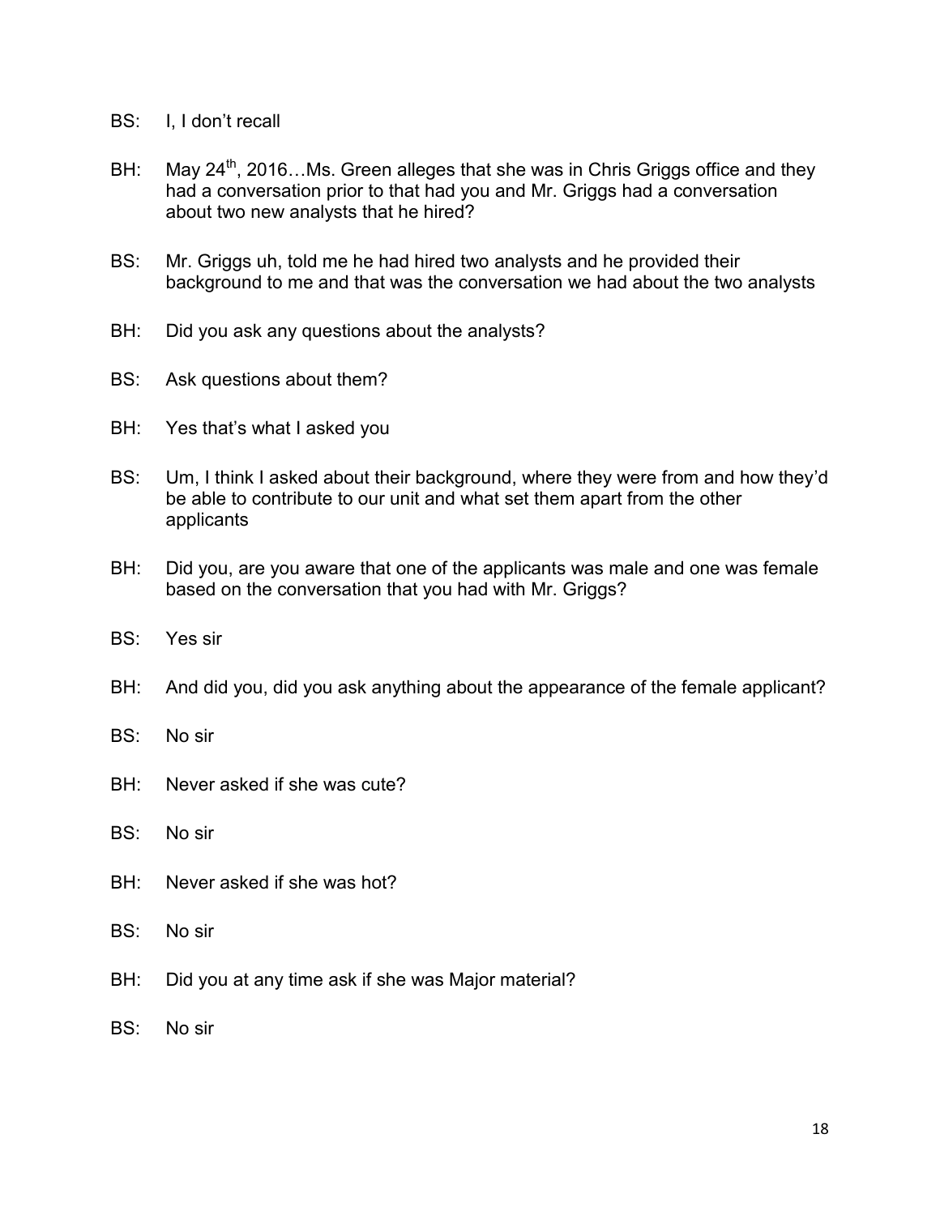BS: I, I don't recall

BH: May 24th, 2016…Ms. Green alleges that she was in Chris Griggs office and they had a conversation prior to that had you and Mr. Griggs had a conversation about two new analysts that he hired?

BS: Mr. Griggs uh, told me he had hired two analysts and he provided their background to me and that was the conversation we had about the two analysts

BH: Did you ask any questions about the analysts?

BS: Ask questions about them?

BH: Yes that's what I asked you

BS: Um, I think I asked about their background, where they were from and how they'd be able to contribute to our unit and what set them apart from the other applicants

BH: Did you, are you aware that one of the applicants was male and one was female based on the conversation that you had with Mr. Griggs?

BS: Yes sir

BH: And did you, did you ask anything about the appearance of the female applicant?

BS: No sir

BH: Never asked if she was cute?

BS: No sir

BH: Never asked if she was hot?

BS: No sir

BH: Did you at any time ask if she was Major material?

BS: No sir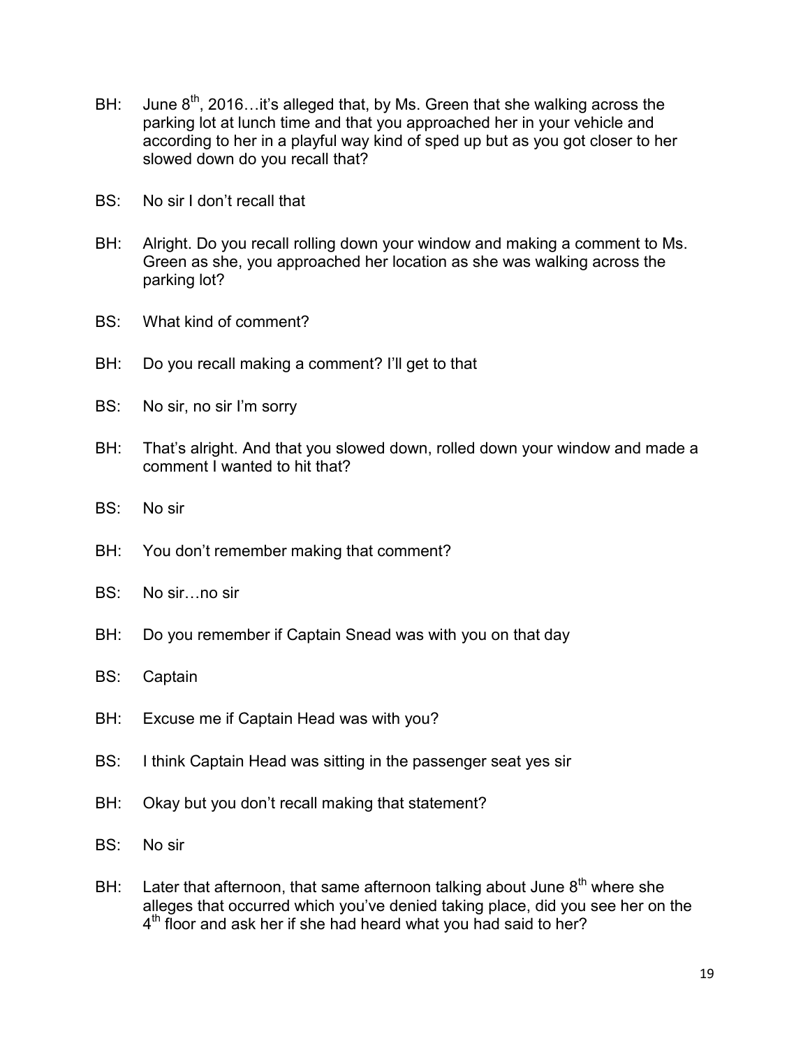BH: June 8th, 2016…it's alleged that, by Ms. Green that she walking across the parking lot at lunch time and that you approached her in your vehicle and according to her in a playful way kind of sped up but as you got closer to her slowed down do you recall that?

BS: No sir I don't recall that

BH: Alright. Do you recall rolling down your window and making a comment to Ms. Green as she, you approached her location as she was walking across the parking lot?

BS: What kind of comment?

BH: Do you recall making a comment? I'll get to that

BS: No sir, no sir I'm sorry

BH: That's alright. And that you slowed down, rolled down your window and made a comment I wanted to hit that?

BS: No sir

BH: You don't remember making that comment?

BS: No sir…no sir

BH: Do you remember if Captain Snead was with you on that day

BS: Captain

BH: Excuse me if Captain Head was with you?

BS: I think Captain Head was sitting in the passenger seat yes sir

BH: Okay but you don't recall making that statement?

BS: No sir

BH: Later that afternoon, that same afternoon talking about June 8th where she alleges that occurred which you've denied taking place, did you see her on the 4th floor and ask her if she had heard what you had said to her?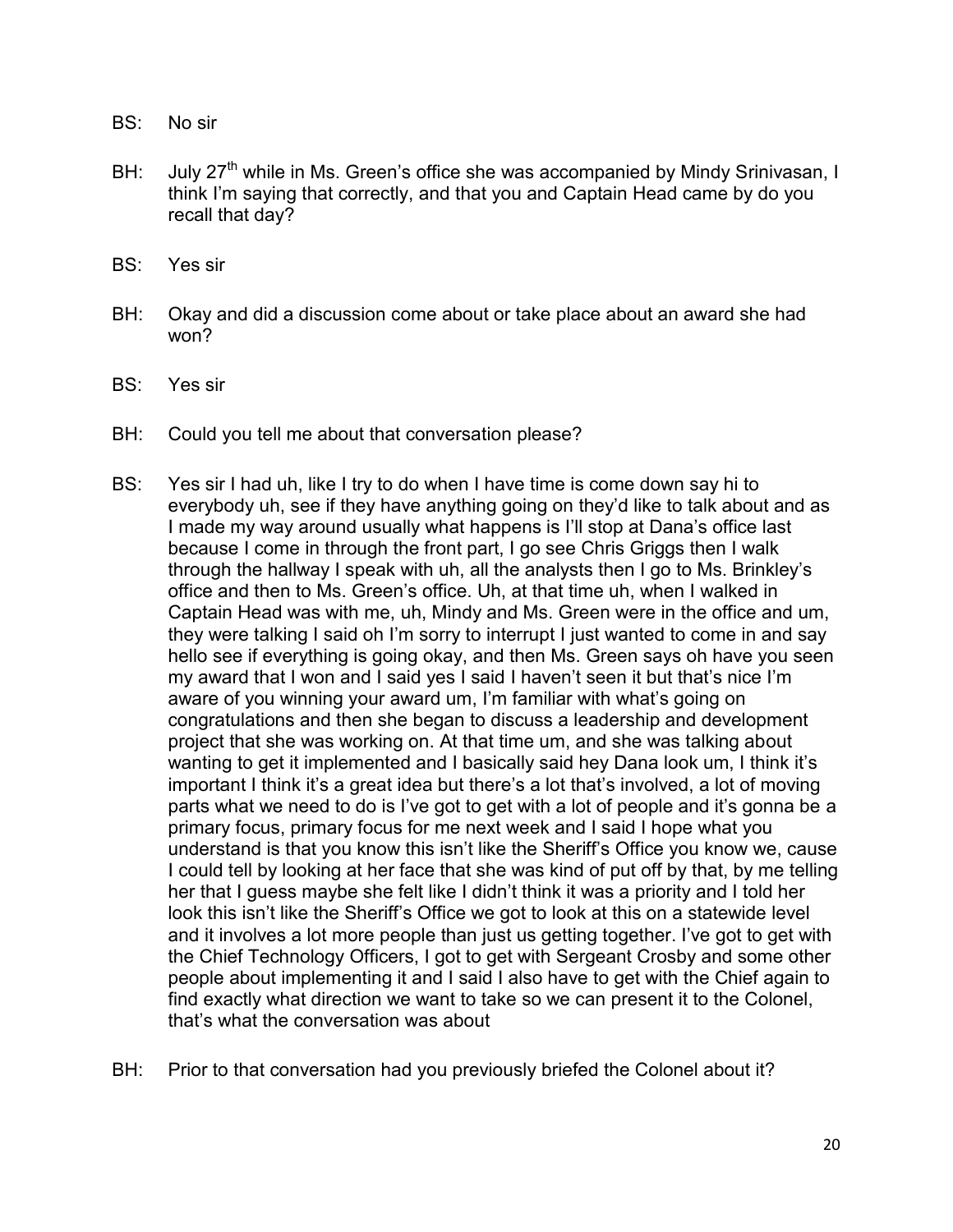BS: No sir

BH: July 27th while in Ms. Green's office she was accompanied by Mindy Srinivasan, I think I'm saying that correctly, and that you and Captain Head came by do you recall that day?

BS: Yes sir

BH: Okay and did a discussion come about or take place about an award she had won?

BS: Yes sir

BH: Could you tell me about that conversation please?

BS: Yes sir I had uh, like I try to do when I have time is come down say hi to everybody uh, see if they have anything going on they'd like to talk about and as I made my way around usually what happens is I'll stop at Dana's office last because I come in through the front part, I go see Chris Griggs then I walk through the hallway I speak with uh, all the analysts then I go to Ms. Brinkley's office and then to Ms. Green's office. Uh, at that time uh, when I walked in Captain Head was with me, uh, Mindy and Ms. Green were in the office and um, they were talking I said oh I'm sorry to interrupt I just wanted to come in and say hello see if everything is going okay, and then Ms. Green says oh have you seen my award that I won and I said yes I said I haven't seen it but that's nice I'm aware of you winning your award um, I'm familiar with what's going on congratulations and then she began to discuss a leadership and development project that she was working on. At that time um, and she was talking about wanting to get it implemented and I basically said hey Dana look um, I think it's important I think it's a great idea but there's a lot that's involved, a lot of moving parts what we need to do is I've got to get with a lot of people and it's gonna be a primary focus, primary focus for me next week and I said I hope what you understand is that you know this isn't like the Sheriff's Office you know we, cause I could tell by looking at her face that she was kind of put off by that, by me telling her that I guess maybe she felt like I didn't think it was a priority and I told her look this isn't like the Sheriff's Office we got to look at this on a statewide level and it involves a lot more people than just us getting together. I've got to get with the Chief Technology Officers, I got to get with Sergeant Crosby and some other people about implementing it and I said I also have to get with the Chief again to find exactly what direction we want to take so we can present it to the Colonel, that's what the conversation was about

BH: Prior to that conversation had you previously briefed the Colonel about it?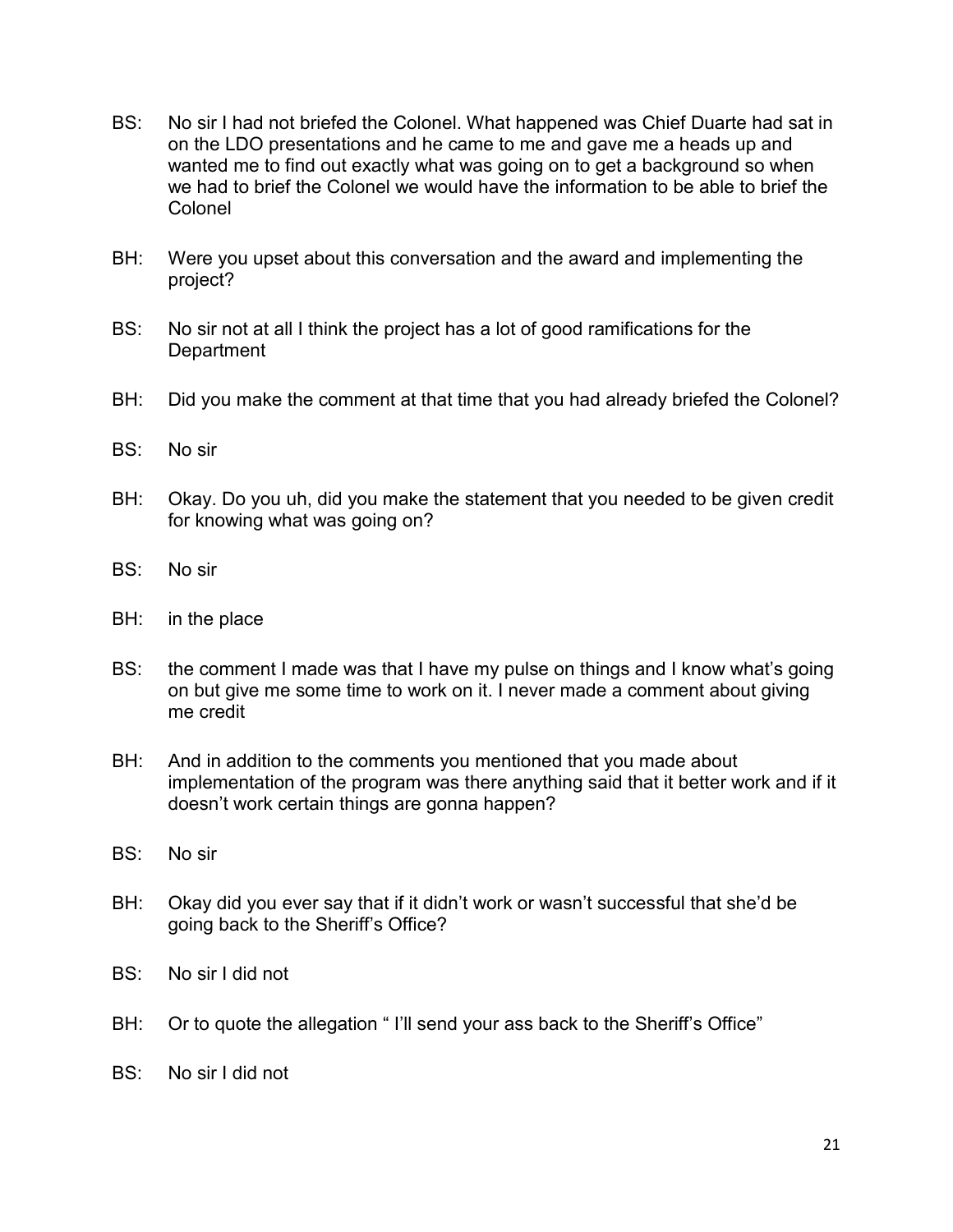BS: No sir I had not briefed the Colonel. What happened was Chief Duarte had sat in on the LDO presentations and he came to me and gave me a heads up and wanted me to find out exactly what was going on to get a background so when we had to brief the Colonel we would have the information to be able to brief the Colonel

BH: Were you upset about this conversation and the award and implementing the project?

BS: No sir not at all I think the project has a lot of good ramifications for the Department

BH: Did you make the comment at that time that you had already briefed the Colonel?

BS: No sir

BH: Okay. Do you uh, did you make the statement that you needed to be given credit for knowing what was going on?

BS: No sir

BH: in the place

BS: the comment I made was that I have my pulse on things and I know what's going on but give me some time to work on it. I never made a comment about giving me credit

BH: And in addition to the comments you mentioned that you made about implementation of the program was there anything said that it better work and if it doesn't work certain things are gonna happen?

BS: No sir

BH: Okay did you ever say that if it didn't work or wasn't successful that she'd be going back to the Sheriff's Office?

BS: No sir I did not

BH: Or to quote the allegation " I'll send your ass back to the Sheriff's Office"

BS: No sir I did not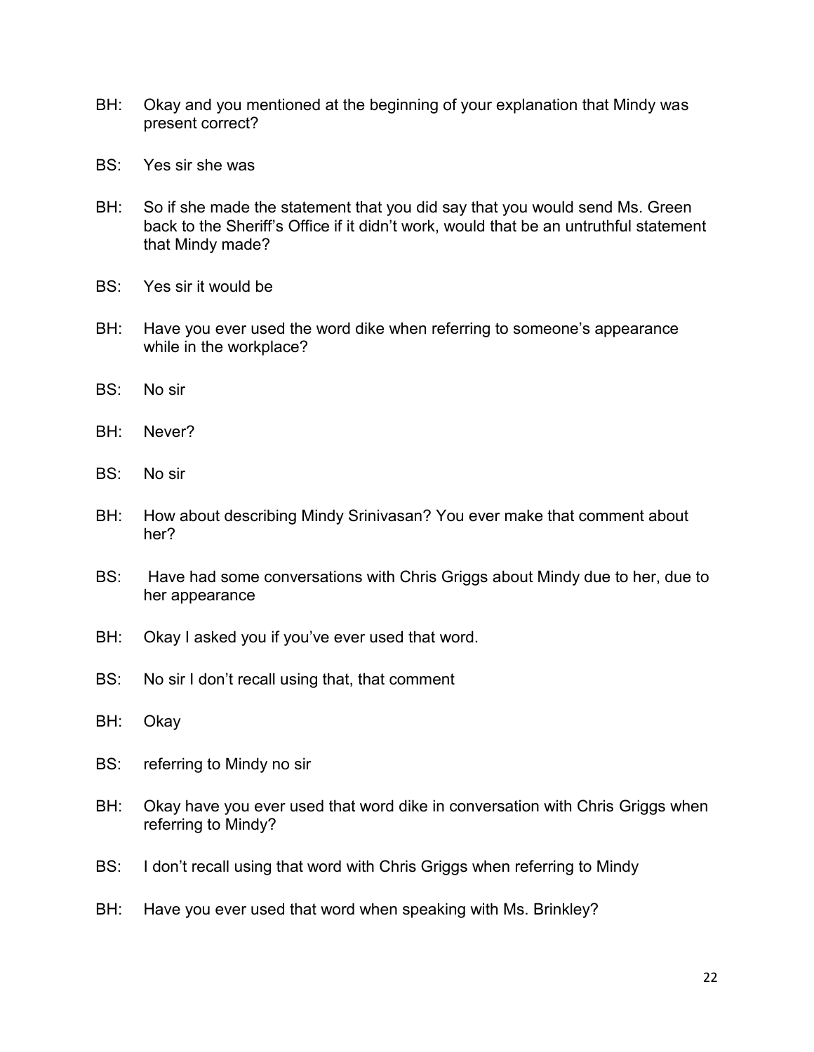BH: Okay and you mentioned at the beginning of your explanation that Mindy was present correct?

BS: Yes sir she was

BH: So if she made the statement that you did say that you would send Ms. Green back to the Sheriff's Office if it didn't work, would that be an untruthful statement that Mindy made?

BS: Yes sir it would be

BH: Have you ever used the word dike when referring to someone's appearance while in the workplace?

BS: No sir

BH: Never?

BS: No sir

BH: How about describing Mindy Srinivasan? You ever make that comment about her?

BS: Have had some conversations with Chris Griggs about Mindy due to her, due to her appearance

BH: Okay I asked you if you've ever used that word.

BS: No sir I don't recall using that, that comment

BH: Okay

BS: referring to Mindy no sir

BH: Okay have you ever used that word dike in conversation with Chris Griggs when referring to Mindy?

BS: I don't recall using that word with Chris Griggs when referring to Mindy

BH: Have you ever used that word when speaking with Ms. Brinkley?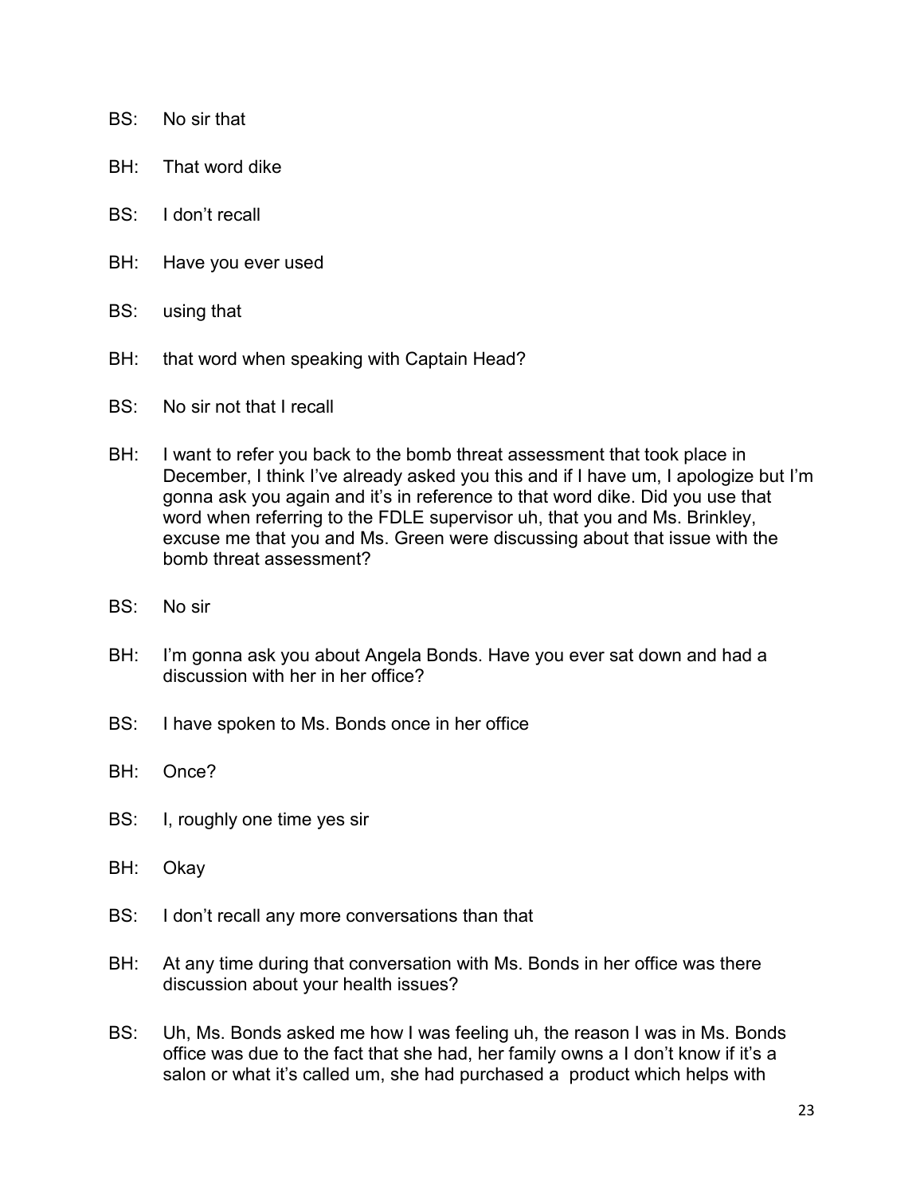BS: No sir that

BH: That word dike

BS: I don't recall

BH: Have you ever used

BS: using that

BH: that word when speaking with Captain Head?

BS: No sir not that I recall

BH: I want to refer you back to the bomb threat assessment that took place in December, I think I've already asked you this and if I have um, I apologize but I'm gonna ask you again and it's in reference to that word dike. Did you use that word when referring to the FDLE supervisor uh, that you and Ms. Brinkley, excuse me that you and Ms. Green were discussing about that issue with the bomb threat assessment?

BS: No sir

BH: I'm gonna ask you about Angela Bonds. Have you ever sat down and had a discussion with her in her office?

BS: I have spoken to Ms. Bonds once in her office

BH: Once?

BS: I, roughly one time yes sir

BH: Okay

BS: I don't recall any more conversations than that

BH: At any time during that conversation with Ms. Bonds in her office was there discussion about your health issues?

BS: Uh, Ms. Bonds asked me how I was feeling uh, the reason I was in Ms. Bonds office was due to the fact that she had, her family owns a I don't know if it's a salon or what it's called um, she had purchased a product which helps with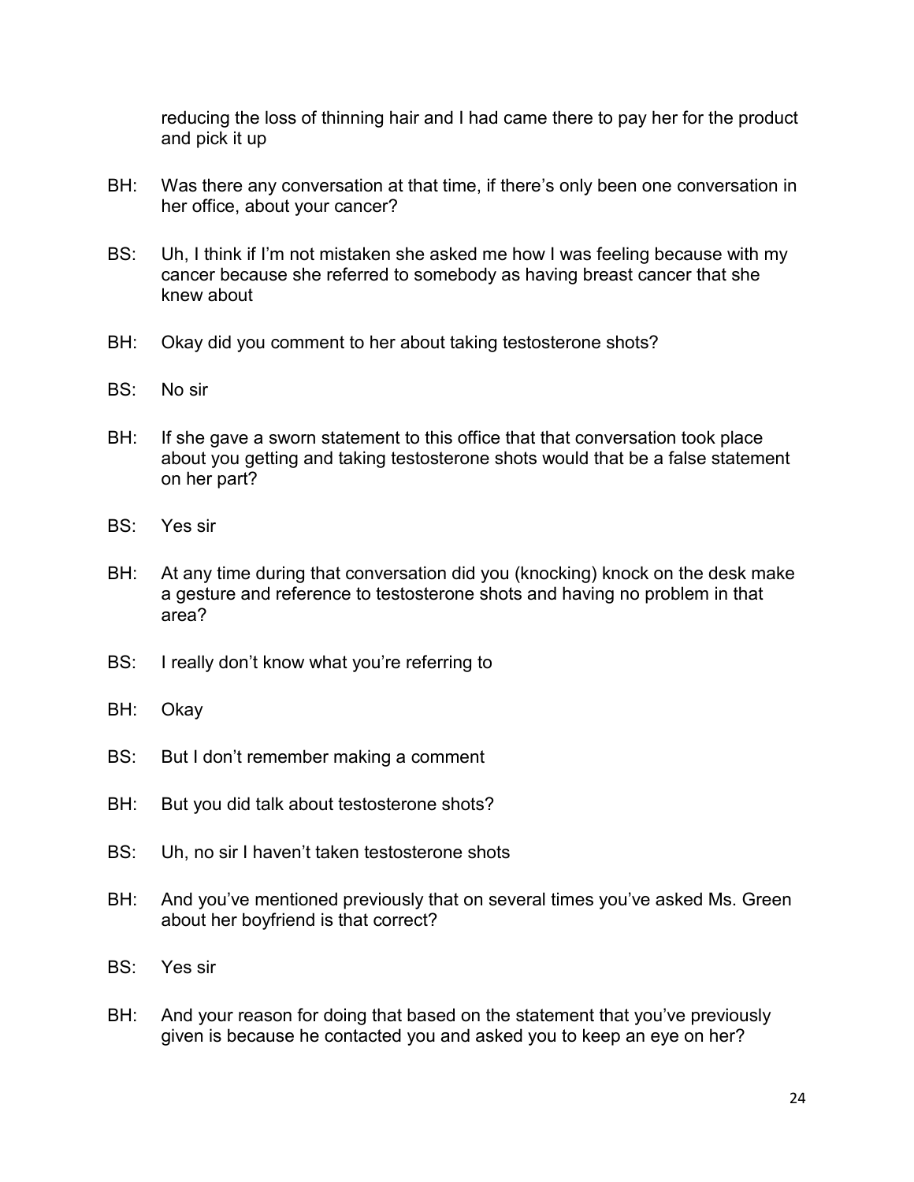reducing the loss of thinning hair and I had came there to pay her for the product and pick it up

BH: Was there any conversation at that time, if there's only been one conversation in her office, about your cancer?

BS: Uh, I think if I'm not mistaken she asked me how I was feeling because with my cancer because she referred to somebody as having breast cancer that she knew about

BH: Okay did you comment to her about taking testosterone shots?

BS: No sir

BH: If she gave a sworn statement to this office that that conversation took place about you getting and taking testosterone shots would that be a false statement on her part?

BS: Yes sir

BH: At any time during that conversation did you (knocking) knock on the desk make a gesture and reference to testosterone shots and having no problem in that area?

BS: I really don't know what you're referring to

BH: Okay

BS: But I don't remember making a comment

BH: But you did talk about testosterone shots?

BS: Uh, no sir I haven't taken testosterone shots

BH: And you've mentioned previously that on several times you've asked Ms. Green about her boyfriend is that correct?

BS: Yes sir

BH: And your reason for doing that based on the statement that you've previously given is because he contacted you and asked you to keep an eye on her?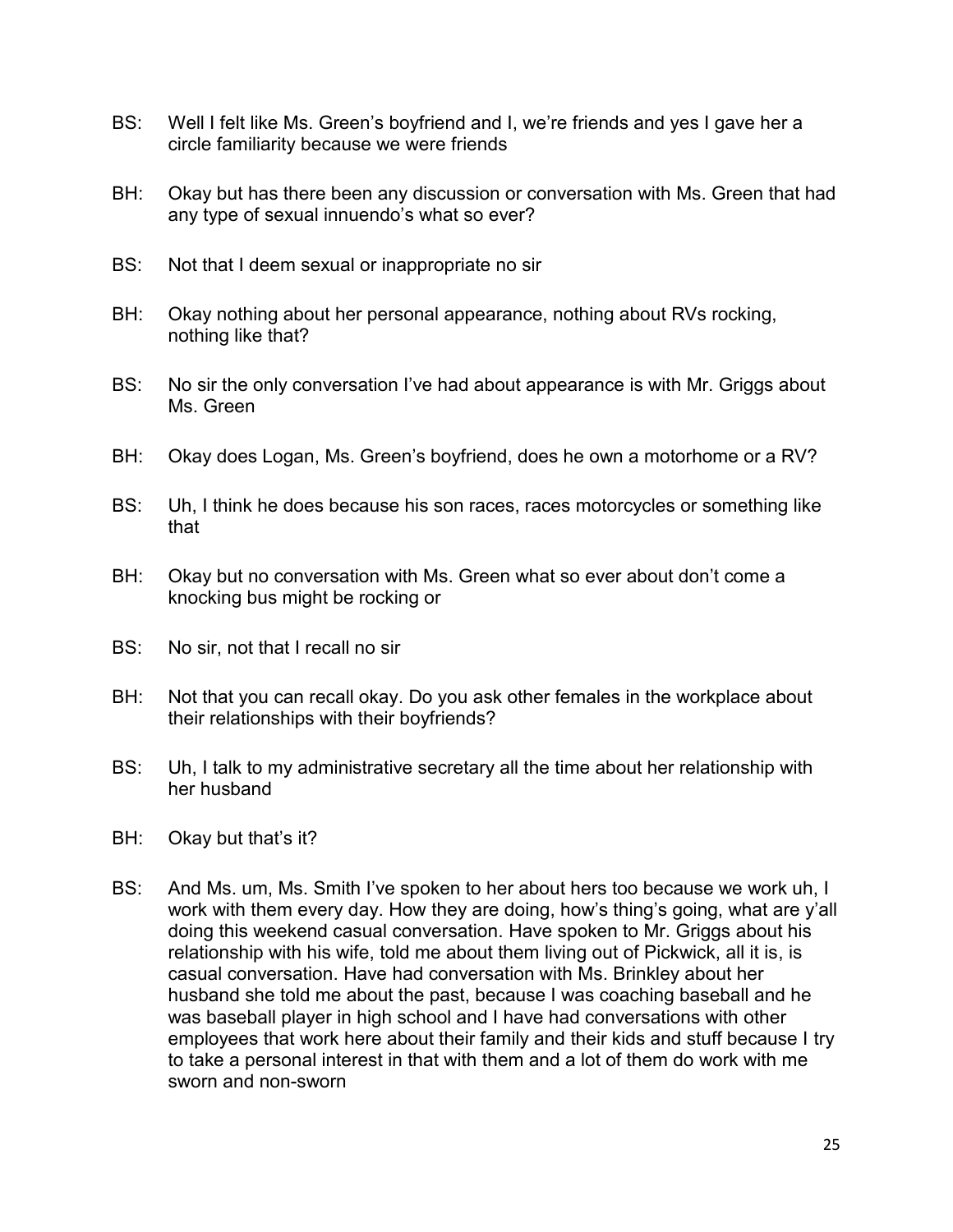BS: Well I felt like Ms. Green's boyfriend and I, we're friends and yes I gave her a circle familiarity because we were friends

BH: Okay but has there been any discussion or conversation with Ms. Green that had any type of sexual innuendo's what so ever?

BS: Not that I deem sexual or inappropriate no sir

BH: Okay nothing about her personal appearance, nothing about RVs rocking, nothing like that?

BS: No sir the only conversation I've had about appearance is with Mr. Griggs about Ms. Green

BH: Okay does Logan, Ms. Green's boyfriend, does he own a motorhome or a RV?

BS: Uh, I think he does because his son races, races motorcycles or something like that

BH: Okay but no conversation with Ms. Green what so ever about don't come a knocking bus might be rocking or

BS: No sir, not that I recall no sir

BH: Not that you can recall okay. Do you ask other females in the workplace about their relationships with their boyfriends?

BS: Uh, I talk to my administrative secretary all the time about her relationship with her husband

BH: Okay but that's it?

BS: And Ms. um, Ms. Smith I've spoken to her about hers too because we work uh, I work with them every day. How they are doing, how's thing's going, what are y'all doing this weekend casual conversation. Have spoken to Mr. Griggs about his relationship with his wife, told me about them living out of Pickwick, all it is, is casual conversation. Have had conversation with Ms. Brinkley about her husband she told me about the past, because I was coaching baseball and he was baseball player in high school and I have had conversations with other employees that work here about their family and their kids and stuff because I try to take a personal interest in that with them and a lot of them do work with me sworn and non-sworn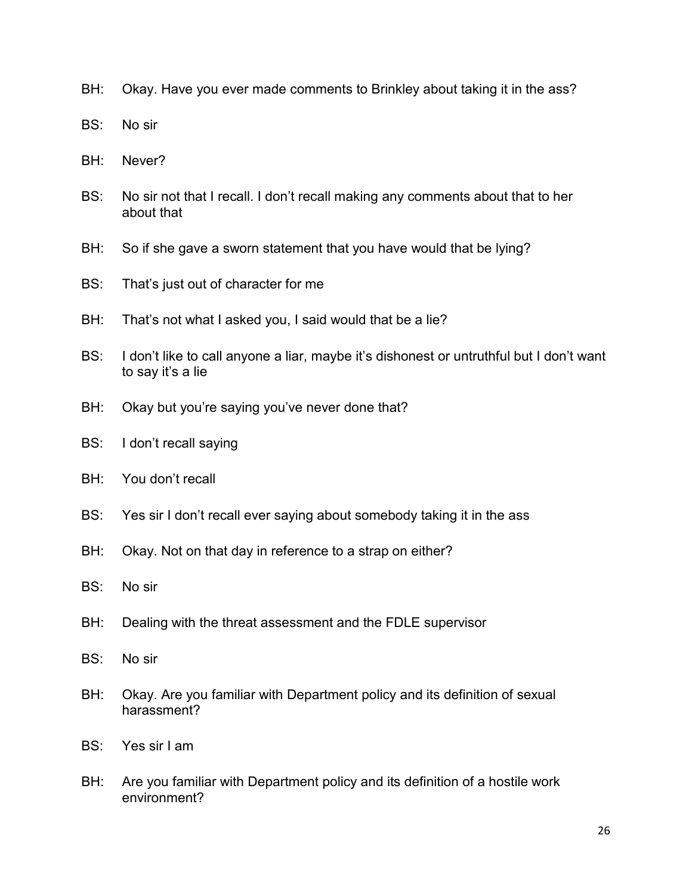BH: Okay. Have you ever made comments to Brinkley about taking it in the ass?

BS: No sir

BH: Never?

BS: No sir not that I recall. I don't recall making any comments about that to her about that

BH: So if she gave a sworn statement that you have would that be lying?

BS: That's just out of character for me

BH: That's not what I asked you, I said would that be a lie?

BS: I don't like to call anyone a liar, maybe it's dishonest or untruthful but I don't want to say it's a lie

BH: Okay but you're saying you've never done that?

BS: I don't recall saying

BH: You don't recall

BS: Yes sir I don't recall ever saying about somebody taking it in the ass

BH: Okay. Not on that day in reference to a strap on either?

BS: No sir

BH: Dealing with the threat assessment and the FDLE supervisor

BS: No sir

BH: Okay. Are you familiar with Department policy and its definition of sexual harassment?

BS: Yes sir I am

BH: Are you familiar with Department policy and its definition of a hostile work environment?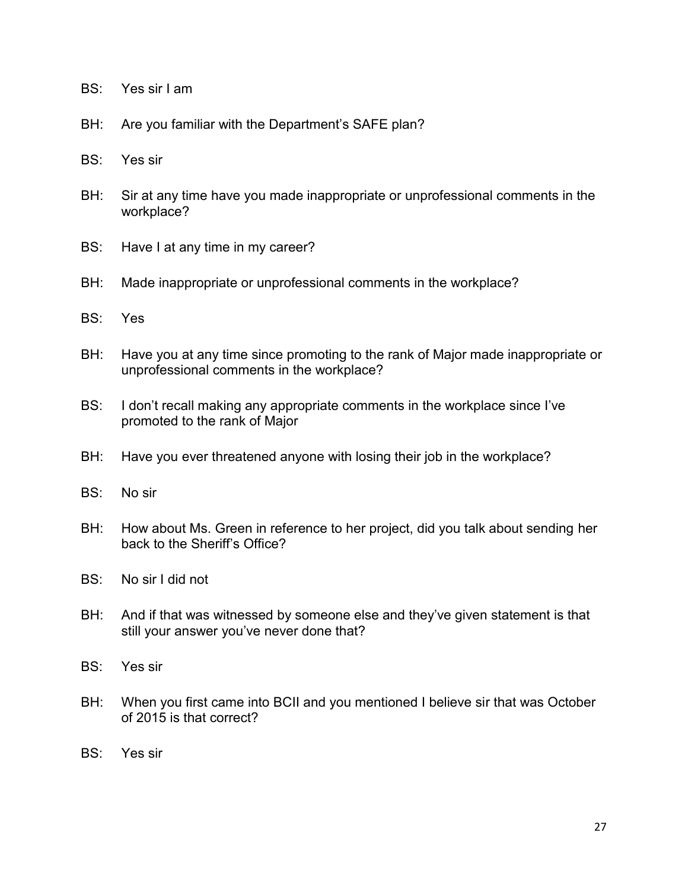BS: Yes sir I am

BH: Are you familiar with the Department's SAFE plan?

BS: Yes sir

BH: Sir at any time have you made inappropriate or unprofessional comments in the workplace?

BS: Have I at any time in my career?

BH: Made inappropriate or unprofessional comments in the workplace?

BS: Yes

BH: Have you at any time since promoting to the rank of Major made inappropriate or unprofessional comments in the workplace?

BS: I don't recall making any appropriate comments in the workplace since I've promoted to the rank of Major

BH: Have you ever threatened anyone with losing their job in the workplace?

BS: No sir

BH: How about Ms. Green in reference to her project, did you talk about sending her back to the Sheriff's Office?

BS: No sir I did not

BH: And if that was witnessed by someone else and they've given statement is that still your answer you've never done that?

BS: Yes sir

BH: When you first came into BCII and you mentioned I believe sir that was October of 2015 is that correct?

BS: Yes sir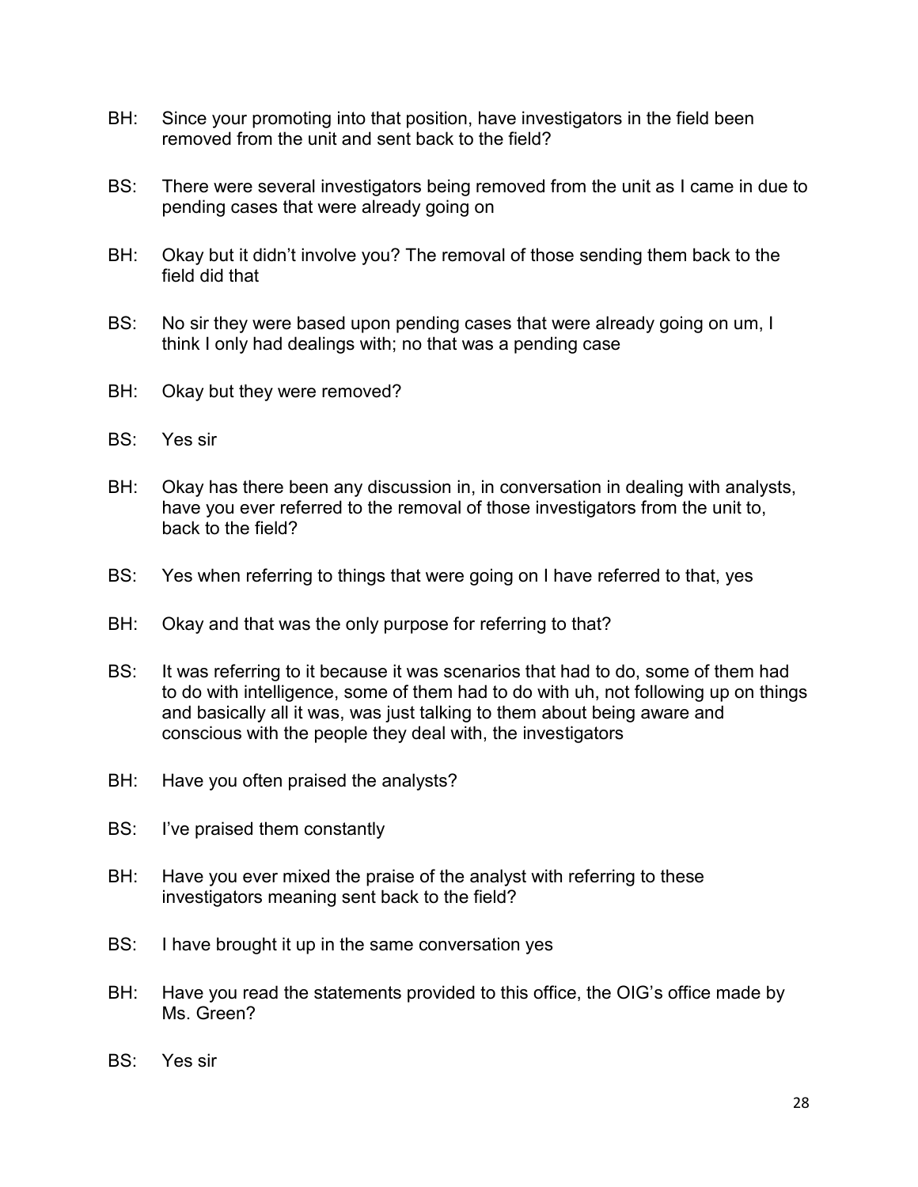BH: Since your promoting into that position, have investigators in the field been removed from the unit and sent back to the field?

BS: There were several investigators being removed from the unit as I came in due to pending cases that were already going on

BH: Okay but it didn't involve you? The removal of those sending them back to the field did that

BS: No sir they were based upon pending cases that were already going on um, I think I only had dealings with; no that was a pending case

BH: Okay but they were removed?

BS: Yes sir

BH: Okay has there been any discussion in, in conversation in dealing with analysts, have you ever referred to the removal of those investigators from the unit to, back to the field?

BS: Yes when referring to things that were going on I have referred to that, yes

BH: Okay and that was the only purpose for referring to that?

BS: It was referring to it because it was scenarios that had to do, some of them had to do with intelligence, some of them had to do with uh, not following up on things and basically all it was, was just talking to them about being aware and conscious with the people they deal with, the investigators

BH: Have you often praised the analysts?

BS: I've praised them constantly

BH: Have you ever mixed the praise of the analyst with referring to these investigators meaning sent back to the field?

BS: I have brought it up in the same conversation yes

BH: Have you read the statements provided to this office, the OIG's office made by Ms. Green?

BS: Yes sir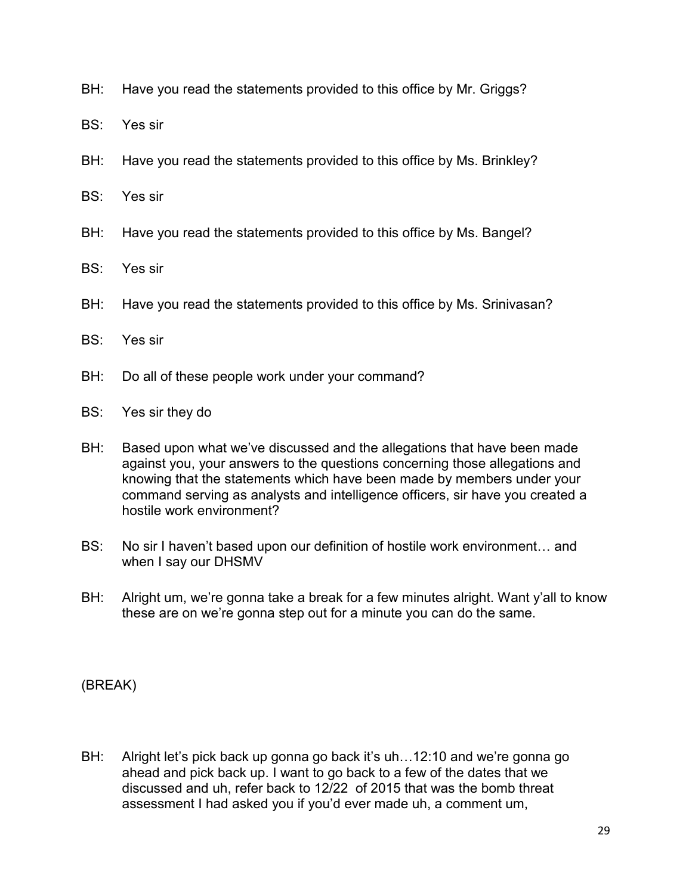BH: Have you read the statements provided to this office by Mr. Griggs?

BS: Yes sir

BH: Have you read the statements provided to this office by Ms. Brinkley?

BS: Yes sir

BH: Have you read the statements provided to this office by Ms. Bangel?

BS: Yes sir

BH: Have you read the statements provided to this office by Ms. Srinivasan?

BS: Yes sir

BH: Do all of these people work under your command?

BS: Yes sir they do

BH: Based upon what we've discussed and the allegations that have been made against you, your answers to the questions concerning those allegations and knowing that the statements which have been made by members under your command serving as analysts and intelligence officers, sir have you created a hostile work environment?

BS: No sir I haven't based upon our definition of hostile work environment… and when I say our DHSMV

BH: Alright um, we're gonna take a break for a few minutes alright. Want y'all to know these are on we're gonna step out for a minute you can do the same.

(BREAK)

BH: Alright let's pick back up gonna go back it's uh…12:10 and we're gonna go ahead and pick back up. I want to go back to a few of the dates that we discussed and uh, refer back to 12/22 of 2015 that was the bomb threat assessment I had asked you if you'd ever made uh, a comment um,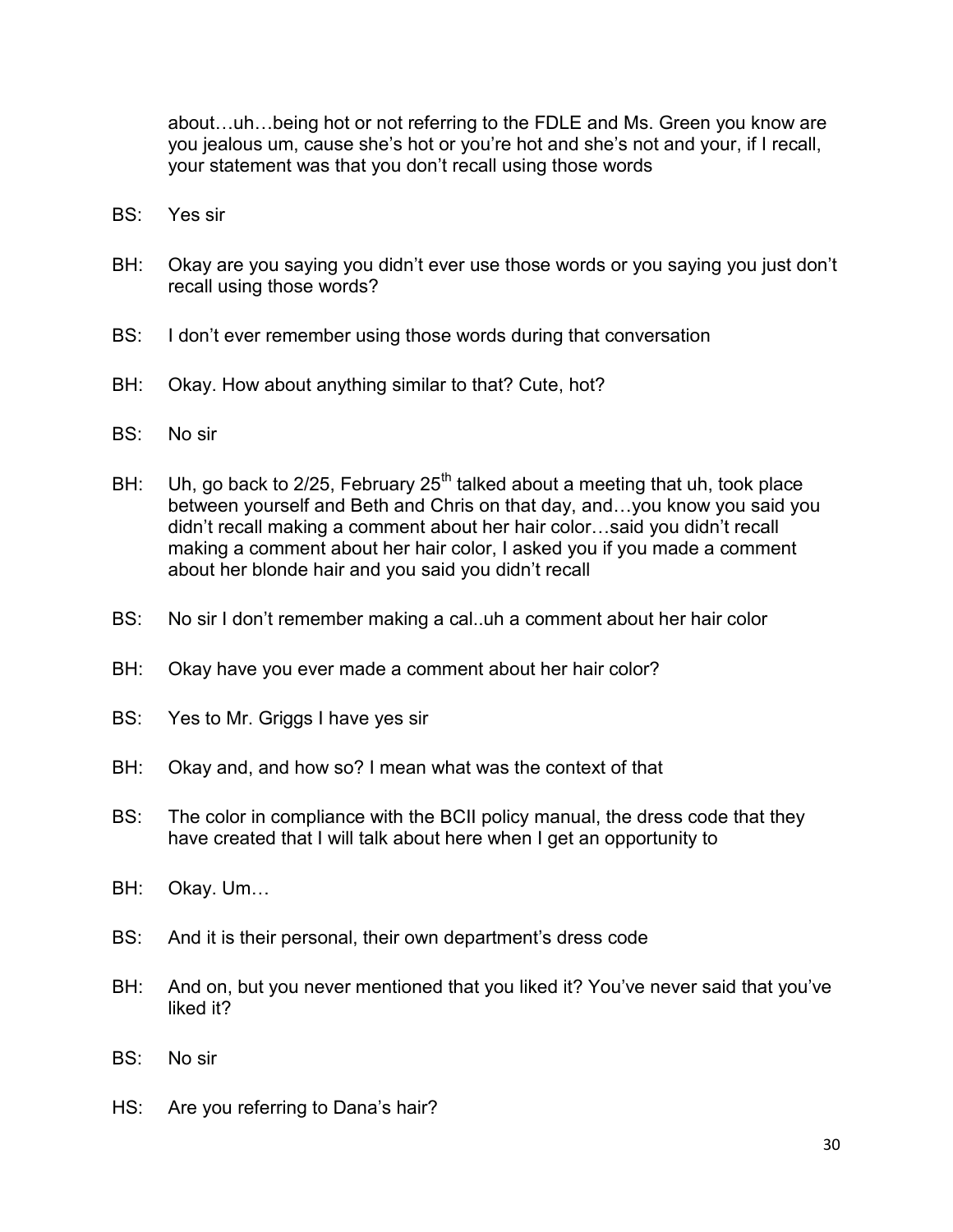about…uh…being hot or not referring to the FDLE and Ms. Green you know are you jealous um, cause she's hot or you're hot and she's not and your, if I recall, your statement was that you don't recall using those words

BS: Yes sir

BH: Okay are you saying you didn't ever use those words or you saying you just don't recall using those words?

BS: I don't ever remember using those words during that conversation

BH: Okay. How about anything similar to that? Cute, hot?

BS: No sir

BH: Uh, go back to 2/25, February 25th talked about a meeting that uh, took place between yourself and Beth and Chris on that day, and…you know you said you didn't recall making a comment about her hair color…said you didn't recall making a comment about her hair color, I asked you if you made a comment about her blonde hair and you said you didn't recall

BS: No sir I don't remember making a cal..uh a comment about her hair color

BH: Okay have you ever made a comment about her hair color?

BS: Yes to Mr. Griggs I have yes sir

BH: Okay and, and how so? I mean what was the context of that

BS: The color in compliance with the BCII policy manual, the dress code that they have created that I will talk about here when I get an opportunity to

BH: Okay. Um…

BS: And it is their personal, their own department's dress code

BH: And on, but you never mentioned that you liked it? You've never said that you've liked it?

BS: No sir

HS: Are you referring to Dana's hair?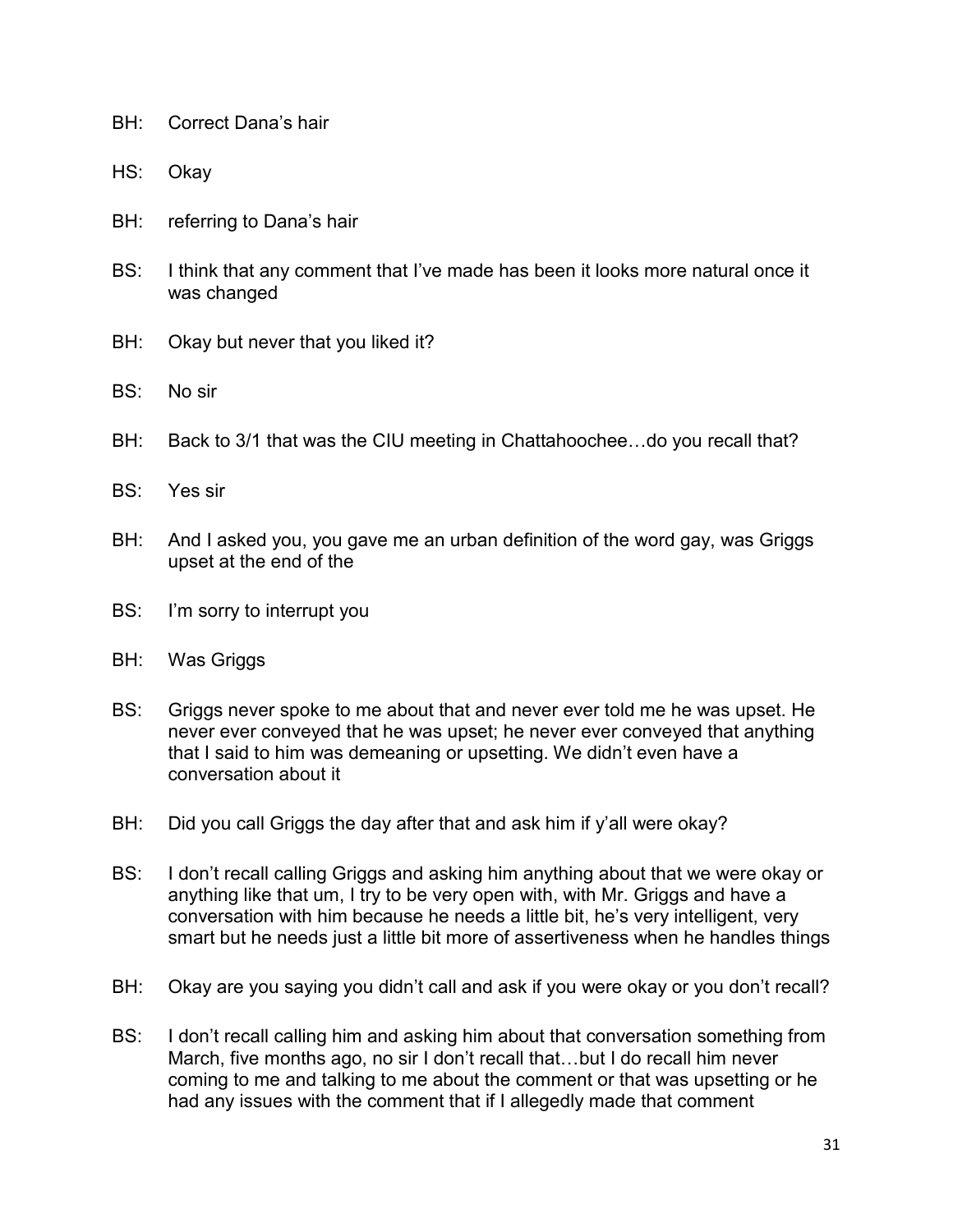BH: Correct Dana's hair

HS: Okay

BH: referring to Dana's hair

BS: I think that any comment that I've made has been it looks more natural once it was changed

BH: Okay but never that you liked it?

BS: No sir

BH: Back to 3/1 that was the CIU meeting in Chattahoochee…do you recall that?

BS: Yes sir

BH: And I asked you, you gave me an urban definition of the word gay, was Griggs upset at the end of the

BS: I'm sorry to interrupt you

BH: Was Griggs

BS: Griggs never spoke to me about that and never ever told me he was upset. He never ever conveyed that he was upset; he never ever conveyed that anything that I said to him was demeaning or upsetting. We didn't even have a conversation about it

BH: Did you call Griggs the day after that and ask him if y'all were okay?

BS: I don't recall calling Griggs and asking him anything about that we were okay or anything like that um, I try to be very open with, with Mr. Griggs and have a conversation with him because he needs a little bit, he's very intelligent, very smart but he needs just a little bit more of assertiveness when he handles things

BH: Okay are you saying you didn't call and ask if you were okay or you don't recall?

BS: I don't recall calling him and asking him about that conversation something from March, five months ago, no sir I don't recall that…but I do recall him never coming to me and talking to me about the comment or that was upsetting or he had any issues with the comment that if I allegedly made that comment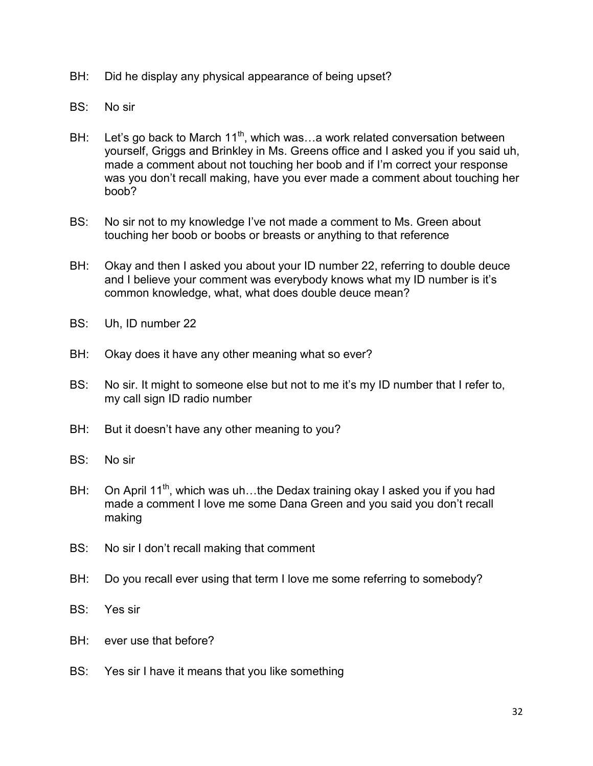BH: Did he display any physical appearance of being upset?

BS: No sir

BH: Let's go back to March 11th, which was…a work related conversation between yourself, Griggs and Brinkley in Ms. Greens office and I asked you if you said uh, made a comment about not touching her boob and if I'm correct your response was you don't recall making, have you ever made a comment about touching her boob?

BS: No sir not to my knowledge I've not made a comment to Ms. Green about touching her boob or boobs or breasts or anything to that reference

BH: Okay and then I asked you about your ID number 22, referring to double deuce and I believe your comment was everybody knows what my ID number is it's common knowledge, what, what does double deuce mean?

BS: Uh, ID number 22

BH: Okay does it have any other meaning what so ever?

BS: No sir. It might to someone else but not to me it's my ID number that I refer to, my call sign ID radio number

BH: But it doesn't have any other meaning to you?

BS: No sir

BH: On April 11th, which was uh…the Dedax training okay I asked you if you had made a comment I love me some Dana Green and you said you don't recall making

BS: No sir I don't recall making that comment

BH: Do you recall ever using that term I love me some referring to somebody?

BS: Yes sir

BH: ever use that before?

BS: Yes sir I have it means that you like something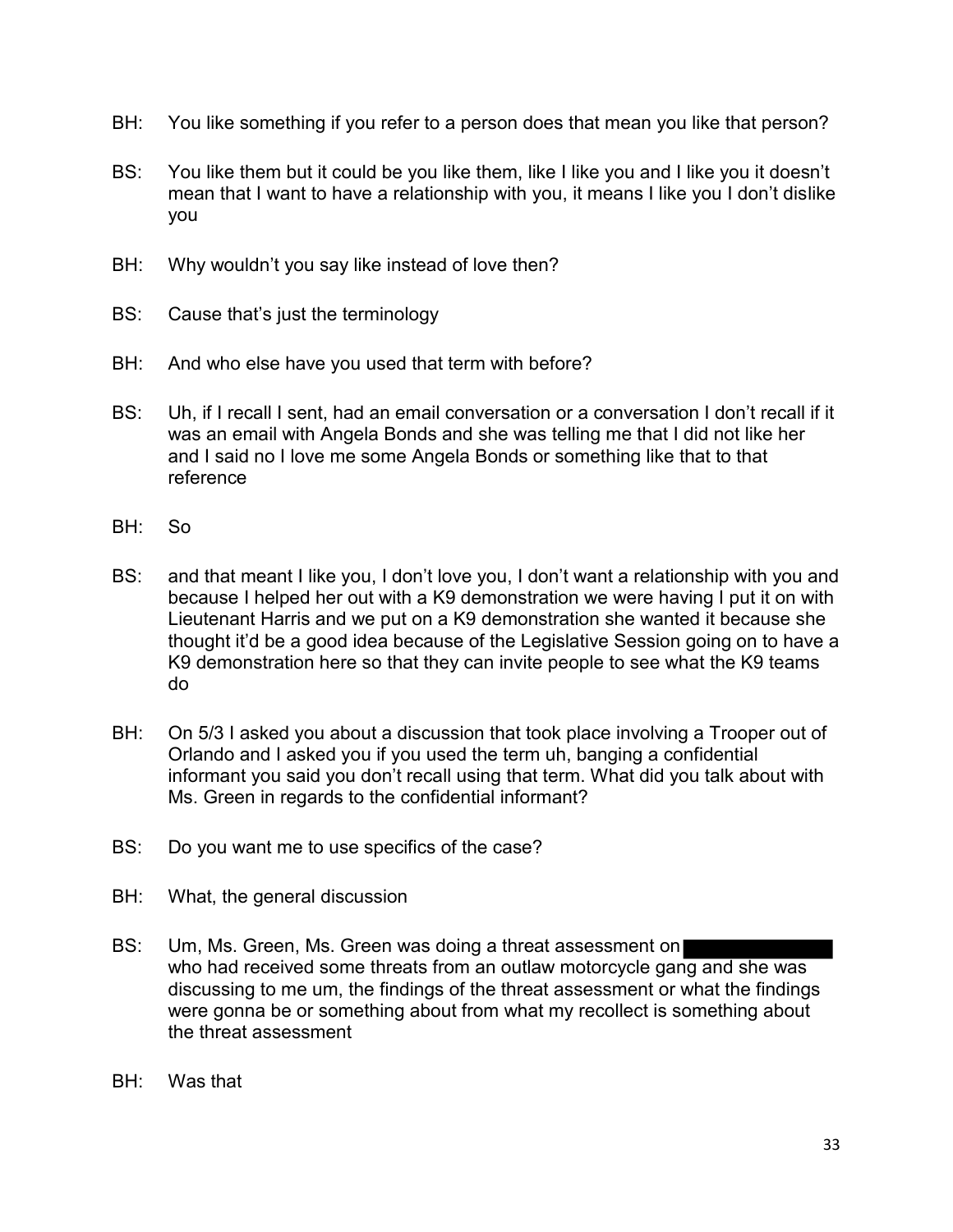BH: You like something if you refer to a person does that mean you like that person?

BS: You like them but it could be you like them, like I like you and I like you it doesn't mean that I want to have a relationship with you, it means I like you I don't dislike you

BH: Why wouldn't you say like instead of love then?

BS: Cause that's just the terminology

BH: And who else have you used that term with before?

BS: Uh, if I recall I sent, had an email conversation or a conversation I don't recall if it was an email with Angela Bonds and she was telling me that I did not like her and I said no I love me some Angela Bonds or something like that to that reference

BH: So

BS: and that meant I like you, I don't love you, I don't want a relationship with you and because I helped her out with a K9 demonstration we were having I put it on with Lieutenant Harris and we put on a K9 demonstration she wanted it because she thought it'd be a good idea because of the Legislative Session going on to have a K9 demonstration here so that they can invite people to see what the K9 teams do

BH: On 5/3 I asked you about a discussion that took place involving a Trooper out of Orlando and I asked you if you used the term uh, banging a confidential informant you said you don't recall using that term. What did you talk about with Ms. Green in regards to the confidential informant?

BS: Do you want me to use specifics of the case?

BH: What, the general discussion

BS: Um, Ms. Green, Ms. Green was doing a threat assessment on ██████████ who had received some threats from an outlaw motorcycle gang and she was discussing to me um, the findings of the threat assessment or what the findings were gonna be or something about from what my recollect is something about the threat assessment

BH: Was that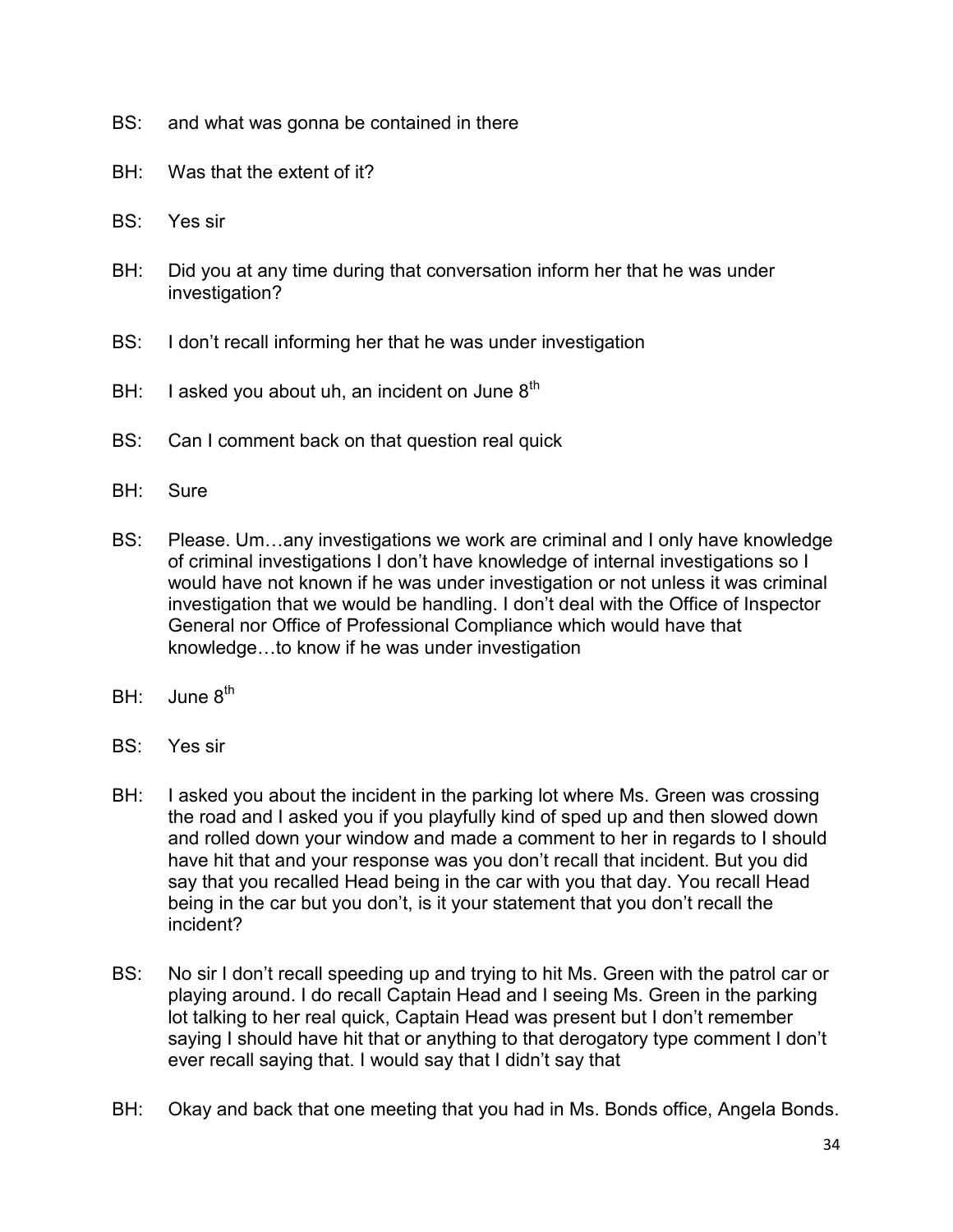BS: and what was gonna be contained in there

BH: Was that the extent of it?

BS: Yes sir

BH: Did you at any time during that conversation inform her that he was under investigation?

BS: I don't recall informing her that he was under investigation

BH: I asked you about uh, an incident on June 8th

BS: Can I comment back on that question real quick

BH: Sure

BS: Please. Um…any investigations we work are criminal and I only have knowledge of criminal investigations I don't have knowledge of internal investigations so I would have not known if he was under investigation or not unless it was criminal investigation that we would be handling. I don't deal with the Office of Inspector General nor Office of Professional Compliance which would have that knowledge…to know if he was under investigation

BH: June 8th

BS: Yes sir

BH: I asked you about the incident in the parking lot where Ms. Green was crossing the road and I asked you if you playfully kind of sped up and then slowed down and rolled down your window and made a comment to her in regards to I should have hit that and your response was you don't recall that incident. But you did say that you recalled Head being in the car with you that day. You recall Head being in the car but you don't, is it your statement that you don't recall the incident?

BS: No sir I don't recall speeding up and trying to hit Ms. Green with the patrol car or playing around. I do recall Captain Head and I seeing Ms. Green in the parking lot talking to her real quick, Captain Head was present but I don't remember saying I should have hit that or anything to that derogatory type comment I don't ever recall saying that. I would say that I didn't say that

BH: Okay and back that one meeting that you had in Ms. Bonds office, Angela Bonds.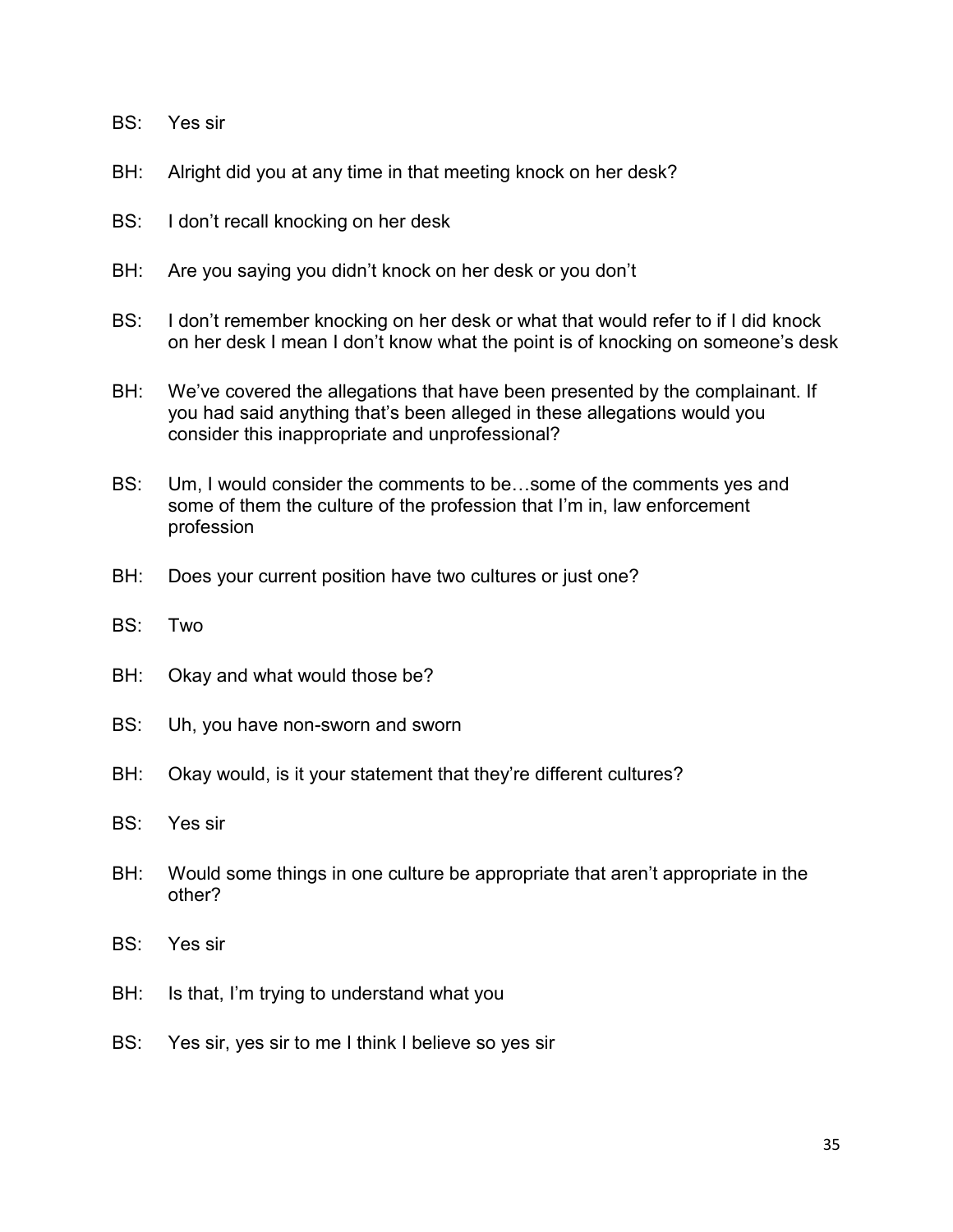BS: Yes sir

BH: Alright did you at any time in that meeting knock on her desk?

BS: I don't recall knocking on her desk

BH: Are you saying you didn't knock on her desk or you don't

BS: I don't remember knocking on her desk or what that would refer to if I did knock on her desk I mean I don't know what the point is of knocking on someone's desk

BH: We've covered the allegations that have been presented by the complainant. If you had said anything that's been alleged in these allegations would you consider this inappropriate and unprofessional?

BS: Um, I would consider the comments to be…some of the comments yes and some of them the culture of the profession that I'm in, law enforcement profession

BH: Does your current position have two cultures or just one?

BS: Two

BH: Okay and what would those be?

BS: Uh, you have non-sworn and sworn

BH: Okay would, is it your statement that they're different cultures?

BS: Yes sir

BH: Would some things in one culture be appropriate that aren't appropriate in the other?

BS: Yes sir

BH: Is that, I'm trying to understand what you

BS: Yes sir, yes sir to me I think I believe so yes sir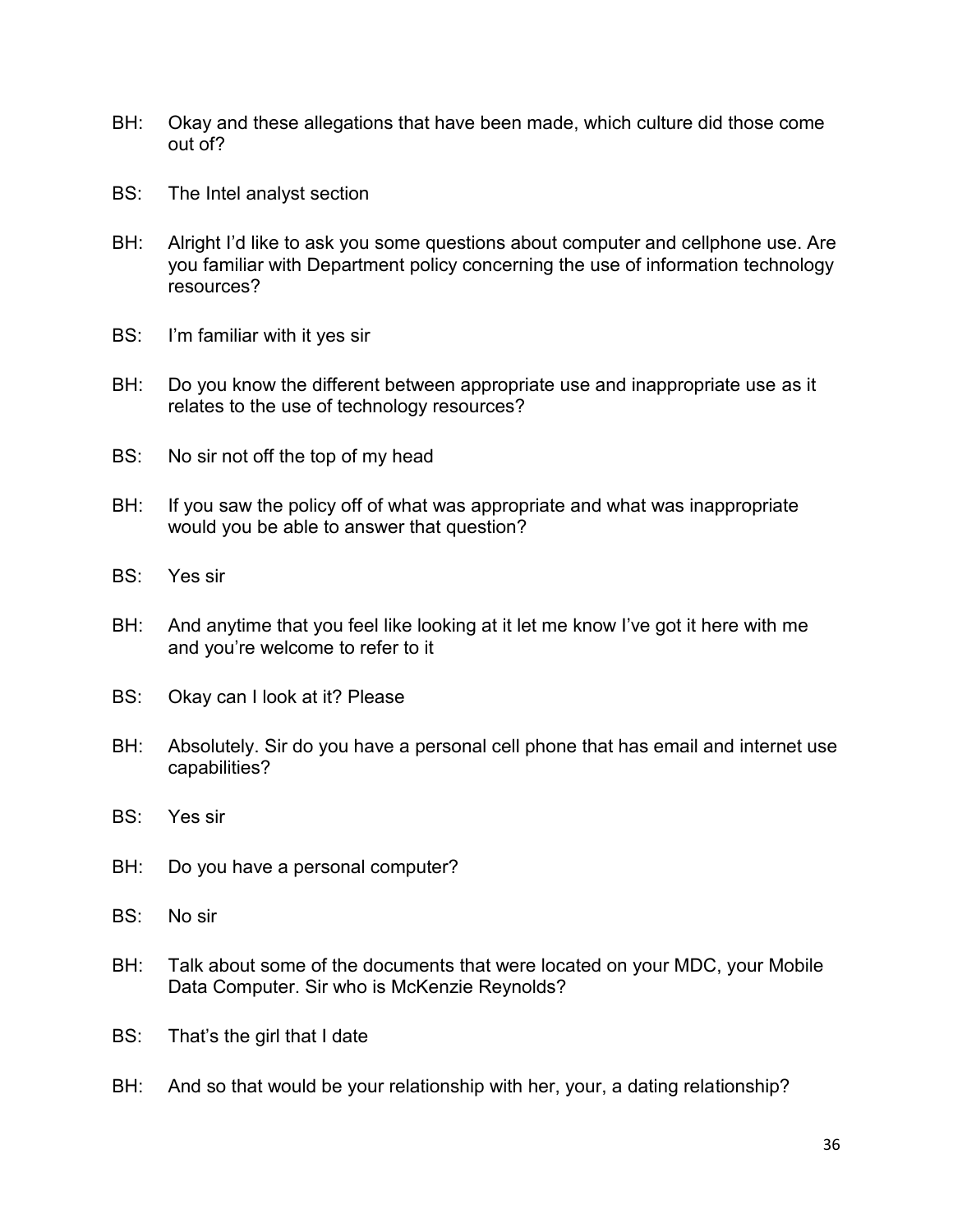BH: Okay and these allegations that have been made, which culture did those come out of?

BS: The Intel analyst section

BH: Alright I'd like to ask you some questions about computer and cellphone use. Are you familiar with Department policy concerning the use of information technology resources?

BS: I'm familiar with it yes sir

BH: Do you know the different between appropriate use and inappropriate use as it relates to the use of technology resources?

BS: No sir not off the top of my head

BH: If you saw the policy off of what was appropriate and what was inappropriate would you be able to answer that question?

BS: Yes sir

BH: And anytime that you feel like looking at it let me know I've got it here with me and you're welcome to refer to it

BS: Okay can I look at it? Please

BH: Absolutely. Sir do you have a personal cell phone that has email and internet use capabilities?

BS: Yes sir

BH: Do you have a personal computer?

BS: No sir

BH: Talk about some of the documents that were located on your MDC, your Mobile Data Computer. Sir who is McKenzie Reynolds?

BS: That's the girl that I date

BH: And so that would be your relationship with her, your, a dating relationship?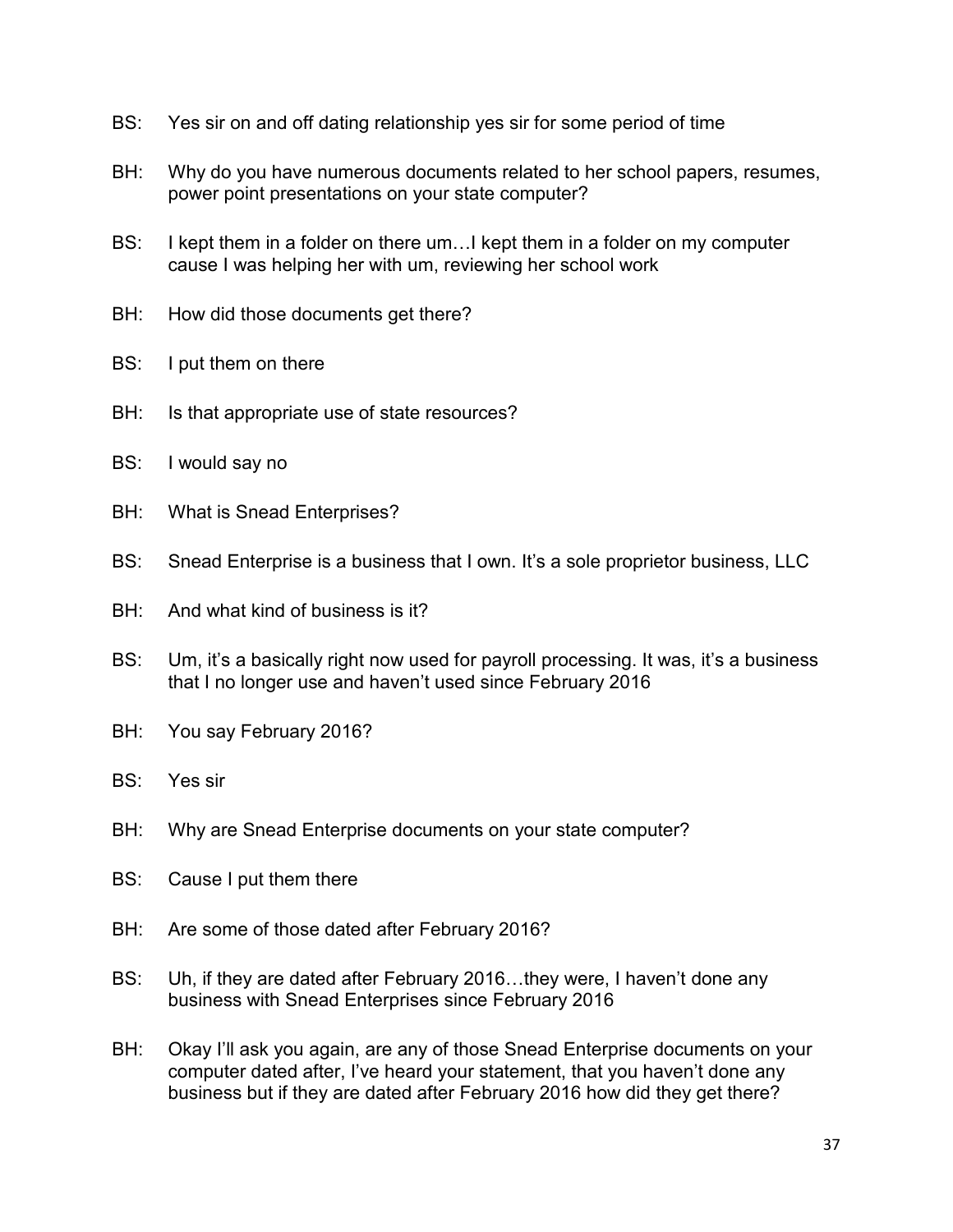BS: Yes sir on and off dating relationship yes sir for some period of time

BH: Why do you have numerous documents related to her school papers, resumes, power point presentations on your state computer?

BS: I kept them in a folder on there um…I kept them in a folder on my computer cause I was helping her with um, reviewing her school work

BH: How did those documents get there?

BS: I put them on there

BH: Is that appropriate use of state resources?

BS: I would say no

BH: What is Snead Enterprises?

BS: Snead Enterprise is a business that I own. It's a sole proprietor business, LLC

BH: And what kind of business is it?

BS: Um, it's a basically right now used for payroll processing. It was, it's a business that I no longer use and haven't used since February 2016

BH: You say February 2016?

BS: Yes sir

BH: Why are Snead Enterprise documents on your state computer?

BS: Cause I put them there

BH: Are some of those dated after February 2016?

BS: Uh, if they are dated after February 2016…they were, I haven't done any business with Snead Enterprises since February 2016

BH: Okay I'll ask you again, are any of those Snead Enterprise documents on your computer dated after, I've heard your statement, that you haven't done any business but if they are dated after February 2016 how did they get there?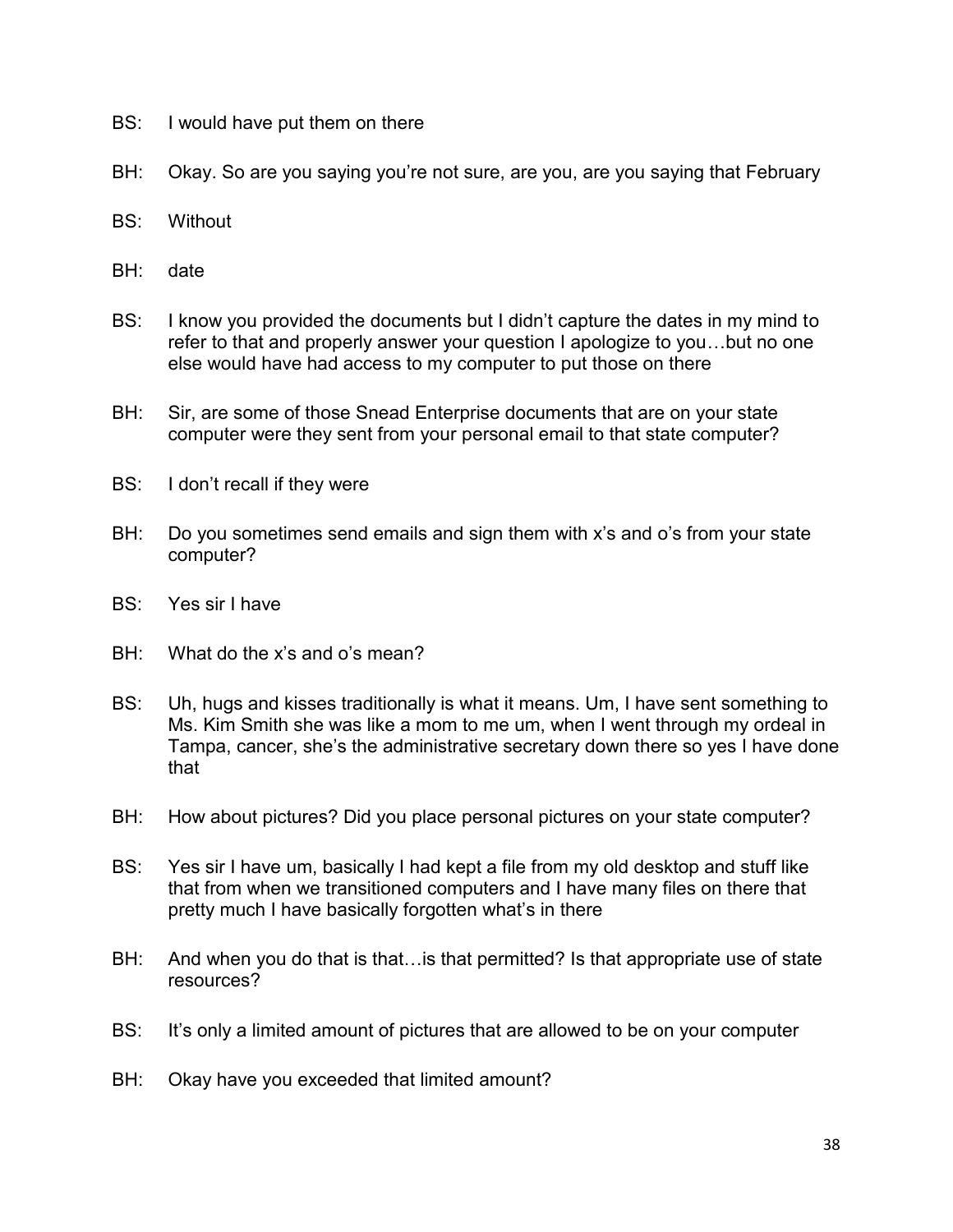BS: I would have put them on there

BH: Okay. So are you saying you're not sure, are you, are you saying that February

BS: Without

BH: date

BS: I know you provided the documents but I didn't capture the dates in my mind to refer to that and properly answer your question I apologize to you…but no one else would have had access to my computer to put those on there

BH: Sir, are some of those Snead Enterprise documents that are on your state computer were they sent from your personal email to that state computer?

BS: I don't recall if they were

BH: Do you sometimes send emails and sign them with x's and o's from your state computer?

BS: Yes sir I have

BH: What do the x's and o's mean?

BS: Uh, hugs and kisses traditionally is what it means. Um, I have sent something to Ms. Kim Smith she was like a mom to me um, when I went through my ordeal in Tampa, cancer, she's the administrative secretary down there so yes I have done that

BH: How about pictures? Did you place personal pictures on your state computer?

BS: Yes sir I have um, basically I had kept a file from my old desktop and stuff like that from when we transitioned computers and I have many files on there that pretty much I have basically forgotten what's in there

BH: And when you do that is that…is that permitted? Is that appropriate use of state resources?

BS: It's only a limited amount of pictures that are allowed to be on your computer

BH: Okay have you exceeded that limited amount?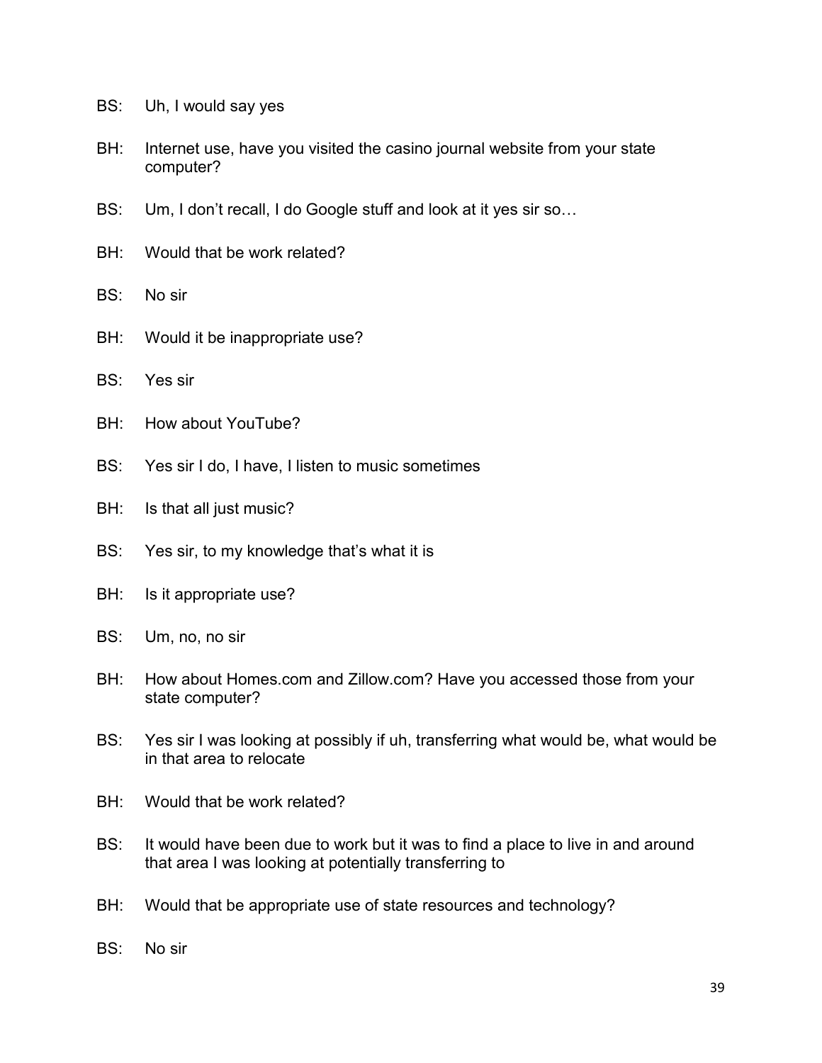BS: Uh, I would say yes

BH: Internet use, have you visited the casino journal website from your state computer?

BS: Um, I don't recall, I do Google stuff and look at it yes sir so…

BH: Would that be work related?

BS: No sir

BH: Would it be inappropriate use?

BS: Yes sir

BH: How about YouTube?

BS: Yes sir I do, I have, I listen to music sometimes

BH: Is that all just music?

BS: Yes sir, to my knowledge that's what it is

BH: Is it appropriate use?

BS: Um, no, no sir

BH: How about Homes.com and Zillow.com? Have you accessed those from your state computer?

BS: Yes sir I was looking at possibly if uh, transferring what would be, what would be in that area to relocate

BH: Would that be work related?

BS: It would have been due to work but it was to find a place to live in and around that area I was looking at potentially transferring to

BH: Would that be appropriate use of state resources and technology?

BS: No sir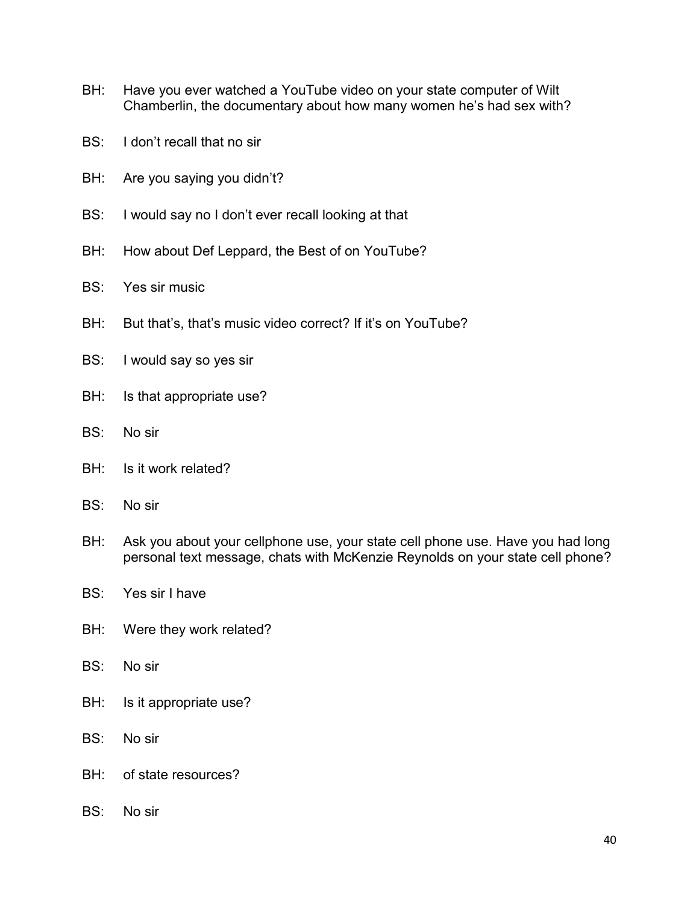BH: Have you ever watched a YouTube video on your state computer of Wilt Chamberlin, the documentary about how many women he's had sex with?

BS: I don't recall that no sir

BH: Are you saying you didn't?

BS: I would say no I don't ever recall looking at that

BH: How about Def Leppard, the Best of on YouTube?

BS: Yes sir music

BH: But that's, that's music video correct? If it's on YouTube?

BS: I would say so yes sir

BH: Is that appropriate use?

BS: No sir

BH: Is it work related?

BS: No sir

BH: Ask you about your cellphone use, your state cell phone use. Have you had long personal text message, chats with McKenzie Reynolds on your state cell phone?

BS: Yes sir I have

BH: Were they work related?

BS: No sir

BH: Is it appropriate use?

BS: No sir

BH: of state resources?

BS: No sir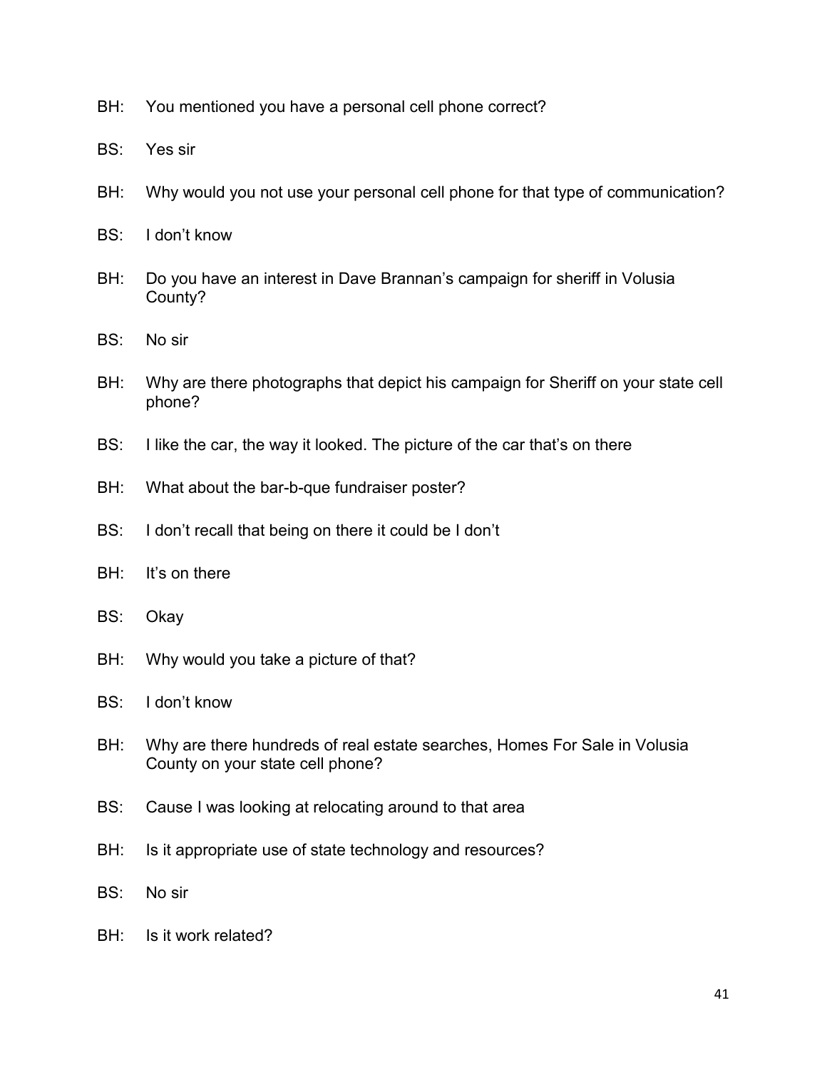BH: You mentioned you have a personal cell phone correct?

BS: Yes sir

BH: Why would you not use your personal cell phone for that type of communication?

BS: I don't know

BH: Do you have an interest in Dave Brannan's campaign for sheriff in Volusia County?

BS: No sir

BH: Why are there photographs that depict his campaign for Sheriff on your state cell phone?

BS: I like the car, the way it looked. The picture of the car that's on there

BH: What about the bar-b-que fundraiser poster?

BS: I don't recall that being on there it could be I don't

BH: It's on there

BS: Okay

BH: Why would you take a picture of that?

BS: I don't know

BH: Why are there hundreds of real estate searches, Homes For Sale in Volusia County on your state cell phone?

BS: Cause I was looking at relocating around to that area

BH: Is it appropriate use of state technology and resources?

BS: No sir

BH: Is it work related?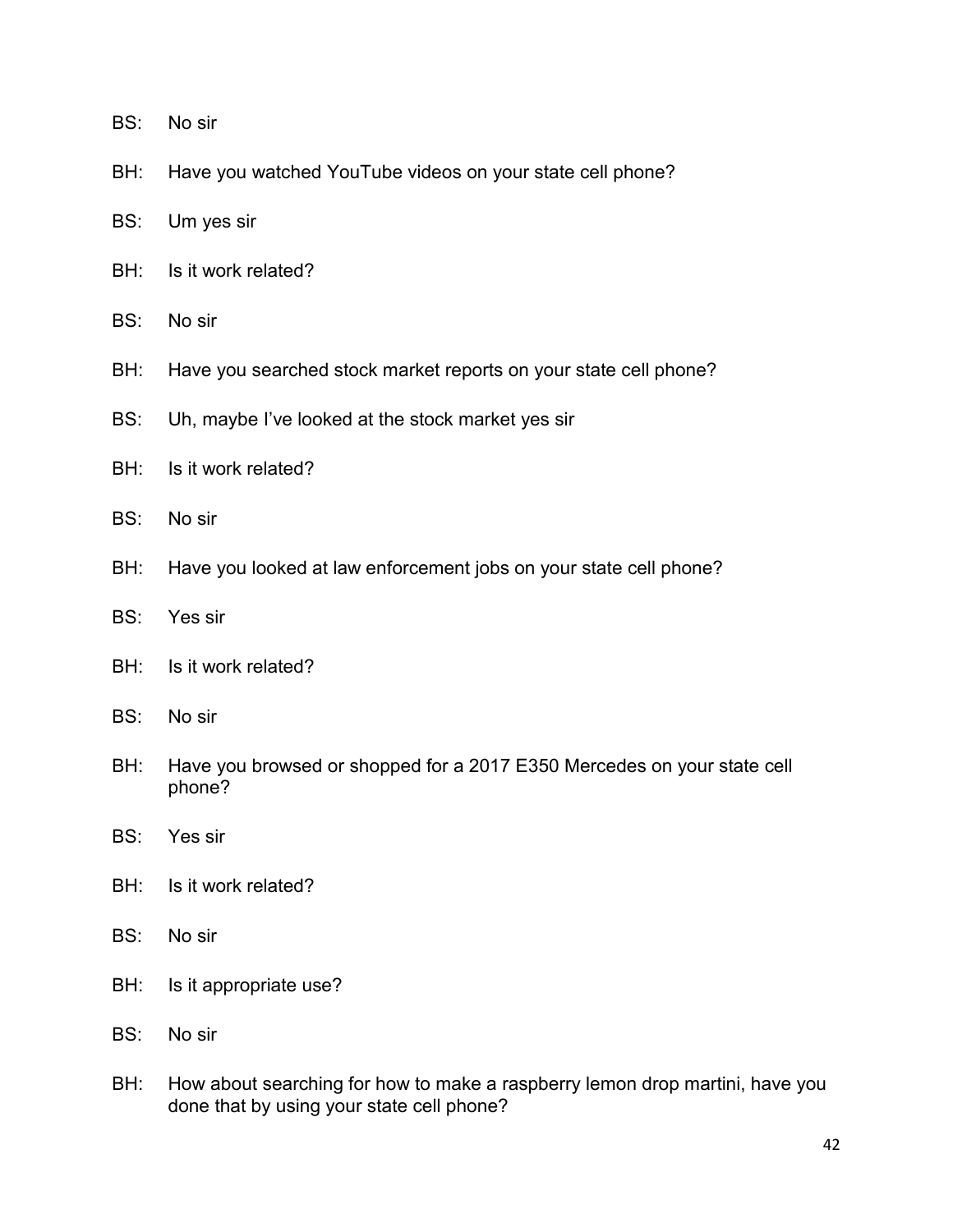BS: No sir

BH: Have you watched YouTube videos on your state cell phone?

BS: Um yes sir

BH: Is it work related?

BS: No sir

BH: Have you searched stock market reports on your state cell phone?

BS: Uh, maybe I've looked at the stock market yes sir

BH: Is it work related?

BS: No sir

BH: Have you looked at law enforcement jobs on your state cell phone?

BS: Yes sir

BH: Is it work related?

BS: No sir

BH: Have you browsed or shopped for a 2017 E350 Mercedes on your state cell phone?

BS: Yes sir

BH: Is it work related?

BS: No sir

BH: Is it appropriate use?

BS: No sir

BH: How about searching for how to make a raspberry lemon drop martini, have you done that by using your state cell phone?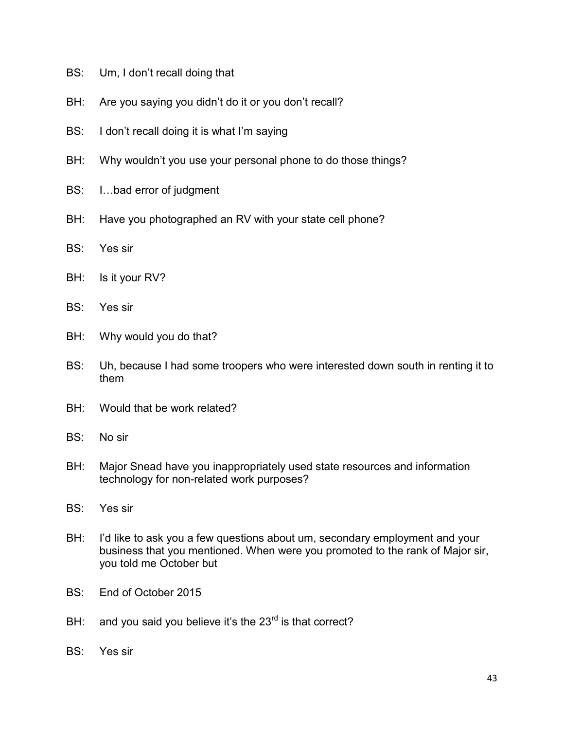BS: Um, I don't recall doing that

BH: Are you saying you didn't do it or you don't recall?

BS: I don't recall doing it is what I'm saying

BH: Why wouldn't you use your personal phone to do those things?

BS: I…bad error of judgment

BH: Have you photographed an RV with your state cell phone?

BS: Yes sir

BH: Is it your RV?

BS: Yes sir

BH: Why would you do that?

BS: Uh, because I had some troopers who were interested down south in renting it to them

BH: Would that be work related?

BS: No sir

BH: Major Snead have you inappropriately used state resources and information technology for non-related work purposes?

BS: Yes sir

BH: I'd like to ask you a few questions about um, secondary employment and your business that you mentioned. When were you promoted to the rank of Major sir, you told me October but

BS: End of October 2015

BH: and you said you believe it's the 23rd is that correct?

BS: Yes sir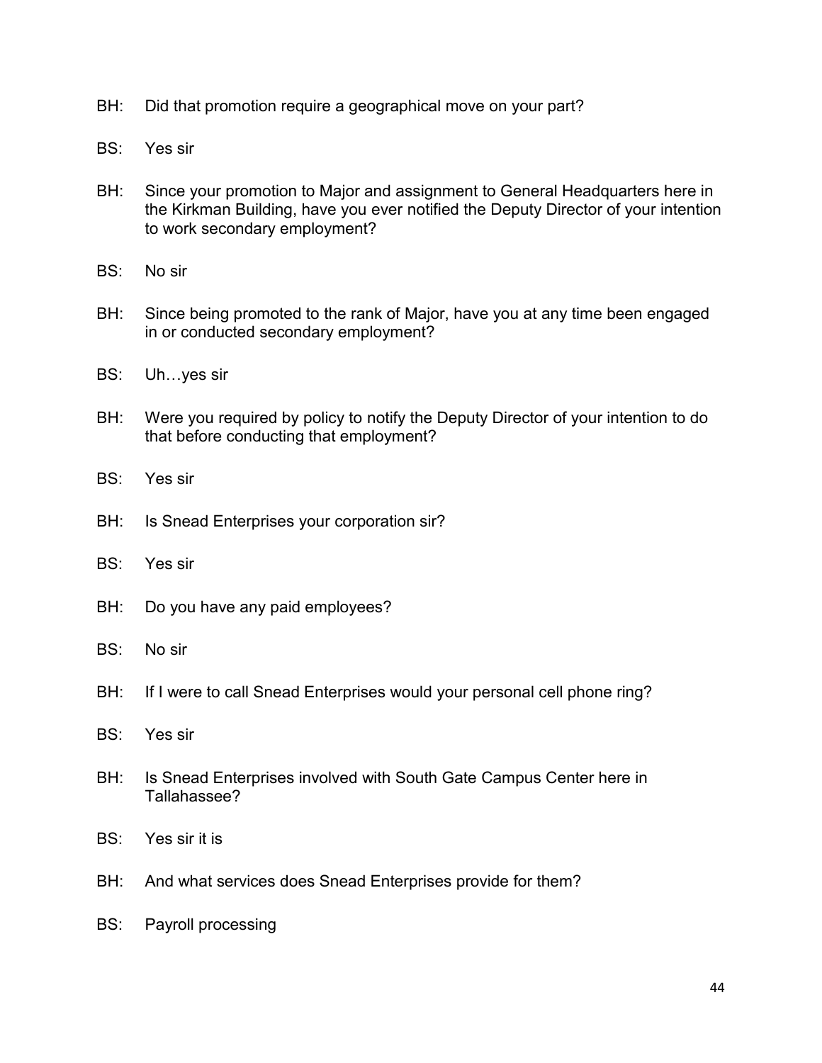BH: Did that promotion require a geographical move on your part?

BS: Yes sir

BH: Since your promotion to Major and assignment to General Headquarters here in the Kirkman Building, have you ever notified the Deputy Director of your intention to work secondary employment?

BS: No sir

BH: Since being promoted to the rank of Major, have you at any time been engaged in or conducted secondary employment?

BS: Uh…yes sir

BH: Were you required by policy to notify the Deputy Director of your intention to do that before conducting that employment?

BS: Yes sir

BH: Is Snead Enterprises your corporation sir?

BS: Yes sir

BH: Do you have any paid employees?

BS: No sir

BH: If I were to call Snead Enterprises would your personal cell phone ring?

BS: Yes sir

BH: Is Snead Enterprises involved with South Gate Campus Center here in Tallahassee?

BS: Yes sir it is

BH: And what services does Snead Enterprises provide for them?

BS: Payroll processing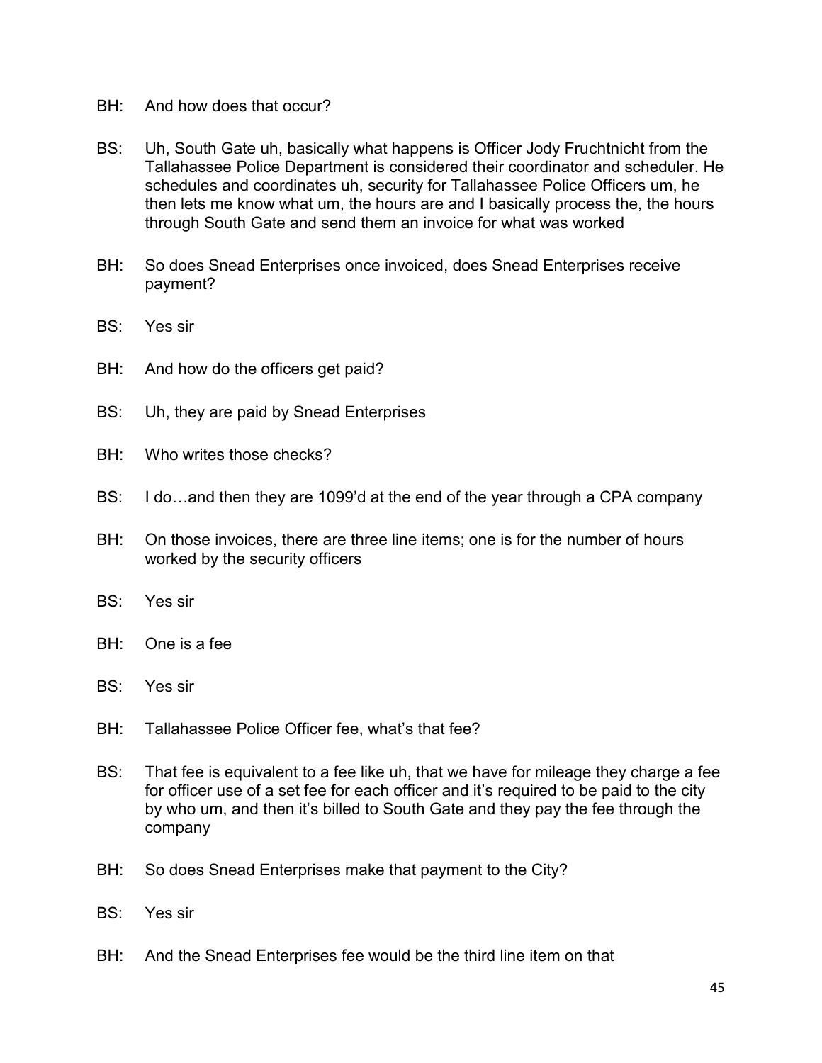BH: And how does that occur?

BS: Uh, South Gate uh, basically what happens is Officer Jody Fruchtnicht from the Tallahassee Police Department is considered their coordinator and scheduler. He schedules and coordinates uh, security for Tallahassee Police Officers um, he then lets me know what um, the hours are and I basically process the, the hours through South Gate and send them an invoice for what was worked

BH: So does Snead Enterprises once invoiced, does Snead Enterprises receive payment?

BS: Yes sir

BH: And how do the officers get paid?

BS: Uh, they are paid by Snead Enterprises

BH: Who writes those checks?

BS: I do…and then they are 1099'd at the end of the year through a CPA company

BH: On those invoices, there are three line items; one is for the number of hours worked by the security officers

BS: Yes sir

BH: One is a fee

BS: Yes sir

BH: Tallahassee Police Officer fee, what's that fee?

BS: That fee is equivalent to a fee like uh, that we have for mileage they charge a fee for officer use of a set fee for each officer and it's required to be paid to the city by who um, and then it's billed to South Gate and they pay the fee through the company

BH: So does Snead Enterprises make that payment to the City?

BS: Yes sir

BH: And the Snead Enterprises fee would be the third line item on that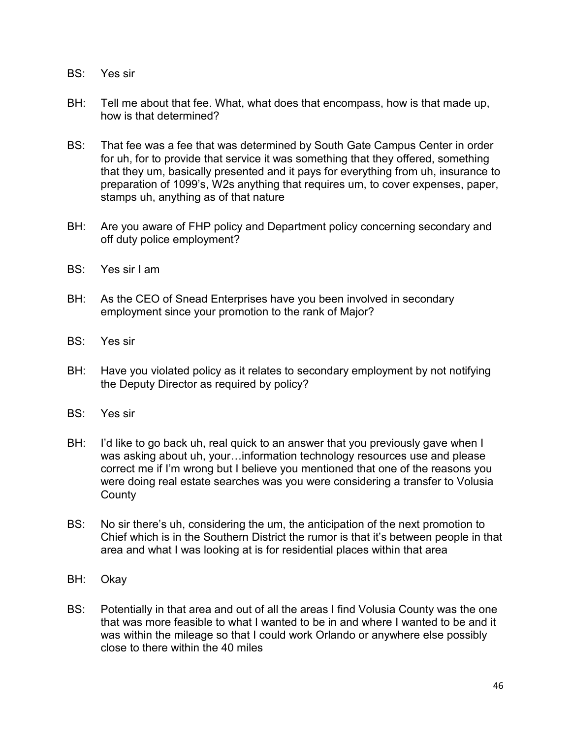BS: Yes sir

BH: Tell me about that fee. What, what does that encompass, how is that made up, how is that determined?

BS: That fee was a fee that was determined by South Gate Campus Center in order for uh, for to provide that service it was something that they offered, something that they um, basically presented and it pays for everything from uh, insurance to preparation of 1099's, W2s anything that requires um, to cover expenses, paper, stamps uh, anything as of that nature

BH: Are you aware of FHP policy and Department policy concerning secondary and off duty police employment?

BS: Yes sir I am

BH: As the CEO of Snead Enterprises have you been involved in secondary employment since your promotion to the rank of Major?

BS: Yes sir

BH: Have you violated policy as it relates to secondary employment by not notifying the Deputy Director as required by policy?

BS: Yes sir

BH: I'd like to go back uh, real quick to an answer that you previously gave when I was asking about uh, your…information technology resources use and please correct me if I'm wrong but I believe you mentioned that one of the reasons you were doing real estate searches was you were considering a transfer to Volusia County

BS: No sir there's uh, considering the um, the anticipation of the next promotion to Chief which is in the Southern District the rumor is that it's between people in that area and what I was looking at is for residential places within that area

BH: Okay

BS: Potentially in that area and out of all the areas I find Volusia County was the one that was more feasible to what I wanted to be in and where I wanted to be and it was within the mileage so that I could work Orlando or anywhere else possibly close to there within the 40 miles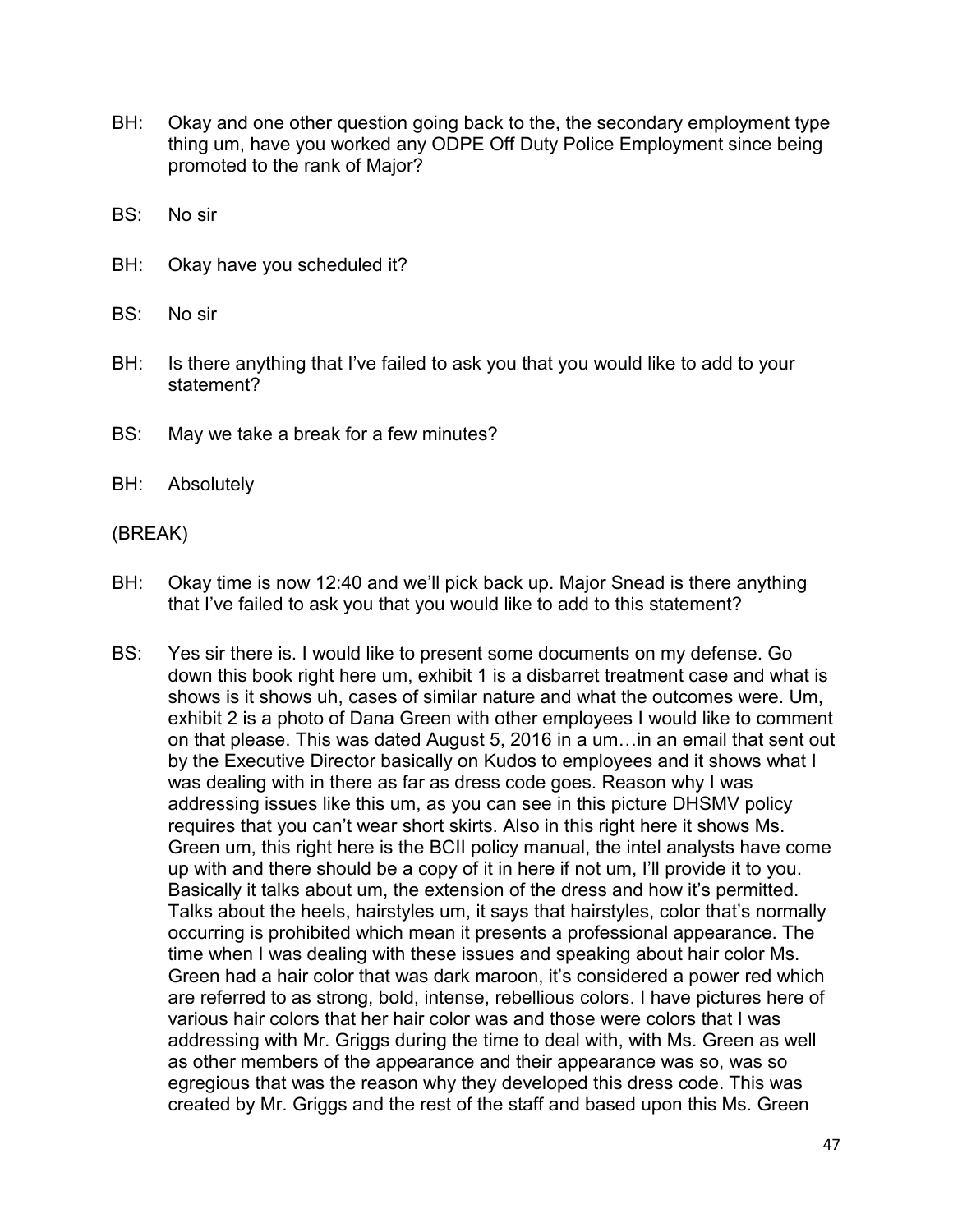BH: Okay and one other question going back to the, the secondary employment type thing um, have you worked any ODPE Off Duty Police Employment since being promoted to the rank of Major?

BS: No sir

BH: Okay have you scheduled it?

BS: No sir

BH: Is there anything that I've failed to ask you that you would like to add to your statement?

BS: May we take a break for a few minutes?

BH: Absolutely

(BREAK)

BH: Okay time is now 12:40 and we'll pick back up. Major Snead is there anything that I've failed to ask you that you would like to add to this statement?

BS: Yes sir there is. I would like to present some documents on my defense. Go down this book right here um, exhibit 1 is a disbarret treatment case and what is shows is it shows uh, cases of similar nature and what the outcomes were. Um, exhibit 2 is a photo of Dana Green with other employees I would like to comment on that please. This was dated August 5, 2016 in a um…in an email that sent out by the Executive Director basically on Kudos to employees and it shows what I was dealing with in there as far as dress code goes. Reason why I was addressing issues like this um, as you can see in this picture DHSMV policy requires that you can't wear short skirts. Also in this right here it shows Ms. Green um, this right here is the BCII policy manual, the intel analysts have come up with and there should be a copy of it in here if not um, I'll provide it to you. Basically it talks about um, the extension of the dress and how it's permitted. Talks about the heels, hairstyles um, it says that hairstyles, color that's normally occurring is prohibited which mean it presents a professional appearance. The time when I was dealing with these issues and speaking about hair color Ms. Green had a hair color that was dark maroon, it's considered a power red which are referred to as strong, bold, intense, rebellious colors. I have pictures here of various hair colors that her hair color was and those were colors that I was addressing with Mr. Griggs during the time to deal with, with Ms. Green as well as other members of the appearance and their appearance was so, was so egregious that was the reason why they developed this dress code. This was created by Mr. Griggs and the rest of the staff and based upon this Ms. Green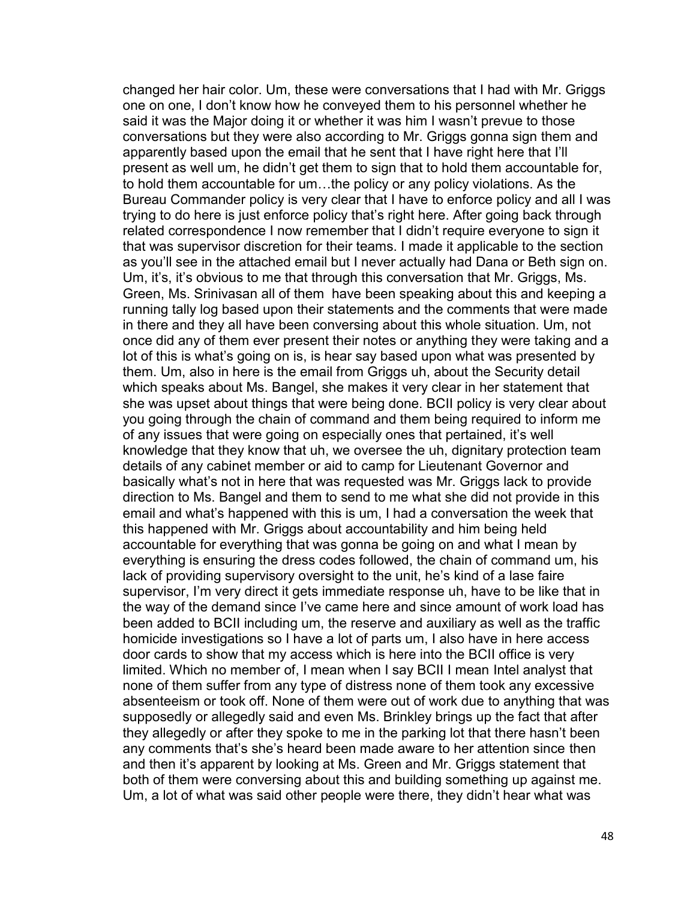changed her hair color. Um, these were conversations that I had with Mr. Griggs one on one, I don't know how he conveyed them to his personnel whether he said it was the Major doing it or whether it was him I wasn't prevue to those conversations but they were also according to Mr. Griggs gonna sign them and apparently based upon the email that he sent that I have right here that I'll present as well um, he didn't get them to sign that to hold them accountable for, to hold them accountable for um…the policy or any policy violations. As the Bureau Commander policy is very clear that I have to enforce policy and all I was trying to do here is just enforce policy that's right here. After going back through related correspondence I now remember that I didn't require everyone to sign it that was supervisor discretion for their teams. I made it applicable to the section as you'll see in the attached email but I never actually had Dana or Beth sign on. Um, it's, it's obvious to me that through this conversation that Mr. Griggs, Ms. Green, Ms. Srinivasan all of them have been speaking about this and keeping a running tally log based upon their statements and the comments that were made in there and they all have been conversing about this whole situation. Um, not once did any of them ever present their notes or anything they were taking and a lot of this is what's going on is, is hear say based upon what was presented by them. Um, also in here is the email from Griggs uh, about the Security detail which speaks about Ms. Bangel, she makes it very clear in her statement that she was upset about things that were being done. BCII policy is very clear about you going through the chain of command and them being required to inform me of any issues that were going on especially ones that pertained, it's well knowledge that they know that uh, we oversee the uh, dignitary protection team details of any cabinet member or aid to camp for Lieutenant Governor and basically what's not in here that was requested was Mr. Griggs lack to provide direction to Ms. Bangel and them to send to me what she did not provide in this email and what's happened with this is um, I had a conversation the week that this happened with Mr. Griggs about accountability and him being held accountable for everything that was gonna be going on and what I mean by everything is ensuring the dress codes followed, the chain of command um, his lack of providing supervisory oversight to the unit, he's kind of a lase faire supervisor, I'm very direct it gets immediate response uh, have to be like that in the way of the demand since I've came here and since amount of work load has been added to BCII including um, the reserve and auxiliary as well as the traffic homicide investigations so I have a lot of parts um, I also have in here access door cards to show that my access which is here into the BCII office is very limited. Which no member of, I mean when I say BCII I mean Intel analyst that none of them suffer from any type of distress none of them took any excessive absenteeism or took off. None of them were out of work due to anything that was supposedly or allegedly said and even Ms. Brinkley brings up the fact that after they allegedly or after they spoke to me in the parking lot that there hasn't been any comments that's she's heard been made aware to her attention since then and then it's apparent by looking at Ms. Green and Mr. Griggs statement that both of them were conversing about this and building something up against me. Um, a lot of what was said other people were there, they didn't hear what was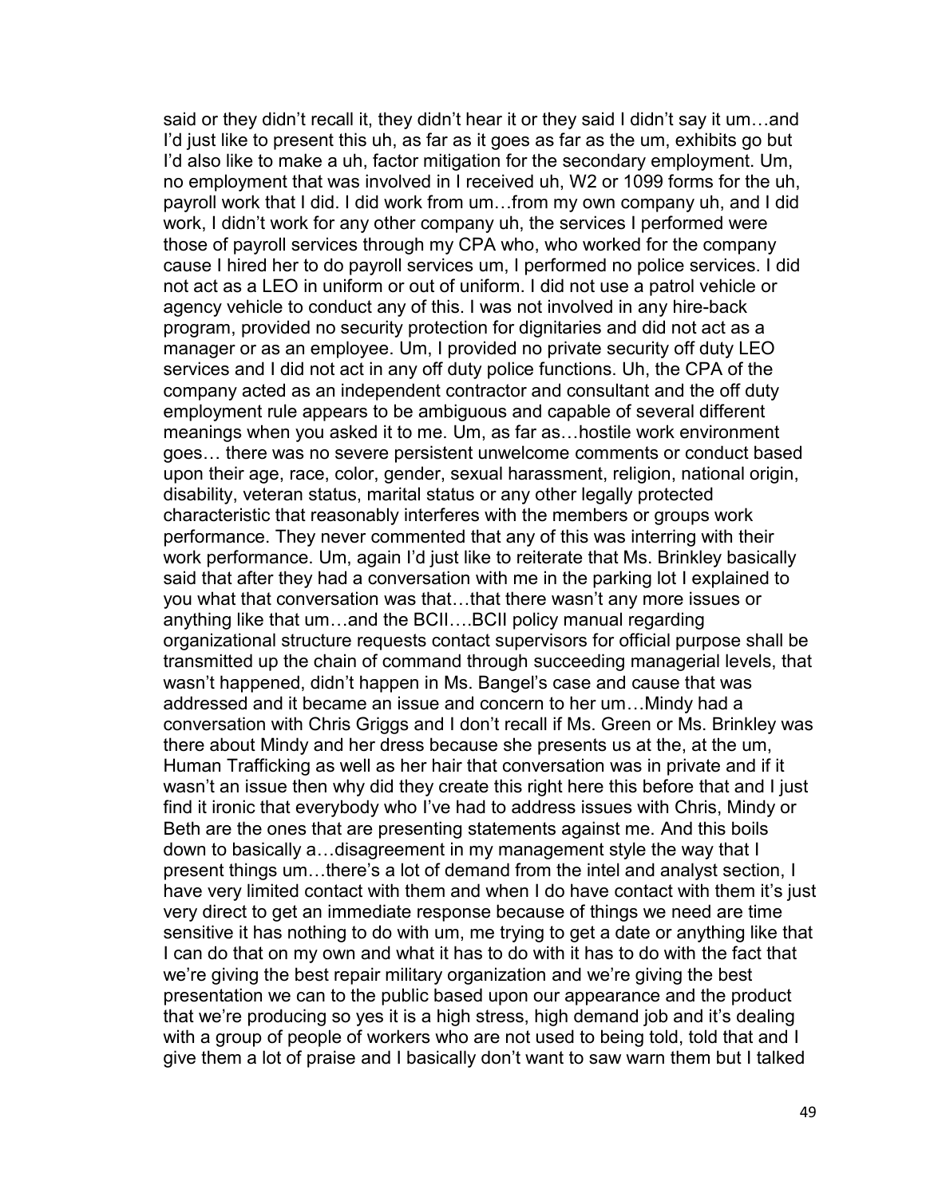said or they didn't recall it, they didn't hear it or they said I didn't say it um…and I'd just like to present this uh, as far as it goes as far as the um, exhibits go but I'd also like to make a uh, factor mitigation for the secondary employment. Um, no employment that was involved in I received uh, W2 or 1099 forms for the uh, payroll work that I did. I did work from um…from my own company uh, and I did work, I didn't work for any other company uh, the services I performed were those of payroll services through my CPA who, who worked for the company cause I hired her to do payroll services um, I performed no police services. I did not act as a LEO in uniform or out of uniform. I did not use a patrol vehicle or agency vehicle to conduct any of this. I was not involved in any hire-back program, provided no security protection for dignitaries and did not act as a manager or as an employee. Um, I provided no private security off duty LEO services and I did not act in any off duty police functions. Uh, the CPA of the company acted as an independent contractor and consultant and the off duty employment rule appears to be ambiguous and capable of several different meanings when you asked it to me. Um, as far as…hostile work environment goes… there was no severe persistent unwelcome comments or conduct based upon their age, race, color, gender, sexual harassment, religion, national origin, disability, veteran status, marital status or any other legally protected characteristic that reasonably interferes with the members or groups work performance. They never commented that any of this was interring with their work performance. Um, again I'd just like to reiterate that Ms. Brinkley basically said that after they had a conversation with me in the parking lot I explained to you what that conversation was that…that there wasn't any more issues or anything like that um…and the BCII….BCII policy manual regarding organizational structure requests contact supervisors for official purpose shall be transmitted up the chain of command through succeeding managerial levels, that wasn't happened, didn't happen in Ms. Bangel's case and cause that was addressed and it became an issue and concern to her um…Mindy had a conversation with Chris Griggs and I don't recall if Ms. Green or Ms. Brinkley was there about Mindy and her dress because she presents us at the, at the um, Human Trafficking as well as her hair that conversation was in private and if it wasn't an issue then why did they create this right here this before that and I just find it ironic that everybody who I've had to address issues with Chris, Mindy or Beth are the ones that are presenting statements against me. And this boils down to basically a…disagreement in my management style the way that I present things um…there's a lot of demand from the intel and analyst section, I have very limited contact with them and when I do have contact with them it's just very direct to get an immediate response because of things we need are time sensitive it has nothing to do with um, me trying to get a date or anything like that I can do that on my own and what it has to do with it has to do with the fact that we're giving the best repair military organization and we're giving the best presentation we can to the public based upon our appearance and the product that we're producing so yes it is a high stress, high demand job and it's dealing with a group of people of workers who are not used to being told, told that and I give them a lot of praise and I basically don't want to saw warn them but I talked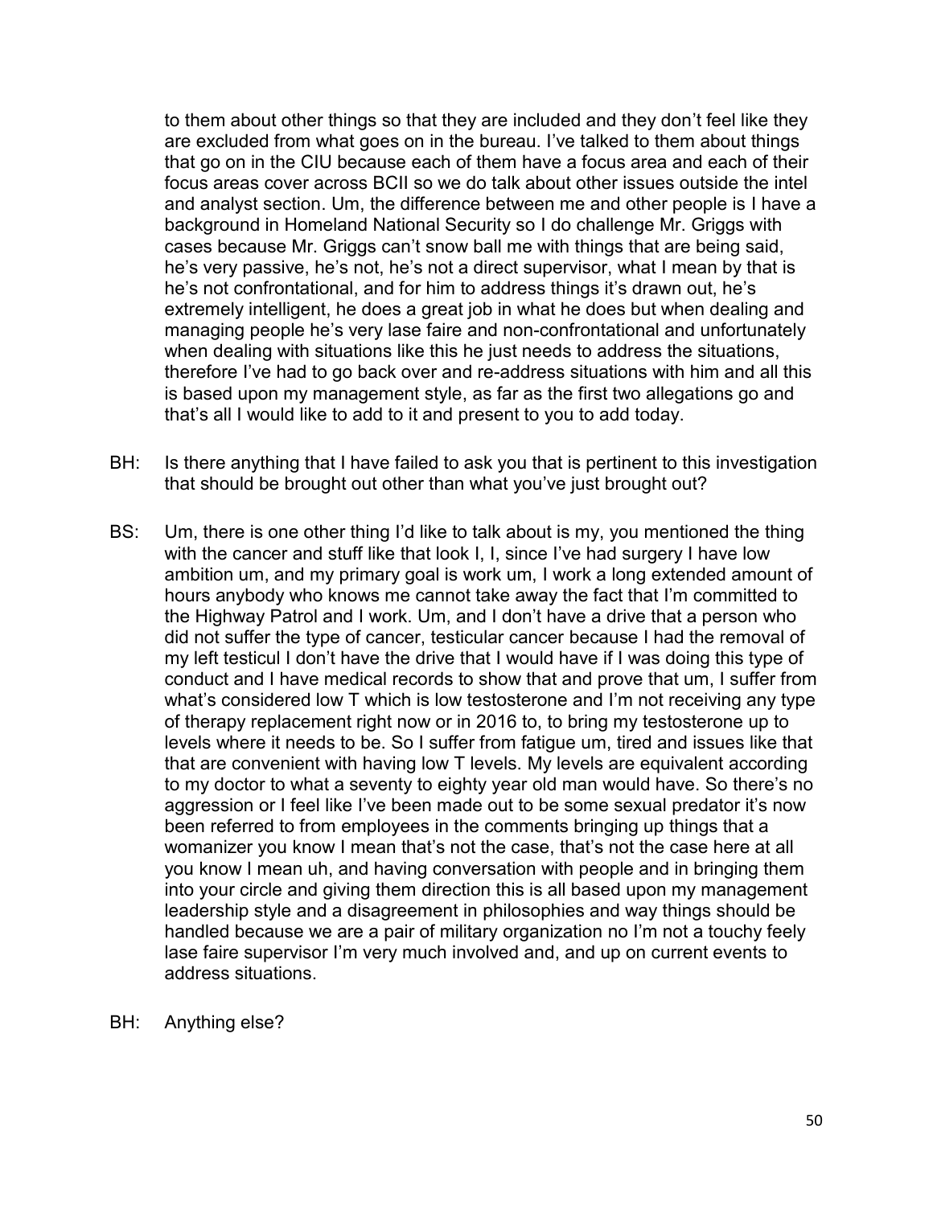to them about other things so that they are included and they don't feel like they are excluded from what goes on in the bureau. I've talked to them about things that go on in the CIU because each of them have a focus area and each of their focus areas cover across BCII so we do talk about other issues outside the intel and analyst section. Um, the difference between me and other people is I have a background in Homeland National Security so I do challenge Mr. Griggs with cases because Mr. Griggs can't snow ball me with things that are being said, he's very passive, he's not, he's not a direct supervisor, what I mean by that is he's not confrontational, and for him to address things it's drawn out, he's extremely intelligent, he does a great job in what he does but when dealing and managing people he's very lase faire and non-confrontational and unfortunately when dealing with situations like this he just needs to address the situations, therefore I've had to go back over and re-address situations with him and all this is based upon my management style, as far as the first two allegations go and that's all I would like to add to it and present to you to add today.

BH: Is there anything that I have failed to ask you that is pertinent to this investigation that should be brought out other than what you've just brought out?

BS: Um, there is one other thing I'd like to talk about is my, you mentioned the thing with the cancer and stuff like that look I, I, since I've had surgery I have low ambition um, and my primary goal is work um, I work a long extended amount of hours anybody who knows me cannot take away the fact that I'm committed to the Highway Patrol and I work. Um, and I don't have a drive that a person who did not suffer the type of cancer, testicular cancer because I had the removal of my left testicul I don't have the drive that I would have if I was doing this type of conduct and I have medical records to show that and prove that um, I suffer from what's considered low T which is low testosterone and I'm not receiving any type of therapy replacement right now or in 2016 to, to bring my testosterone up to levels where it needs to be. So I suffer from fatigue um, tired and issues like that that are convenient with having low T levels. My levels are equivalent according to my doctor to what a seventy to eighty year old man would have. So there's no aggression or I feel like I've been made out to be some sexual predator it's now been referred to from employees in the comments bringing up things that a womanizer you know I mean that's not the case, that's not the case here at all you know I mean uh, and having conversation with people and in bringing them into your circle and giving them direction this is all based upon my management leadership style and a disagreement in philosophies and way things should be handled because we are a pair of military organization no I'm not a touchy feely lase faire supervisor I'm very much involved and, and up on current events to address situations.

BH: Anything else?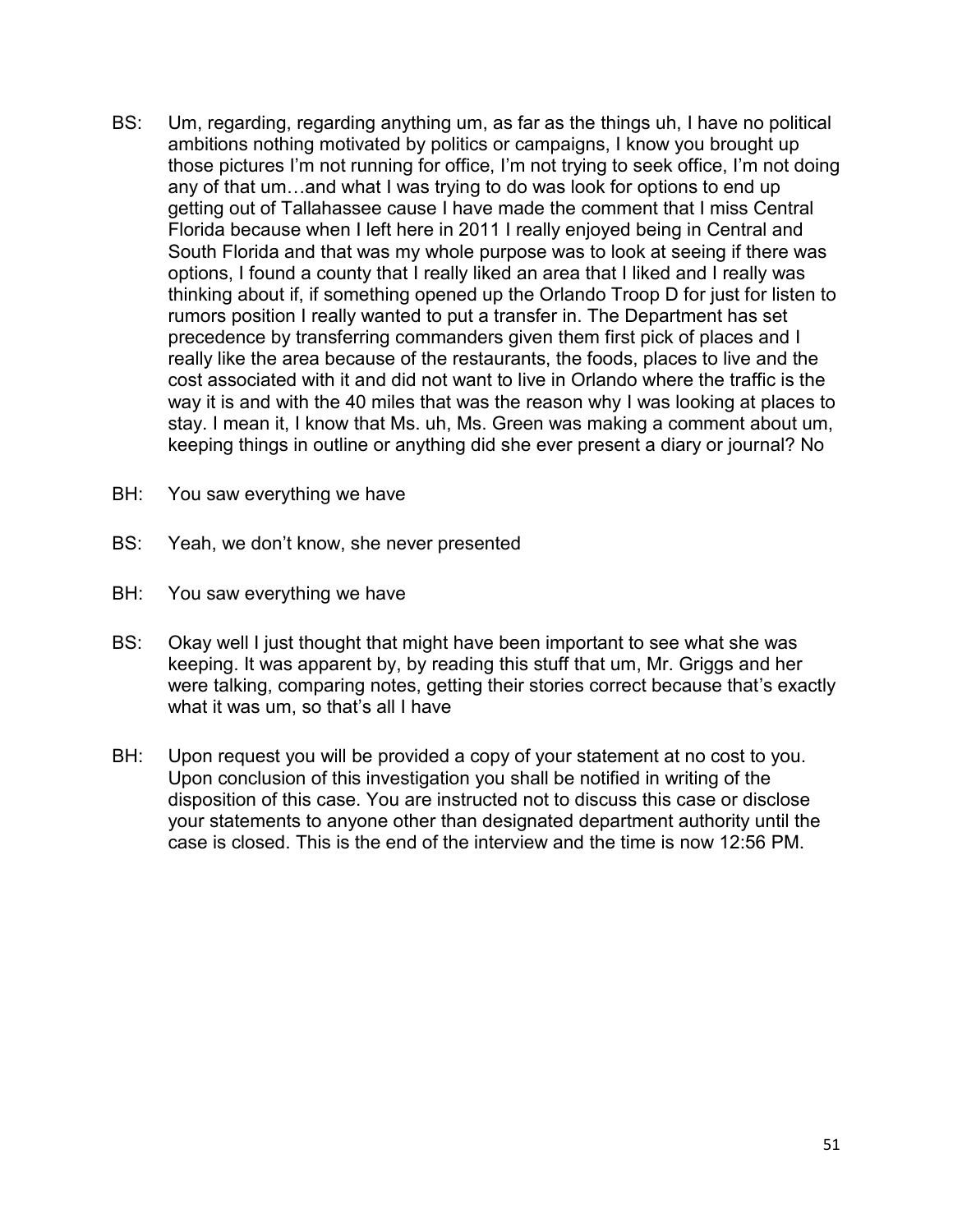BS: Um, regarding, regarding anything um, as far as the things uh, I have no political ambitions nothing motivated by politics or campaigns, I know you brought up those pictures I'm not running for office, I'm not trying to seek office, I'm not doing any of that um…and what I was trying to do was look for options to end up getting out of Tallahassee cause I have made the comment that I miss Central Florida because when I left here in 2011 I really enjoyed being in Central and South Florida and that was my whole purpose was to look at seeing if there was options, I found a county that I really liked an area that I liked and I really was thinking about if, if something opened up the Orlando Troop D for just for listen to rumors position I really wanted to put a transfer in. The Department has set precedence by transferring commanders given them first pick of places and I really like the area because of the restaurants, the foods, places to live and the cost associated with it and did not want to live in Orlando where the traffic is the way it is and with the 40 miles that was the reason why I was looking at places to stay. I mean it, I know that Ms. uh, Ms. Green was making a comment about um, keeping things in outline or anything did she ever present a diary or journal? No

BH: You saw everything we have

BS: Yeah, we don't know, she never presented

BH: You saw everything we have

BS: Okay well I just thought that might have been important to see what she was keeping. It was apparent by, by reading this stuff that um, Mr. Griggs and her were talking, comparing notes, getting their stories correct because that's exactly what it was um, so that's all I have

BH: Upon request you will be provided a copy of your statement at no cost to you. Upon conclusion of this investigation you shall be notified in writing of the disposition of this case. You are instructed not to discuss this case or disclose your statements to anyone other than designated department authority until the case is closed. This is the end of the interview and the time is now 12:56 PM.